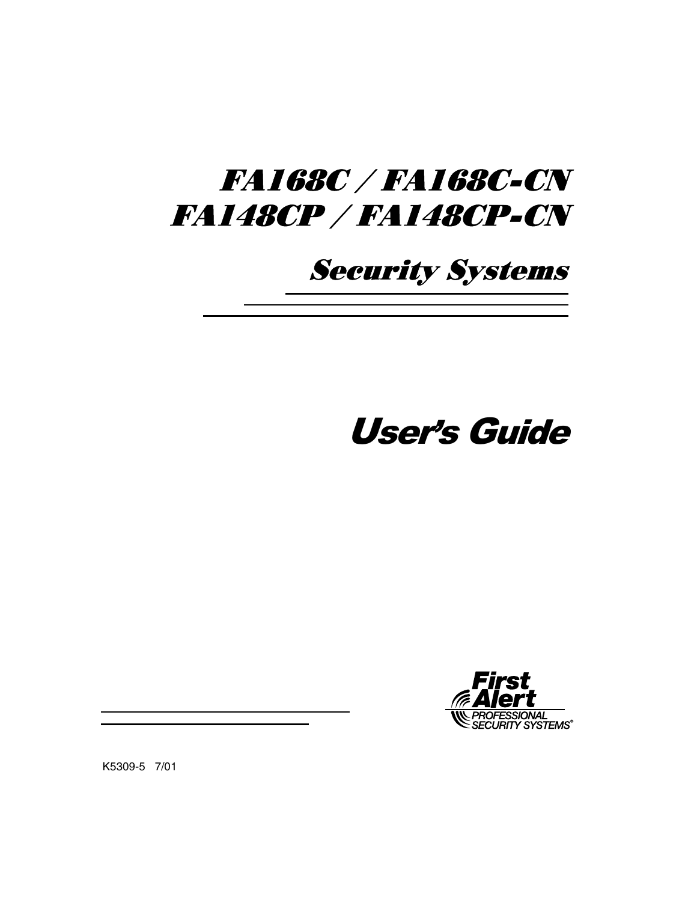# FA168C / FA168C-CN
# FA148CP / FA148CP-CN

## Security Systems

# User's Guide

First Alert
PROFESSIONAL
SECURITY SYSTEMS®

K5309-5 7/01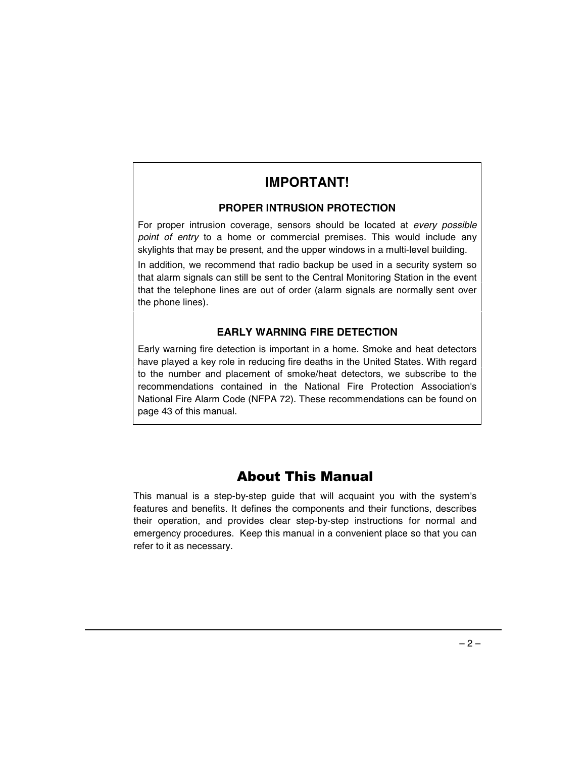## IMPORTANT!

### PROPER INTRUSION PROTECTION

For proper intrusion coverage, sensors should be located at *every possible point of entry* to a home or commercial premises. This would include any skylights that may be present, and the upper windows in a multi-level building.

In addition, we recommend that radio backup be used in a security system so that alarm signals can still be sent to the Central Monitoring Station in the event that the telephone lines are out of order (alarm signals are normally sent over the phone lines).

### EARLY WARNING FIRE DETECTION

Early warning fire detection is important in a home. Smoke and heat detectors have played a key role in reducing fire deaths in the United States. With regard to the number and placement of smoke/heat detectors, we subscribe to the recommendations contained in the National Fire Protection Association's National Fire Alarm Code (NFPA 72). These recommendations can be found on page 43 of this manual.

# About This Manual

This manual is a step-by-step guide that will acquaint you with the system's features and benefits. It defines the components and their functions, describes their operation, and provides clear step-by-step instructions for normal and emergency procedures. Keep this manual in a convenient place so that you can refer to it as necessary.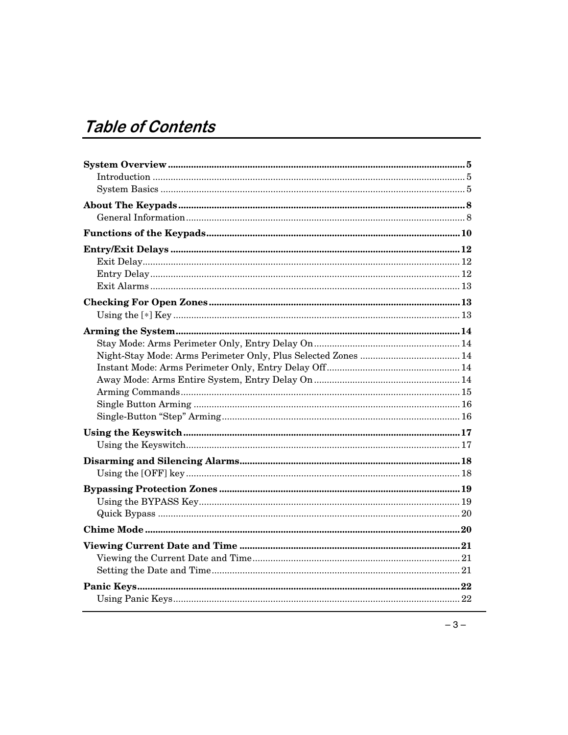# Table of Contents

**System Overview** .......... 5
- Introduction .......... 5
- System Basics .......... 5

**About The Keypads** .......... 8
- General Information .......... 8

**Functions of the Keypads** .......... 10

**Entry/Exit Delays** .......... 12
- Exit Delay .......... 12
- Entry Delay .......... 12
- Exit Alarms .......... 13

**Checking For Open Zones** .......... 13
- Using the [∗] Key .......... 13

**Arming the System** .......... 14
- Stay Mode: Arms Perimeter Only, Entry Delay On .......... 14
- Night-Stay Mode: Arms Perimeter Only, Plus Selected Zones .......... 14
- Instant Mode: Arms Perimeter Only, Entry Delay Off .......... 14
- Away Mode: Arms Entire System, Entry Delay On .......... 14
- Arming Commands .......... 15
- Single Button Arming .......... 16
- Single-Button “Step” Arming .......... 16

**Using the Keyswitch** .......... 17
- Using the Keyswitch .......... 17

**Disarming and Silencing Alarms** .......... 18
- Using the [OFF] key .......... 18

**Bypassing Protection Zones** .......... 19
- Using the BYPASS Key .......... 19
- Quick Bypass .......... 20

**Chime Mode** .......... 20

**Viewing Current Date and Time** .......... 21
- Viewing the Current Date and Time .......... 21
- Setting the Date and Time .......... 21

**Panic Keys** .......... 22
- Using Panic Keys .......... 22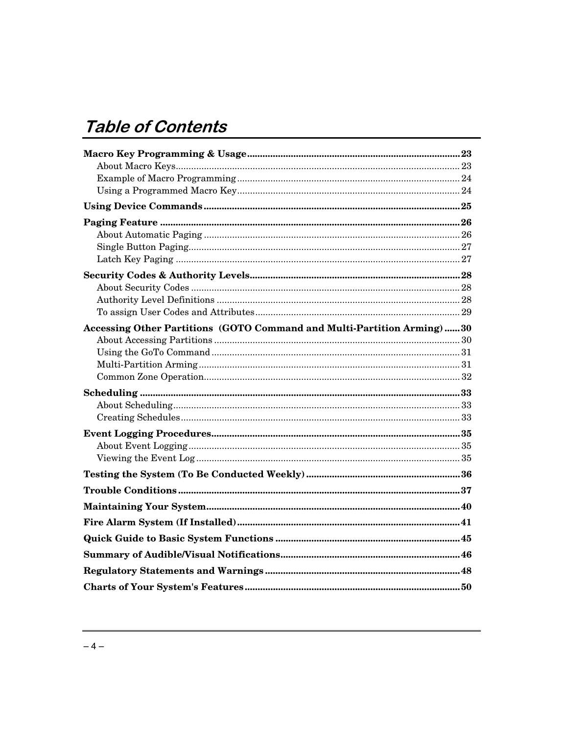# Table of Contents

**Macro Key Programming & Usage** ........ 23
- About Macro Keys ........ 23
- Example of Macro Programming ........ 24
- Using a Programmed Macro Key ........ 24

**Using Device Commands** ........ 25

**Paging Feature** ........ 26
- About Automatic Paging ........ 26
- Single Button Paging ........ 27
- Latch Key Paging ........ 27

**Security Codes & Authority Levels** ........ 28
- About Security Codes ........ 28
- Authority Level Definitions ........ 28
- To assign User Codes and Attributes ........ 29

**Accessing Other Partitions (GOTO Command and Multi-Partition Arming)** ........ 30
- About Accessing Partitions ........ 30
- Using the GoTo Command ........ 31
- Multi-Partition Arming ........ 31
- Common Zone Operation ........ 32

**Scheduling** ........ 33
- About Scheduling ........ 33
- Creating Schedules ........ 33

**Event Logging Procedures** ........ 35
- About Event Logging ........ 35
- Viewing the Event Log ........ 35

**Testing the System (To Be Conducted Weekly)** ........ 36

**Trouble Conditions** ........ 37

**Maintaining Your System** ........ 40

**Fire Alarm System (If Installed)** ........ 41

**Quick Guide to Basic System Functions** ........ 45

**Summary of Audible/Visual Notifications** ........ 46

**Regulatory Statements and Warnings** ........ 48

**Charts of Your System's Features** ........ 50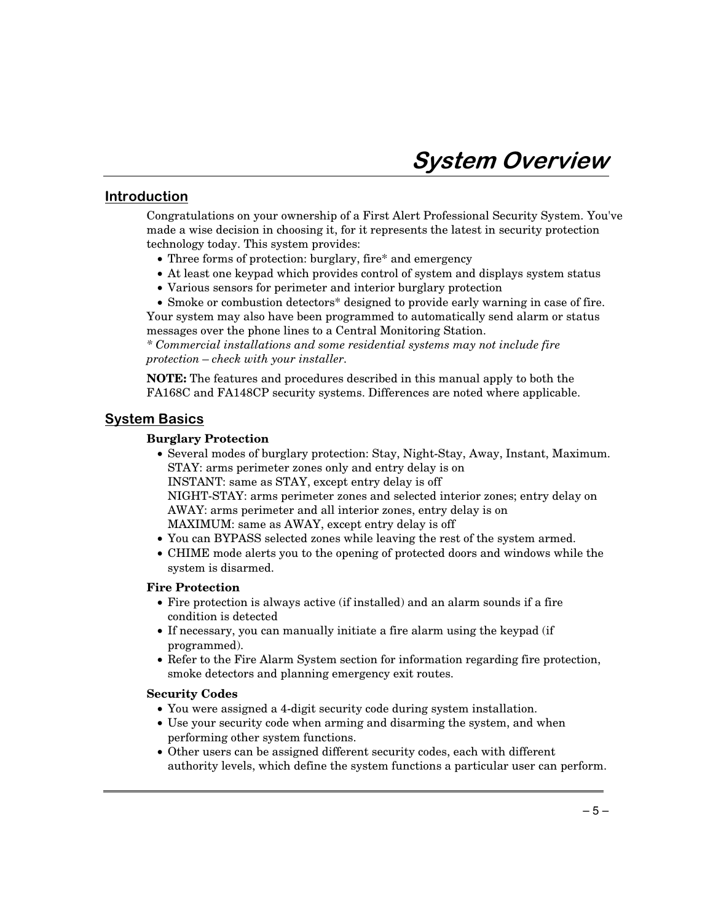# System Overview

## Introduction

Congratulations on your ownership of a First Alert Professional Security System. You've made a wise decision in choosing it, for it represents the latest in security protection technology today. This system provides:

- Three forms of protection: burglary, fire* and emergency
- At least one keypad which provides control of system and displays system status
- Various sensors for perimeter and interior burglary protection
- Smoke or combustion detectors* designed to provide early warning in case of fire.

Your system may also have been programmed to automatically send alarm or status messages over the phone lines to a Central Monitoring Station.

*\* Commercial installations and some residential systems may not include fire protection – check with your installer.*

**NOTE:** The features and procedures described in this manual apply to both the FA168C and FA148CP security systems. Differences are noted where applicable.

## System Basics

**Burglary Protection**

- Several modes of burglary protection: Stay, Night-Stay, Away, Instant, Maximum.
  STAY: arms perimeter zones only and entry delay is on
  INSTANT: same as STAY, except entry delay is off
  NIGHT-STAY: arms perimeter zones and selected interior zones; entry delay on
  AWAY: arms perimeter and all interior zones, entry delay is on
  MAXIMUM: same as AWAY, except entry delay is off
- You can BYPASS selected zones while leaving the rest of the system armed.
- CHIME mode alerts you to the opening of protected doors and windows while the system is disarmed.

**Fire Protection**

- Fire protection is always active (if installed) and an alarm sounds if a fire condition is detected
- If necessary, you can manually initiate a fire alarm using the keypad (if programmed).
- Refer to the Fire Alarm System section for information regarding fire protection, smoke detectors and planning emergency exit routes.

**Security Codes**

- You were assigned a 4-digit security code during system installation.
- Use your security code when arming and disarming the system, and when performing other system functions.
- Other users can be assigned different security codes, each with different authority levels, which define the system functions a particular user can perform.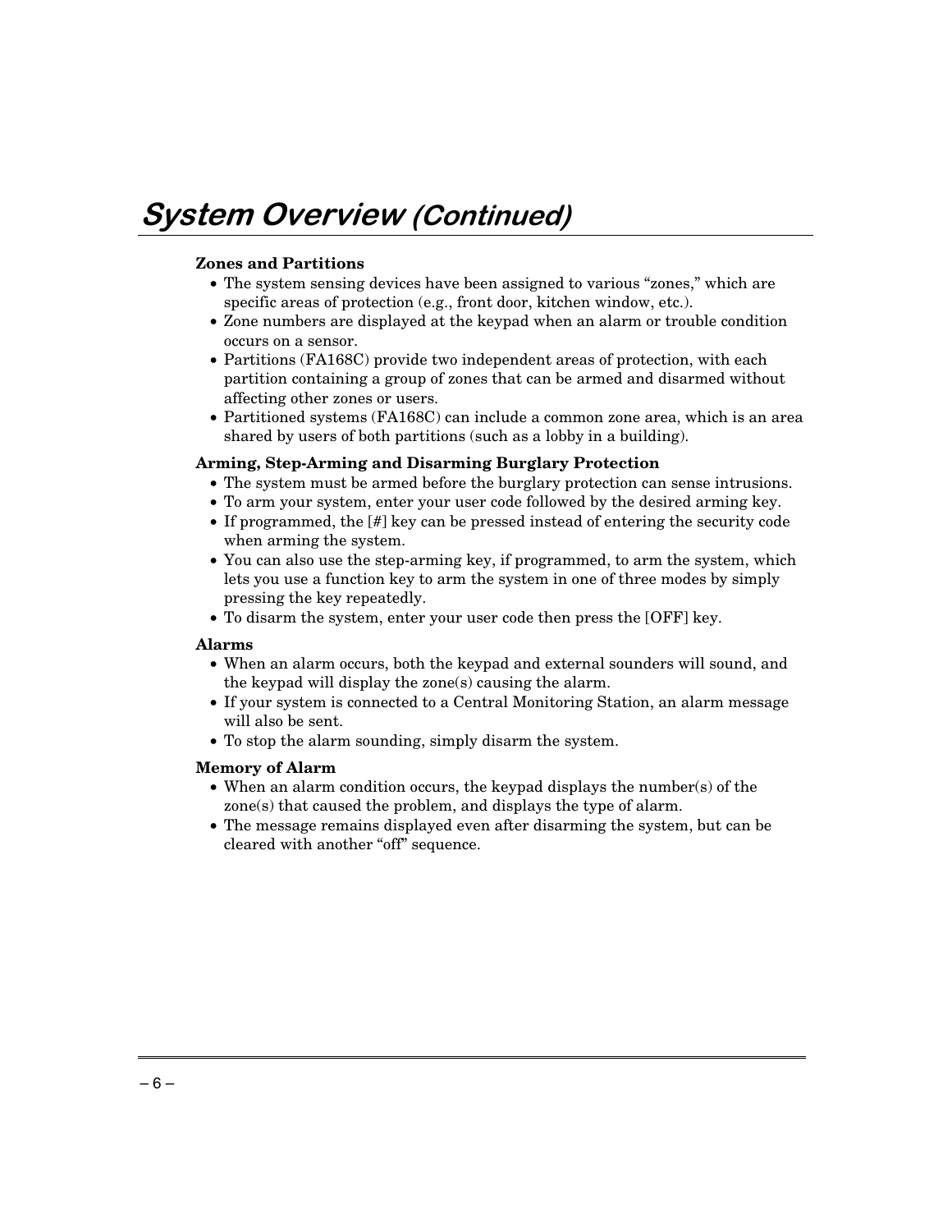# System Overview *(Continued)*

**Zones and Partitions**

- The system sensing devices have been assigned to various "zones," which are specific areas of protection (e.g., front door, kitchen window, etc.).
- Zone numbers are displayed at the keypad when an alarm or trouble condition occurs on a sensor.
- Partitions (FA168C) provide two independent areas of protection, with each partition containing a group of zones that can be armed and disarmed without affecting other zones or users.
- Partitioned systems (FA168C) can include a common zone area, which is an area shared by users of both partitions (such as a lobby in a building).

**Arming, Step-Arming and Disarming Burglary Protection**

- The system must be armed before the burglary protection can sense intrusions.
- To arm your system, enter your user code followed by the desired arming key.
- If programmed, the [#] key can be pressed instead of entering the security code when arming the system.
- You can also use the step-arming key, if programmed, to arm the system, which lets you use a function key to arm the system in one of three modes by simply pressing the key repeatedly.
- To disarm the system, enter your user code then press the [OFF] key.

**Alarms**

- When an alarm occurs, both the keypad and external sounders will sound, and the keypad will display the zone(s) causing the alarm.
- If your system is connected to a Central Monitoring Station, an alarm message will also be sent.
- To stop the alarm sounding, simply disarm the system.

**Memory of Alarm**

- When an alarm condition occurs, the keypad displays the number(s) of the zone(s) that caused the problem, and displays the type of alarm.
- The message remains displayed even after disarming the system, but can be cleared with another "off" sequence.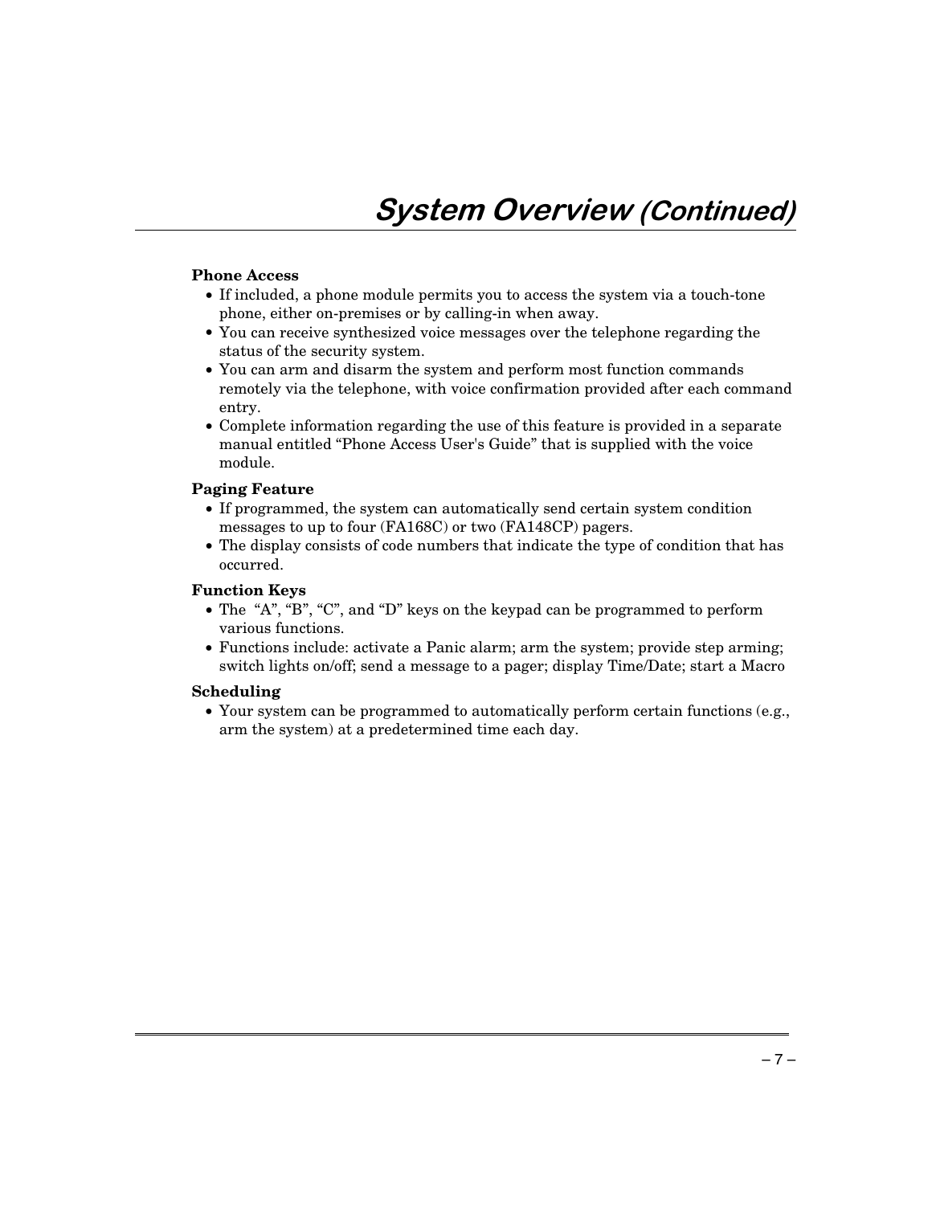# *System Overview (Continued)*

**Phone Access**

- If included, a phone module permits you to access the system via a touch-tone phone, either on-premises or by calling-in when away.
- You can receive synthesized voice messages over the telephone regarding the status of the security system.
- You can arm and disarm the system and perform most function commands remotely via the telephone, with voice confirmation provided after each command entry.
- Complete information regarding the use of this feature is provided in a separate manual entitled "Phone Access User's Guide" that is supplied with the voice module.

**Paging Feature**

- If programmed, the system can automatically send certain system condition messages to up to four (FA168C) or two (FA148CP) pagers.
- The display consists of code numbers that indicate the type of condition that has occurred.

**Function Keys**

- The "A", "B", "C", and "D" keys on the keypad can be programmed to perform various functions.
- Functions include: activate a Panic alarm; arm the system; provide step arming; switch lights on/off; send a message to a pager; display Time/Date; start a Macro

**Scheduling**

- Your system can be programmed to automatically perform certain functions (e.g., arm the system) at a predetermined time each day.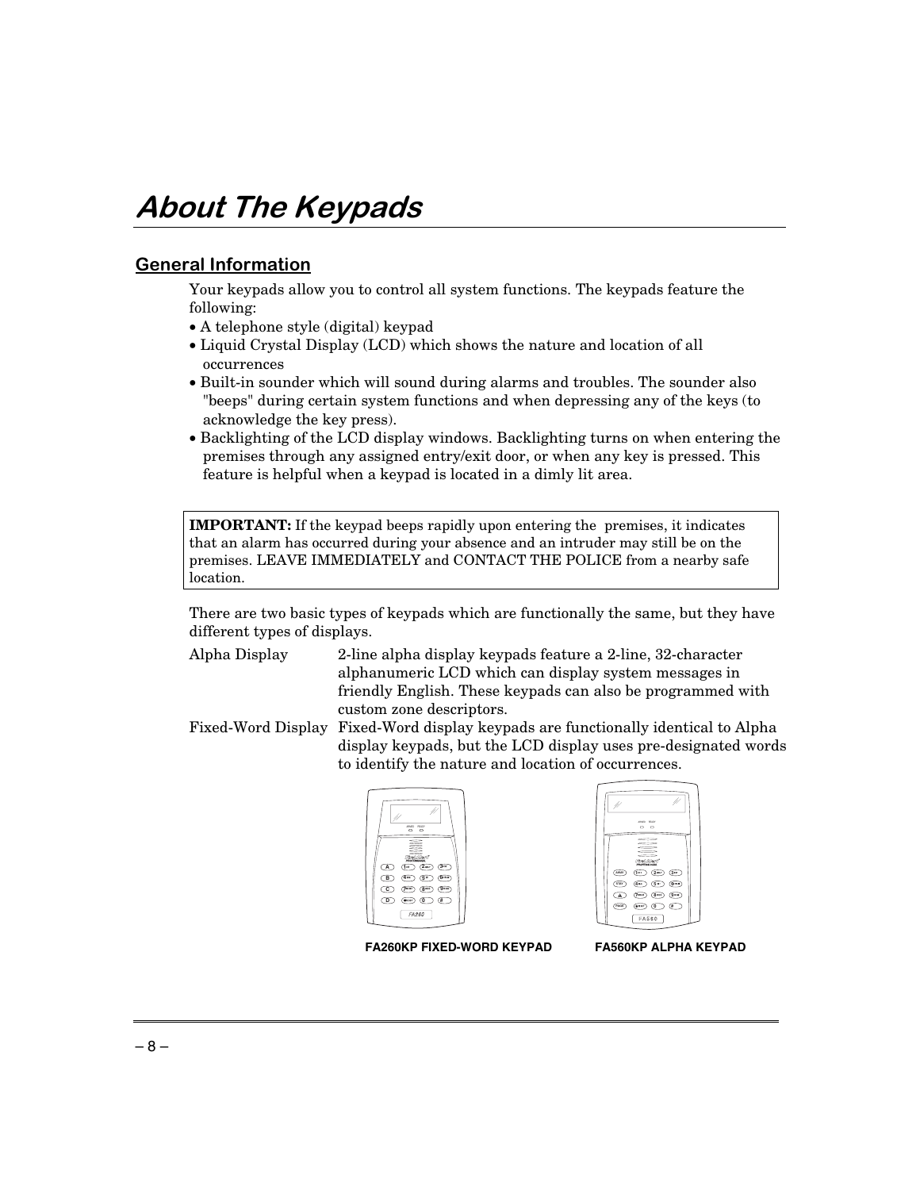# About The Keypads

## General Information

Your keypads allow you to control all system functions. The keypads feature the following:

- A telephone style (digital) keypad
- Liquid Crystal Display (LCD) which shows the nature and location of all occurrences
- Built-in sounder which will sound during alarms and troubles. The sounder also "beeps" during certain system functions and when depressing any of the keys (to acknowledge the key press).
- Backlighting of the LCD display windows. Backlighting turns on when entering the premises through any assigned entry/exit door, or when any key is pressed. This feature is helpful when a keypad is located in a dimly lit area.

> **IMPORTANT:** If the keypad beeps rapidly upon entering the premises, it indicates that an alarm has occurred during your absence and an intruder may still be on the premises. LEAVE IMMEDIATELY and CONTACT THE POLICE from a nearby safe location.

There are two basic types of keypads which are functionally the same, but they have different types of displays.

Alpha Display — 2-line alpha display keypads feature a 2-line, 32-character alphanumeric LCD which can display system messages in friendly English. These keypads can also be programmed with custom zone descriptors.

Fixed-Word Display — Fixed-Word display keypads are functionally identical to Alpha display keypads, but the LCD display uses pre-designated words to identify the nature and location of occurrences.

FA260KP FIXED-WORD KEYPAD    FA560KP ALPHA KEYPAD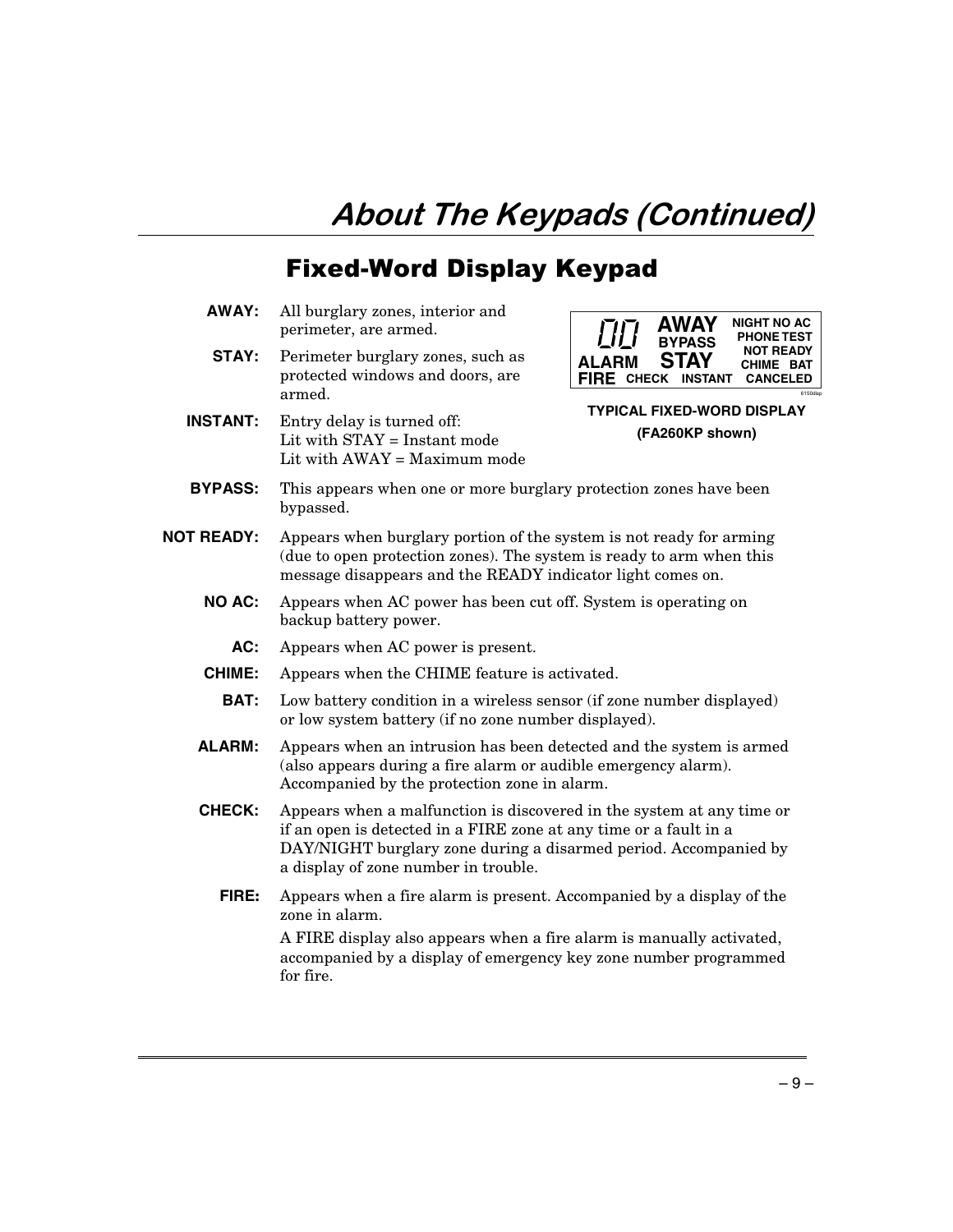# About The Keypads (Continued)

## Fixed-Word Display Keypad

**AWAY:** All burglary zones, interior and perimeter, are armed.

**STAY:** Perimeter burglary zones, such as protected windows and doors, are armed.

**INSTANT:** Entry delay is turned off:
Lit with STAY = Instant mode
Lit with AWAY = Maximum mode

**TYPICAL FIXED-WORD DISPLAY**
**(FA260KP shown)**

**BYPASS:** This appears when one or more burglary protection zones have been bypassed.

**NOT READY:** Appears when burglary portion of the system is not ready for arming (due to open protection zones). The system is ready to arm when this message disappears and the READY indicator light comes on.

**NO AC:** Appears when AC power has been cut off. System is operating on backup battery power.

**AC:** Appears when AC power is present.

**CHIME:** Appears when the CHIME feature is activated.

**BAT:** Low battery condition in a wireless sensor (if zone number displayed) or low system battery (if no zone number displayed).

**ALARM:** Appears when an intrusion has been detected and the system is armed (also appears during a fire alarm or audible emergency alarm). Accompanied by the protection zone in alarm.

**CHECK:** Appears when a malfunction is discovered in the system at any time or if an open is detected in a FIRE zone at any time or a fault in a DAY/NIGHT burglary zone during a disarmed period. Accompanied by a display of zone number in trouble.

**FIRE:** Appears when a fire alarm is present. Accompanied by a display of the zone in alarm.

A FIRE display also appears when a fire alarm is manually activated, accompanied by a display of emergency key zone number programmed for fire.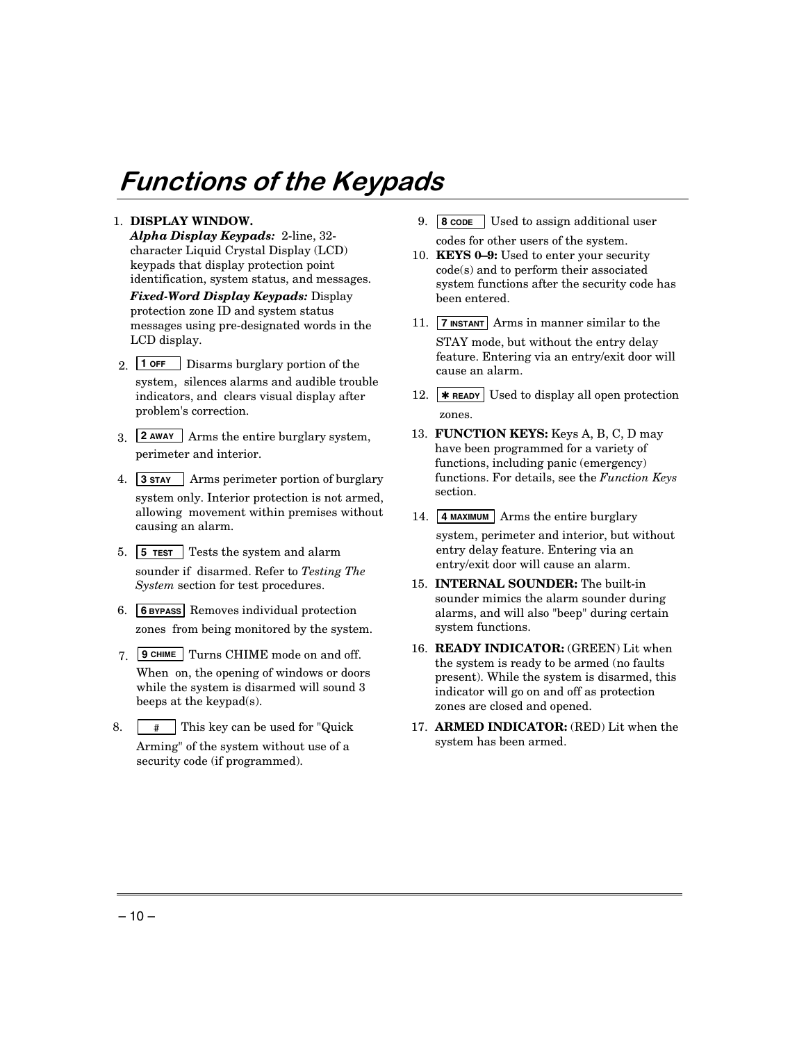# Functions of the Keypads

1. **DISPLAY WINDOW.**
   ***Alpha Display Keypads:*** 2-line, 32-character Liquid Crystal Display (LCD) keypads that display protection point identification, system status, and messages.
   ***Fixed-Word Display Keypads:*** Display protection zone ID and system status messages using pre-designated words in the LCD display.

2. **1 OFF** Disarms burglary portion of the system, silences alarms and audible trouble indicators, and clears visual display after problem's correction.

3. **2 AWAY** Arms the entire burglary system, perimeter and interior.

4. **3 STAY** Arms perimeter portion of burglary system only. Interior protection is not armed, allowing movement within premises without causing an alarm.

5. **5 TEST** Tests the system and alarm sounder if disarmed. Refer to *Testing The System* section for test procedures.

6. **6 BYPASS** Removes individual protection zones from being monitored by the system.

7. **9 CHIME** Turns CHIME mode on and off. When on, the opening of windows or doors while the system is disarmed will sound 3 beeps at the keypad(s).

8. **#** This key can be used for "Quick Arming" of the system without use of a security code (if programmed).

9. **8 CODE** Used to assign additional user codes for other users of the system.

10. **KEYS 0–9:** Used to enter your security code(s) and to perform their associated system functions after the security code has been entered.

11. **7 INSTANT** Arms in manner similar to the STAY mode, but without the entry delay feature. Entering via an entry/exit door will cause an alarm.

12. **✱ READY** Used to display all open protection zones.

13. **FUNCTION KEYS:** Keys A, B, C, D may have been programmed for a variety of functions, including panic (emergency) functions. For details, see the *Function Keys* section.

14. **4 MAXIMUM** Arms the entire burglary system, perimeter and interior, but without entry delay feature. Entering via an entry/exit door will cause an alarm.

15. **INTERNAL SOUNDER:** The built-in sounder mimics the alarm sounder during alarms, and will also "beep" during certain system functions.

16. **READY INDICATOR:** (GREEN) Lit when the system is ready to be armed (no faults present). While the system is disarmed, this indicator will go on and off as protection zones are closed and opened.

17. **ARMED INDICATOR:** (RED) Lit when the system has been armed.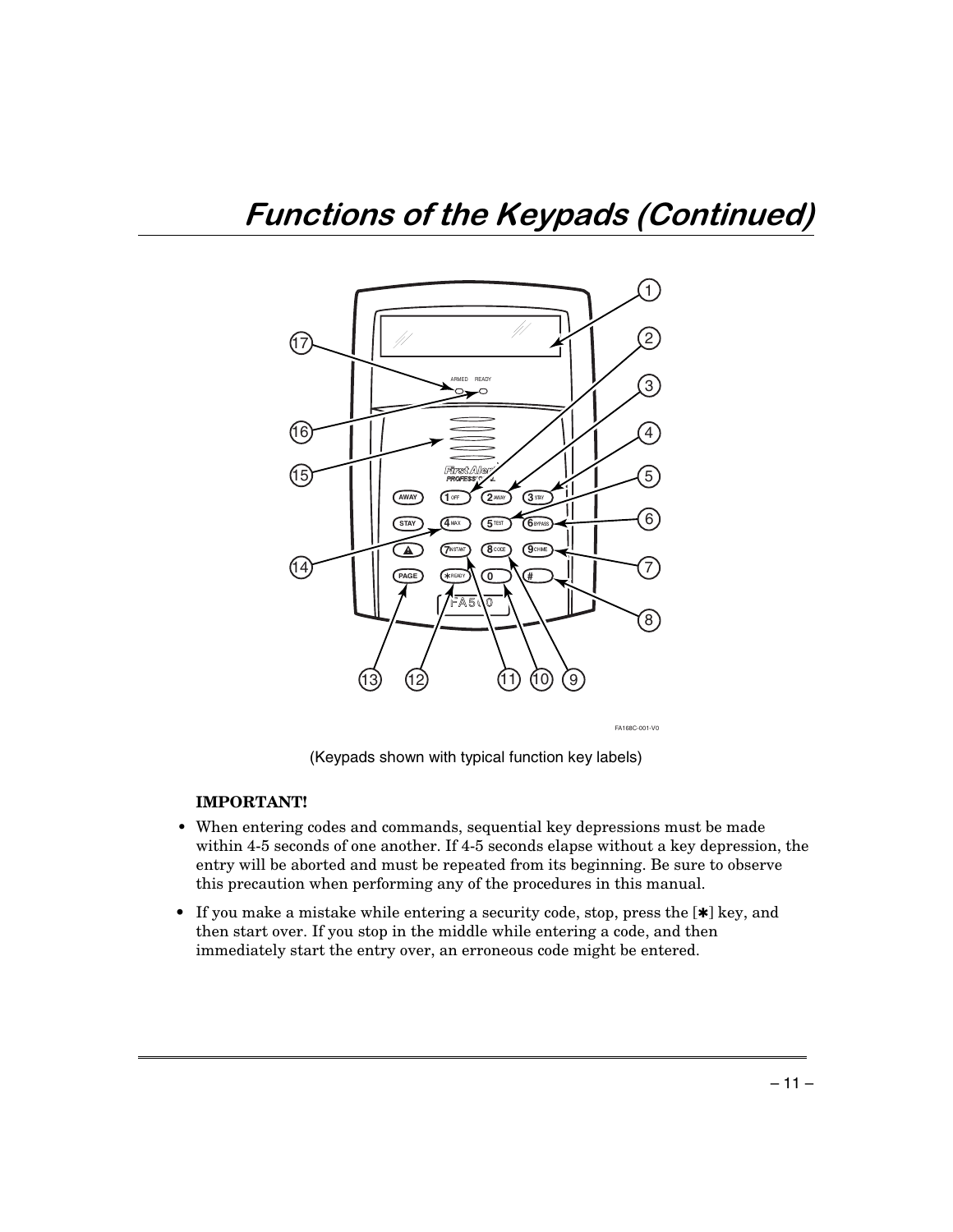# Functions of the Keypads (Continued)

(Keypads shown with typical function key labels)

**IMPORTANT!**

- When entering codes and commands, sequential key depressions must be made within 4-5 seconds of one another. If 4-5 seconds elapse without a key depression, the entry will be aborted and must be repeated from its beginning. Be sure to observe this precaution when performing any of the procedures in this manual.
- If you make a mistake while entering a security code, stop, press the [✱] key, and then start over. If you stop in the middle while entering a code, and then immediately start the entry over, an erroneous code might be entered.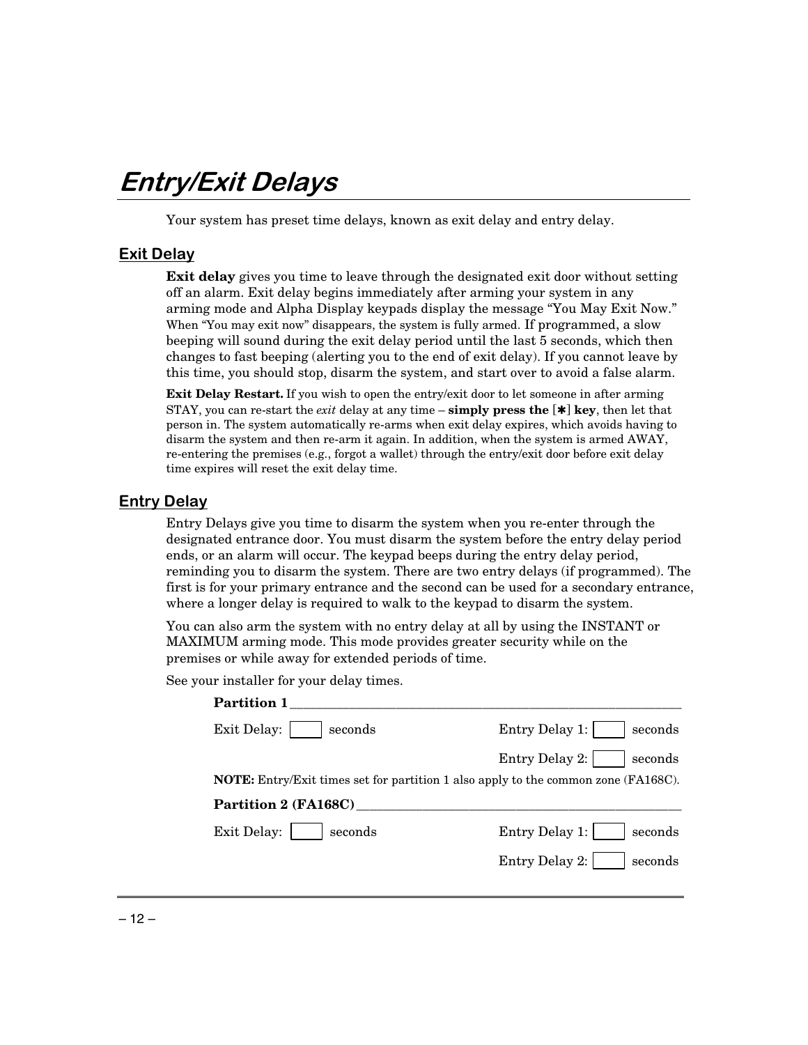# *Entry/Exit Delays*

Your system has preset time delays, known as exit delay and entry delay.

## Exit Delay

**Exit delay** gives you time to leave through the designated exit door without setting off an alarm. Exit delay begins immediately after arming your system in any arming mode and Alpha Display keypads display the message "You May Exit Now." When "You may exit now" disappears, the system is fully armed. If programmed, a slow beeping will sound during the exit delay period until the last 5 seconds, which then changes to fast beeping (alerting you to the end of exit delay). If you cannot leave by this time, you should stop, disarm the system, and start over to avoid a false alarm.

**Exit Delay Restart.** If you wish to open the entry/exit door to let someone in after arming STAY, you can re-start the *exit* delay at any time – **simply press the [✱] key**, then let that person in. The system automatically re-arms when exit delay expires, which avoids having to disarm the system and then re-arm it again. In addition, when the system is armed AWAY, re-entering the premises (e.g., forgot a wallet) through the entry/exit door before exit delay time expires will reset the exit delay time.

## Entry Delay

Entry Delays give you time to disarm the system when you re-enter through the designated entrance door. You must disarm the system before the entry delay period ends, or an alarm will occur. The keypad beeps during the entry delay period, reminding you to disarm the system. There are two entry delays (if programmed). The first is for your primary entrance and the second can be used for a secondary entrance, where a longer delay is required to walk to the keypad to disarm the system.

You can also arm the system with no entry delay at all by using the INSTANT or MAXIMUM arming mode. This mode provides greater security while on the premises or while away for extended periods of time.

See your installer for your delay times.

**Partition 1** ______________________________

Exit Delay: [    ] seconds     Entry Delay 1: [    ] seconds

Entry Delay 2: [    ] seconds

**NOTE:** Entry/Exit times set for partition 1 also apply to the common zone (FA168C).

**Partition 2 (FA168C)** ______________________________

Exit Delay: [    ] seconds     Entry Delay 1: [    ] seconds

Entry Delay 2: [    ] seconds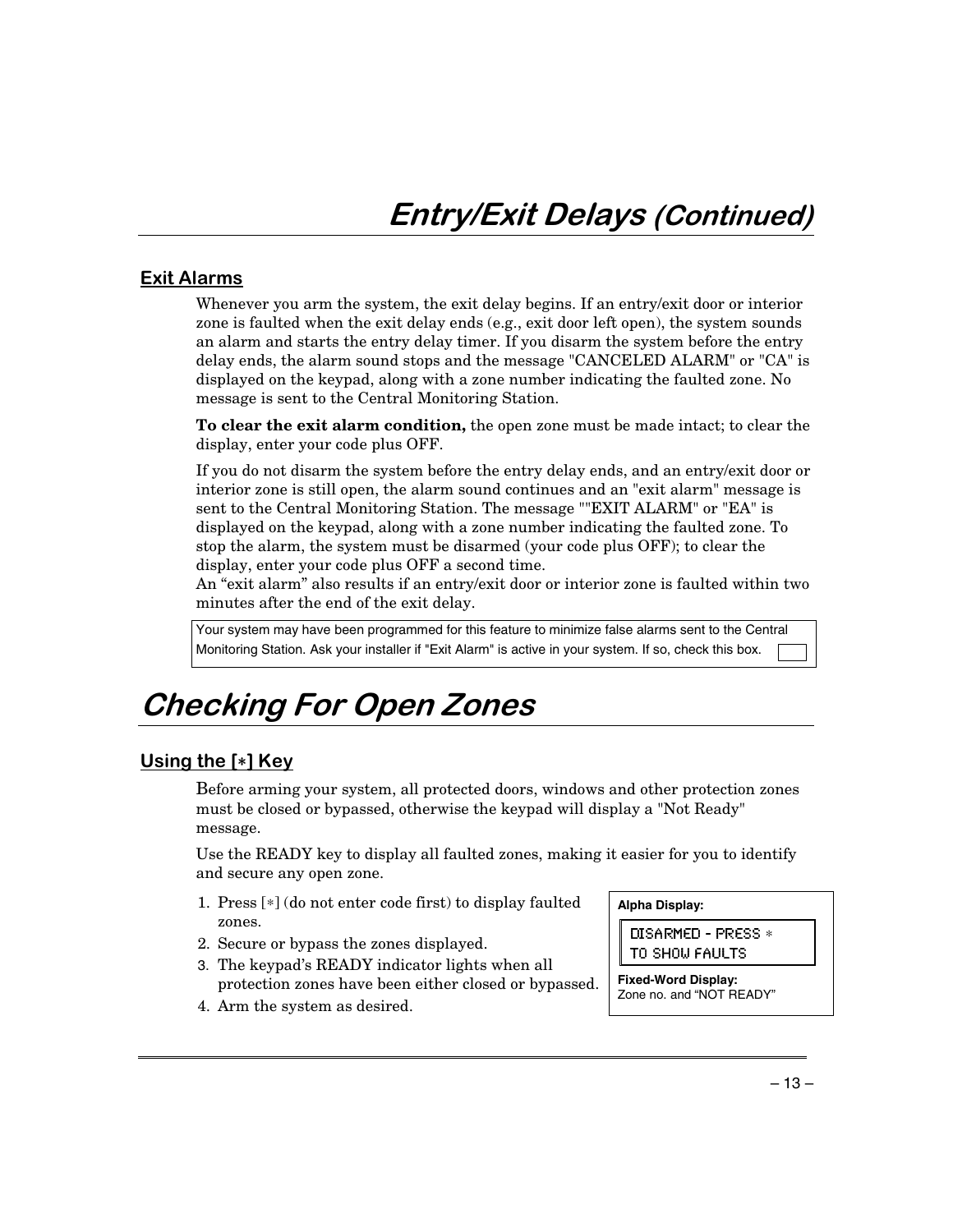# *Entry/Exit Delays (Continued)*

## Exit Alarms

Whenever you arm the system, the exit delay begins. If an entry/exit door or interior zone is faulted when the exit delay ends (e.g., exit door left open), the system sounds an alarm and starts the entry delay timer. If you disarm the system before the entry delay ends, the alarm sound stops and the message "CANCELED ALARM" or "CA" is displayed on the keypad, along with a zone number indicating the faulted zone. No message is sent to the Central Monitoring Station.

**To clear the exit alarm condition,** the open zone must be made intact; to clear the display, enter your code plus OFF.

If you do not disarm the system before the entry delay ends, and an entry/exit door or interior zone is still open, the alarm sound continues and an "exit alarm" message is sent to the Central Monitoring Station. The message ""EXIT ALARM" or "EA" is displayed on the keypad, along with a zone number indicating the faulted zone. To stop the alarm, the system must be disarmed (your code plus OFF); to clear the display, enter your code plus OFF a second time.
An "exit alarm" also results if an entry/exit door or interior zone is faulted within two minutes after the end of the exit delay.

| Your system may have been programmed for this feature to minimize false alarms sent to the Central Monitoring Station. Ask your installer if "Exit Alarm" is active in your system. If so, check this box. ☐ |
|---|

# *Checking For Open Zones*

## Using the [∗] Key

Before arming your system, all protected doors, windows and other protection zones must be closed or bypassed, otherwise the keypad will display a "Not Ready" message.

Use the READY key to display all faulted zones, making it easier for you to identify and secure any open zone.

1. Press [∗] (do not enter code first) to display faulted zones.
2. Secure or bypass the zones displayed.
3. The keypad's READY indicator lights when all protection zones have been either closed or bypassed.
4. Arm the system as desired.

**Alpha Display:**

```
DISARMED - PRESS ∗
TO SHOW FAULTS
```

**Fixed-Word Display:**
Zone no. and "NOT READY"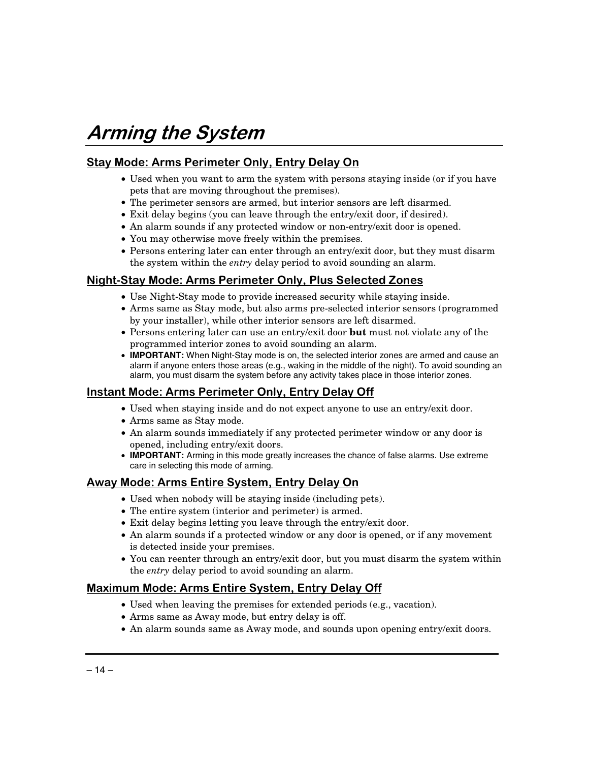# *Arming the System*

## Stay Mode: Arms Perimeter Only, Entry Delay On

- Used when you want to arm the system with persons staying inside (or if you have pets that are moving throughout the premises).
- The perimeter sensors are armed, but interior sensors are left disarmed.
- Exit delay begins (you can leave through the entry/exit door, if desired).
- An alarm sounds if any protected window or non-entry/exit door is opened.
- You may otherwise move freely within the premises.
- Persons entering later can enter through an entry/exit door, but they must disarm the system within the *entry* delay period to avoid sounding an alarm.

## Night-Stay Mode: Arms Perimeter Only, Plus Selected Zones

- Use Night-Stay mode to provide increased security while staying inside.
- Arms same as Stay mode, but also arms pre-selected interior sensors (programmed by your installer), while other interior sensors are left disarmed.
- Persons entering later can use an entry/exit door **but** must not violate any of the programmed interior zones to avoid sounding an alarm.
- **IMPORTANT:** When Night-Stay mode is on, the selected interior zones are armed and cause an alarm if anyone enters those areas (e.g., waking in the middle of the night). To avoid sounding an alarm, you must disarm the system before any activity takes place in those interior zones.

## Instant Mode: Arms Perimeter Only, Entry Delay Off

- Used when staying inside and do not expect anyone to use an entry/exit door.
- Arms same as Stay mode.
- An alarm sounds immediately if any protected perimeter window or any door is opened, including entry/exit doors.
- **IMPORTANT:** Arming in this mode greatly increases the chance of false alarms. Use extreme care in selecting this mode of arming.

## Away Mode: Arms Entire System, Entry Delay On

- Used when nobody will be staying inside (including pets).
- The entire system (interior and perimeter) is armed.
- Exit delay begins letting you leave through the entry/exit door.
- An alarm sounds if a protected window or any door is opened, or if any movement is detected inside your premises.
- You can reenter through an entry/exit door, but you must disarm the system within the *entry* delay period to avoid sounding an alarm.

## Maximum Mode: Arms Entire System, Entry Delay Off

- Used when leaving the premises for extended periods (e.g., vacation).
- Arms same as Away mode, but entry delay is off.
- An alarm sounds same as Away mode, and sounds upon opening entry/exit doors.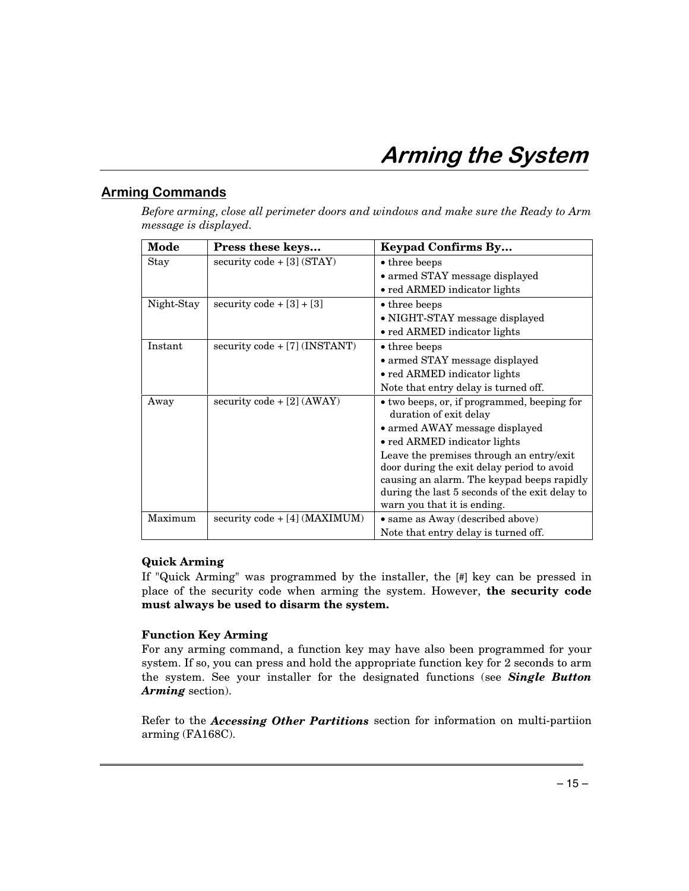# Arming the System

## Arming Commands

*Before arming, close all perimeter doors and windows and make sure the Ready to Arm message is displayed.*

| Mode | Press these keys… | Keypad Confirms By… |
|---|---|---|
| Stay | security code + [3] (STAY) | • three beeps<br>• armed STAY message displayed<br>• red ARMED indicator lights |
| Night-Stay | security code + [3] + [3] | • three beeps<br>• NIGHT-STAY message displayed<br>• red ARMED indicator lights |
| Instant | security code + [7] (INSTANT) | • three beeps<br>• armed STAY message displayed<br>• red ARMED indicator lights<br>Note that entry delay is turned off. |
| Away | security code + [2] (AWAY) | • two beeps, or, if programmed, beeping for duration of exit delay<br>• armed AWAY message displayed<br>• red ARMED indicator lights<br>Leave the premises through an entry/exit door during the exit delay period to avoid causing an alarm. The keypad beeps rapidly during the last 5 seconds of the exit delay to warn you that it is ending. |
| Maximum | security code + [4] (MAXIMUM) | • same as Away (described above)<br>Note that entry delay is turned off. |

**Quick Arming**

If "Quick Arming" was programmed by the installer, the [#] key can be pressed in place of the security code when arming the system. However, **the security code must always be used to disarm the system.**

**Function Key Arming**

For any arming command, a function key may have also been programmed for your system. If so, you can press and hold the appropriate function key for 2 seconds to arm the system. See your installer for the designated functions (see ***Single Button Arming*** section).

Refer to the ***Accessing Other Partitions*** section for information on multi-partiion arming (FA168C).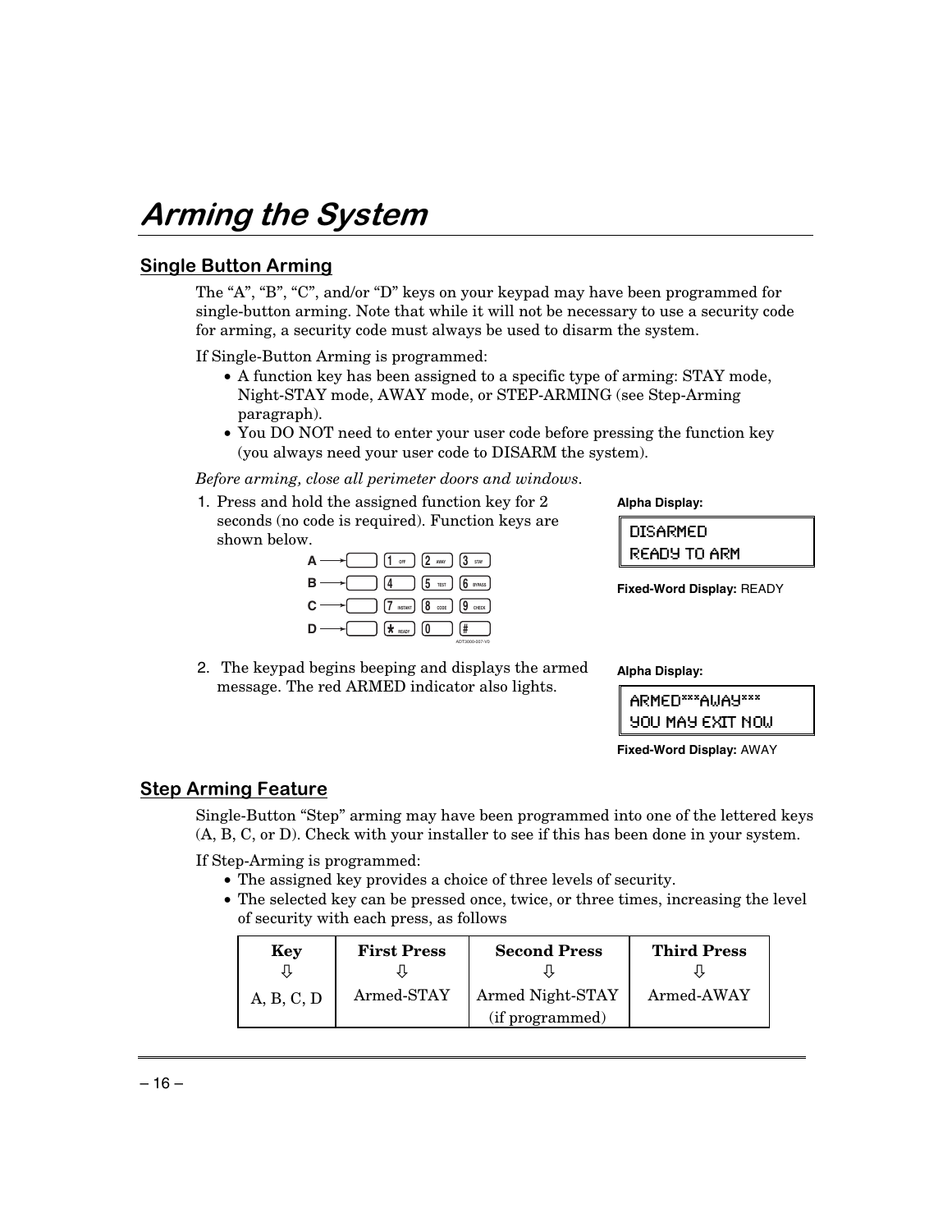# Arming the System

## Single Button Arming

The “A”, “B”, “C”, and/or “D” keys on your keypad may have been programmed for single-button arming. Note that while it will not be necessary to use a security code for arming, a security code must always be used to disarm the system.

If Single-Button Arming is programmed:

- A function key has been assigned to a specific type of arming: STAY mode, Night-STAY mode, AWAY mode, or STEP-ARMING (see Step-Arming paragraph).
- You DO NOT need to enter your user code before pressing the function key (you always need your user code to DISARM the system).

*Before arming, close all perimeter doors and windows.*

1. Press and hold the assigned function key for 2 seconds (no code is required). Function keys are shown below.

**Alpha Display:**

```
DISARMED
READY TO ARM
```

**Fixed-Word Display:** READY

2. The keypad begins beeping and displays the armed message. The red ARMED indicator also lights.

**Alpha Display:**

```
ARMED***AWAY***
YOU MAY EXIT NOW
```

**Fixed-Word Display:** AWAY

## Step Arming Feature

Single-Button “Step” arming may have been programmed into one of the lettered keys (A, B, C, or D). Check with your installer to see if this has been done in your system.

If Step-Arming is programmed:

- The assigned key provides a choice of three levels of security.
- The selected key can be pressed once, twice, or three times, increasing the level of security with each press, as follows

| Key ⇩ | First Press ⇩ | Second Press ⇩ | Third Press ⇩ |
|---|---|---|---|
| A, B, C, D | Armed-STAY | Armed Night-STAY (if programmed) | Armed-AWAY |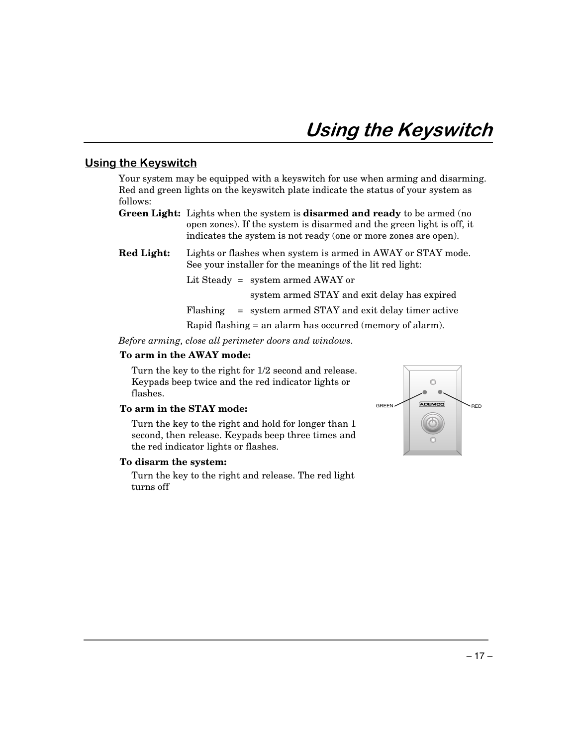# Using the Keyswitch

## Using the Keyswitch

Your system may be equipped with a keyswitch for use when arming and disarming. Red and green lights on the keyswitch plate indicate the status of your system as follows:

**Green Light:** Lights when the system is **disarmed and ready** to be armed (no open zones). If the system is disarmed and the green light is off, it indicates the system is not ready (one or more zones are open).

**Red Light:** Lights or flashes when system is armed in AWAY or STAY mode. See your installer for the meanings of the lit red light:

Lit Steady = system armed AWAY or
system armed STAY and exit delay has expired

Flashing = system armed STAY and exit delay timer active

Rapid flashing = an alarm has occurred (memory of alarm).

*Before arming, close all perimeter doors and windows.*

**To arm in the AWAY mode:**

Turn the key to the right for 1/2 second and release. Keypads beep twice and the red indicator lights or flashes.

**To arm in the STAY mode:**

Turn the key to the right and hold for longer than 1 second, then release. Keypads beep three times and the red indicator lights or flashes.

**To disarm the system:**

Turn the key to the right and release. The red light turns off

GREEN RED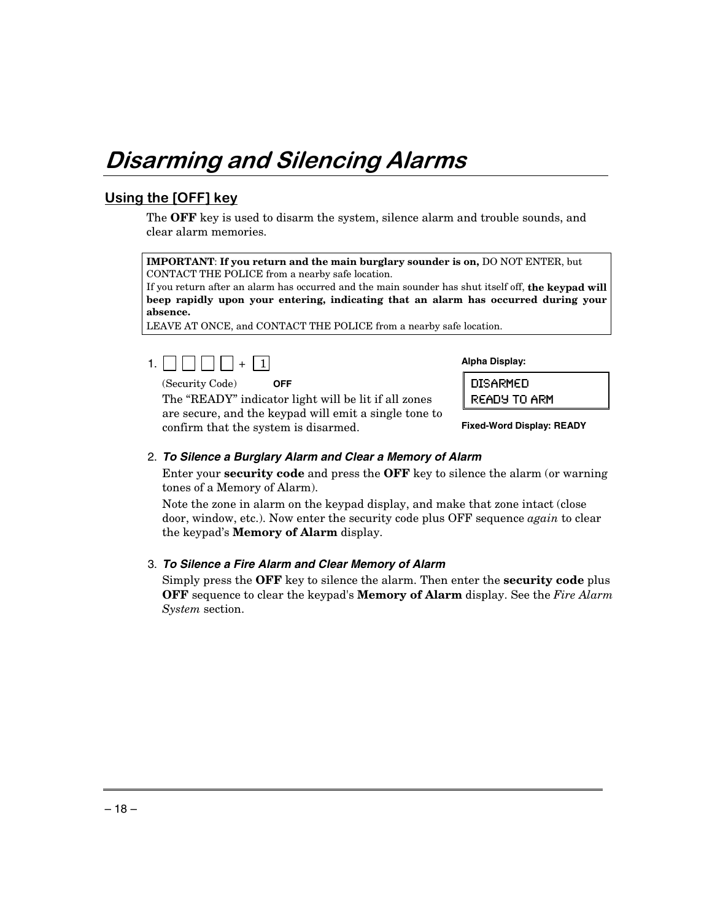# Disarming and Silencing Alarms

## Using the [OFF] key

The **OFF** key is used to disarm the system, silence alarm and trouble sounds, and clear alarm memories.

> **IMPORTANT**: **If you return and the main burglary sounder is on,** DO NOT ENTER, but CONTACT THE POLICE from a nearby safe location.
> If you return after an alarm has occurred and the main sounder has shut itself off, **the keypad will beep rapidly upon your entering, indicating that an alarm has occurred during your absence.**
> LEAVE AT ONCE, and CONTACT THE POLICE from a nearby safe location.

1. [ ] [ ] [ ] [ ] + [1]
   (Security Code) **OFF**

   The "READY" indicator light will be lit if all zones are secure, and the keypad will emit a single tone to confirm that the system is disarmed.

   **Alpha Display:**

   ```
   DISARMED
   READY TO ARM
   ```

   **Fixed-Word Display: READY**

2. ***To Silence a Burglary Alarm and Clear a Memory of Alarm***

   Enter your **security code** and press the **OFF** key to silence the alarm (or warning tones of a Memory of Alarm).

   Note the zone in alarm on the keypad display, and make that zone intact (close door, window, etc.). Now enter the security code plus OFF sequence *again* to clear the keypad's **Memory of Alarm** display.

3. ***To Silence a Fire Alarm and Clear Memory of Alarm***

   Simply press the **OFF** key to silence the alarm. Then enter the **security code** plus **OFF** sequence to clear the keypad's **Memory of Alarm** display. See the *Fire Alarm System* section.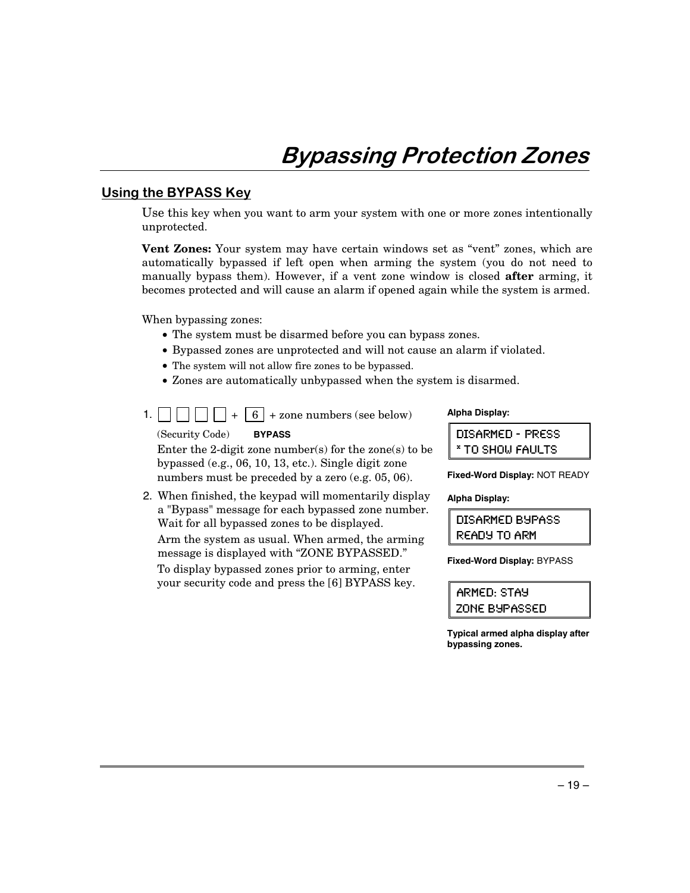# Bypassing Protection Zones

## Using the BYPASS Key

Use this key when you want to arm your system with one or more zones intentionally unprotected.

**Vent Zones:** Your system may have certain windows set as "vent" zones, which are automatically bypassed if left open when arming the system (you do not need to manually bypass them). However, if a vent zone window is closed **after** arming, it becomes protected and will cause an alarm if opened again while the system is armed.

When bypassing zones:

- The system must be disarmed before you can bypass zones.
- Bypassed zones are unprotected and will not cause an alarm if violated.
- The system will not allow fire zones to be bypassed.
- Zones are automatically unbypassed when the system is disarmed.

1. [ ] [ ] [ ] [ ] + [6] + zone numbers (see below)

   (Security Code) **BYPASS**

   Enter the 2-digit zone number(s) for the zone(s) to be bypassed (e.g., 06, 10, 13, etc.). Single digit zone numbers must be preceded by a zero (e.g. 05, 06).

   **Alpha Display:**

   ```
   DISARMED - PRESS
   * TO SHOW FAULTS
   ```

   **Fixed-Word Display:** NOT READY

2. When finished, the keypad will momentarily display a "Bypass" message for each bypassed zone number. Wait for all bypassed zones to be displayed.

   Arm the system as usual. When armed, the arming message is displayed with "ZONE BYPASSED."

   To display bypassed zones prior to arming, enter your security code and press the [6] BYPASS key.

   **Alpha Display:**

   ```
   DISARMED BYPASS
   READY TO ARM
   ```

   **Fixed-Word Display:** BYPASS

   ```
   ARMED: STAY
   ZONE BYPASSED
   ```

   **Typical armed alpha display after bypassing zones.**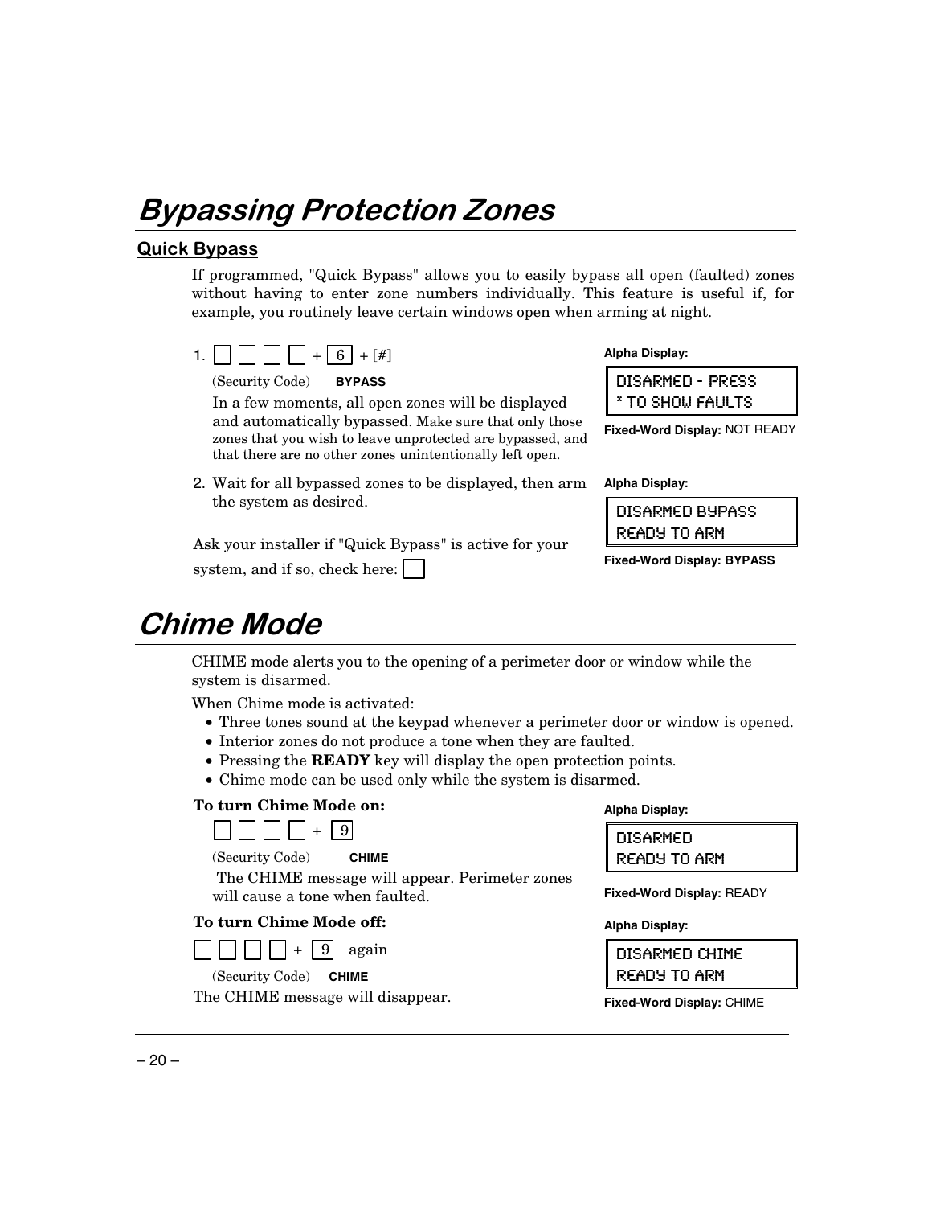# Bypassing Protection Zones

## Quick Bypass

If programmed, "Quick Bypass" allows you to easily bypass all open (faulted) zones without having to enter zone numbers individually. This feature is useful if, for example, you routinely leave certain windows open when arming at night.

1. [ ] [ ] [ ] [ ] + [6] + [#]

   (Security Code)   **BYPASS**

   In a few moments, all open zones will be displayed and automatically bypassed. Make sure that only those zones that you wish to leave unprotected are bypassed, and that there are no other zones unintentionally left open.

   **Alpha Display:**

   ```
   DISARMED - PRESS
   * TO SHOW FAULTS
   ```

   **Fixed-Word Display:** NOT READY

2. Wait for all bypassed zones to be displayed, then arm the system as desired.

   **Alpha Display:**

   ```
   DISARMED BYPASS
   READY TO ARM
   ```

   **Fixed-Word Display: BYPASS**

Ask your installer if "Quick Bypass" is active for your system, and if so, check here: [ ]

# Chime Mode

CHIME mode alerts you to the opening of a perimeter door or window while the system is disarmed.

When Chime mode is activated:

- Three tones sound at the keypad whenever a perimeter door or window is opened.
- Interior zones do not produce a tone when they are faulted.
- Pressing the **READY** key will display the open protection points.
- Chime mode can be used only while the system is disarmed.

**To turn Chime Mode on:**

[ ] [ ] [ ] [ ] + [9]

(Security Code)   **CHIME**

The CHIME message will appear. Perimeter zones will cause a tone when faulted.

**Alpha Display:**

```
DISARMED
READY TO ARM
```

**Fixed-Word Display:** READY

**To turn Chime Mode off:**

[ ] [ ] [ ] [ ] + [9] again

(Security Code)   **CHIME**

The CHIME message will disappear.

**Alpha Display:**

```
DISARMED CHIME
READY TO ARM
```

**Fixed-Word Display:** CHIME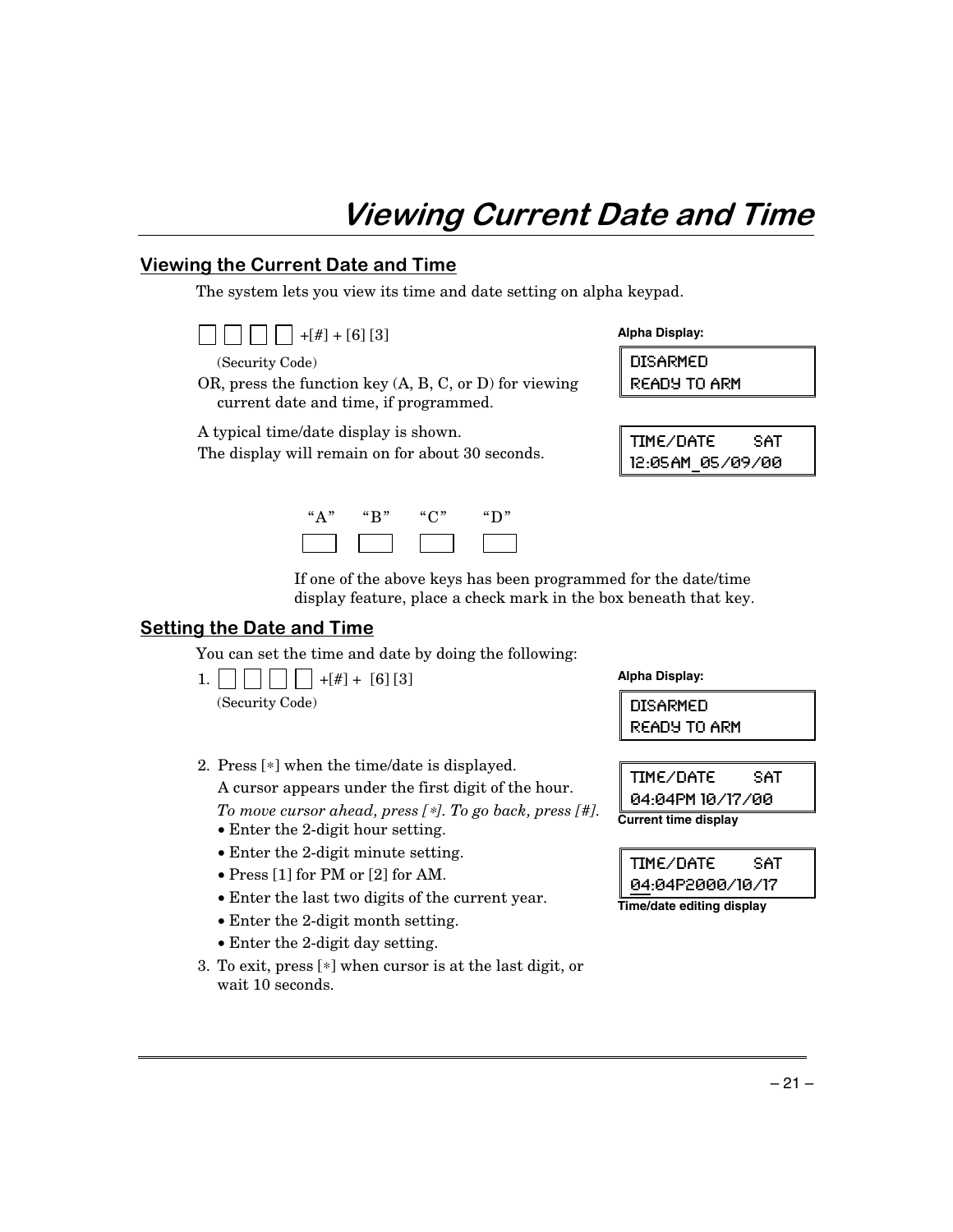# Viewing Current Date and Time

## Viewing the Current Date and Time

The system lets you view its time and date setting on alpha keypad.

☐ ☐ ☐ ☐ +[#] + [6] [3]

(Security Code)

OR, press the function key (A, B, C, or D) for viewing current date and time, if programmed.

A typical time/date display is shown.

The display will remain on for about 30 seconds.

**Alpha Display:**

```
DISARMED
READY TO ARM
```

```
TIME/DATE     SAT
12:05AM 05/09/00
```

| "A" | "B" | "C" | "D" |
|---|---|---|---|
| ☐ | ☐ | ☐ | ☐ |

If one of the above keys has been programmed for the date/time display feature, place a check mark in the box beneath that key.

## Setting the Date and Time

You can set the time and date by doing the following:

1. ☐ ☐ ☐ ☐ +[#] + [6] [3]

   (Security Code)

2. Press [∗] when the time/date is displayed.

   A cursor appears under the first digit of the hour.

   *To move cursor ahead, press [∗]. To go back, press [#].*
   - Enter the 2-digit hour setting.
   - Enter the 2-digit minute setting.
   - Press [1] for PM or [2] for AM.
   - Enter the last two digits of the current year.
   - Enter the 2-digit month setting.
   - Enter the 2-digit day setting.
3. To exit, press [∗] when cursor is at the last digit, or wait 10 seconds.

**Alpha Display:**

```
DISARMED
READY TO ARM
```

```
TIME/DATE     SAT
04:04PM 10/17/00
```

**Current time display**

```
TIME/DATE     SAT
04:04P2000/10/17
```

**Time/date editing display**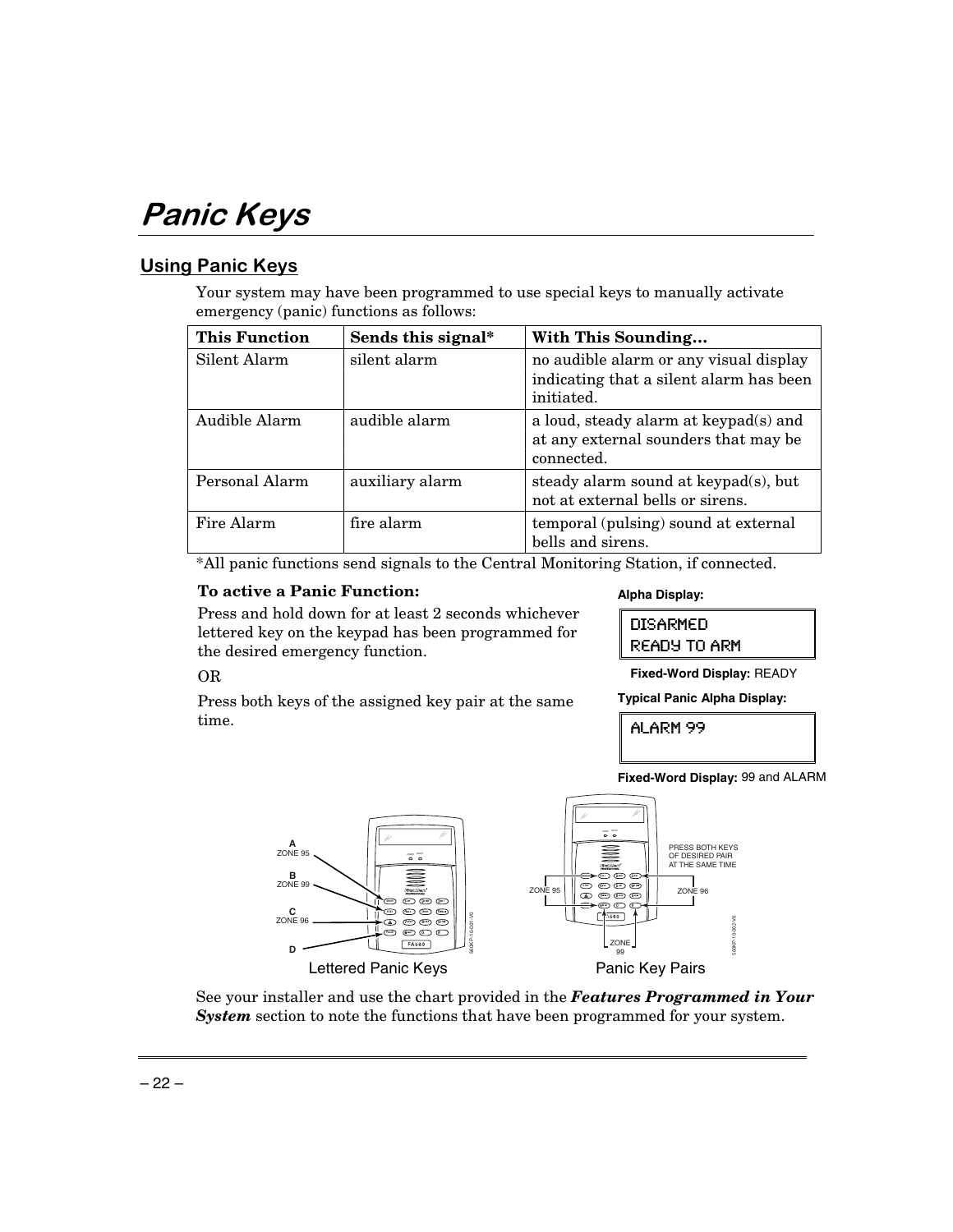# Panic Keys

## Using Panic Keys

Your system may have been programmed to use special keys to manually activate emergency (panic) functions as follows:

| This Function | Sends this signal* | With This Sounding… |
| --- | --- | --- |
| Silent Alarm | silent alarm | no audible alarm or any visual display indicating that a silent alarm has been initiated. |
| Audible Alarm | audible alarm | a loud, steady alarm at keypad(s) and at any external sounders that may be connected. |
| Personal Alarm | auxiliary alarm | steady alarm sound at keypad(s), but not at external bells or sirens. |
| Fire Alarm | fire alarm | temporal (pulsing) sound at external bells and sirens. |

*All panic functions send signals to the Central Monitoring Station, if connected.

**To active a Panic Function:**

Press and hold down for at least 2 seconds whichever lettered key on the keypad has been programmed for the desired emergency function.

OR

Press both keys of the assigned key pair at the same time.

**Alpha Display:**

```
DISARMED
READY TO ARM
```

**Fixed-Word Display:** READY

**Typical Panic Alpha Display:**

```
ALARM 99
```

**Fixed-Word Display:** 99 and ALARM

A ZONE 95
B ZONE 99
C ZONE 96
D

Lettered Panic Keys

PRESS BOTH KEYS OF DESIRED PAIR AT THE SAME TIME

ZONE 95 ZONE 96 ZONE 99

Panic Key Pairs

See your installer and use the chart provided in the ***Features Programmed in Your System*** section to note the functions that have been programmed for your system.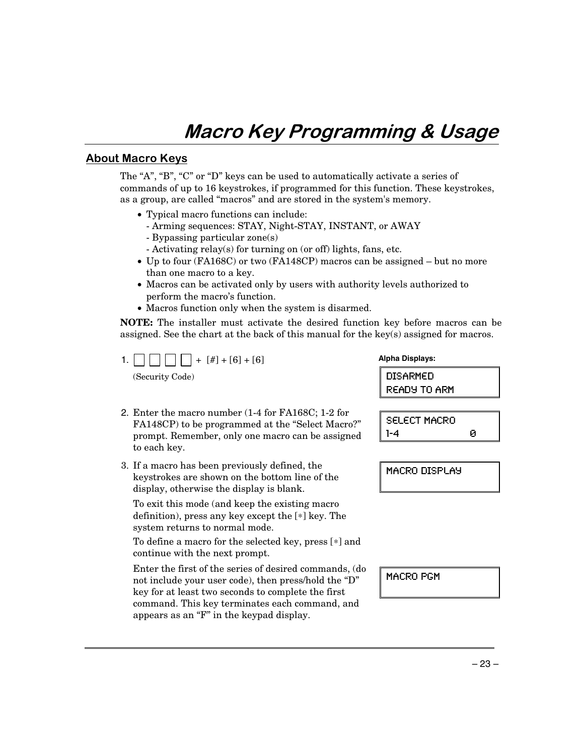# Macro Key Programming & Usage

## About Macro Keys

The "A", "B", "C" or "D" keys can be used to automatically activate a series of commands of up to 16 keystrokes, if programmed for this function. These keystrokes, as a group, are called "macros" and are stored in the system's memory.

- Typical macro functions can include:
  - Arming sequences: STAY, Night-STAY, INSTANT, or AWAY
  - Bypassing particular zone(s)
  - Activating relay(s) for turning on (or off) lights, fans, etc.
- Up to four (FA168C) or two (FA148CP) macros can be assigned – but no more than one macro to a key.
- Macros can be activated only by users with authority levels authorized to perform the macro's function.
- Macros function only when the system is disarmed.

**NOTE:** The installer must activate the desired function key before macros can be assigned. See the chart at the back of this manual for the key(s) assigned for macros.

**Alpha Displays:**

1. ☐ ☐ ☐ ☐ + [#] + [6] + [6]
   (Security Code)

   ```
   DISARMED
   READY TO ARM
   ```

2. Enter the macro number (1-4 for FA168C; 1-2 for FA148CP) to be programmed at the "Select Macro?" prompt. Remember, only one macro can be assigned to each key.

   ```
   SELECT MACRO
   1-4             0
   ```

3. If a macro has been previously defined, the keystrokes are shown on the bottom line of the display, otherwise the display is blank.

   ```
   MACRO DISPLAY
   ```

   To exit this mode (and keep the existing macro definition), press any key except the [∗] key. The system returns to normal mode.

   To define a macro for the selected key, press [∗] and continue with the next prompt.

   Enter the first of the series of desired commands, (do not include your user code), then press/hold the "D" key for at least two seconds to complete the first command. This key terminates each command, and appears as an "F" in the keypad display.

   ```
   MACRO PGM
   ```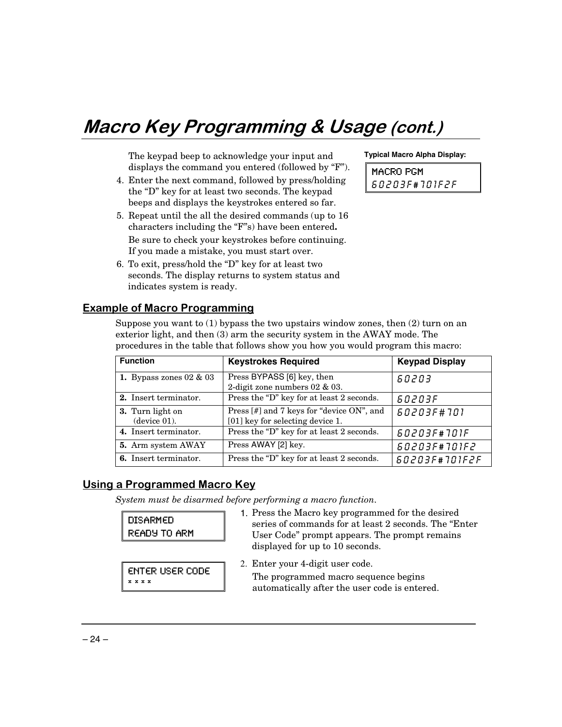# *Macro Key Programming & Usage (cont.)*

The keypad beep to acknowledge your input and displays the command you entered (followed by "F").

4. Enter the next command, followed by press/holding the "D" key for at least two seconds. The keypad beeps and displays the keystrokes entered so far.
5. Repeat until the all the desired commands (up to 16 characters including the "F"s) have been entered**.**

   Be sure to check your keystrokes before continuing. If you made a mistake, you must start over.
6. To exit, press/hold the "D" key for at least two seconds. The display returns to system status and indicates system is ready.

**Typical Macro Alpha Display:**

```
MACRO PGM
60203F#701F2F
```

## Example of Macro Programming

Suppose you want to (1) bypass the two upstairs window zones, then (2) turn on an exterior light, and then (3) arm the security system in the AWAY mode. The procedures in the table that follows show you how you would program this macro:

| Function | Keystrokes Required | Keypad Display |
|---|---|---|
| **1.** Bypass zones 02 & 03 | Press BYPASS [6] key, then 2-digit zone numbers 02 & 03. | 60203 |
| **2.** Insert terminator. | Press the "D" key for at least 2 seconds. | 60203F |
| **3.** Turn light on (device 01). | Press [#] and 7 keys for "device ON", and [01] key for selecting device 1. | 60203F#701 |
| **4.** Insert terminator. | Press the "D" key for at least 2 seconds. | 60203F#701F |
| **5.** Arm system AWAY | Press AWAY [2] key. | 60203F#701F2 |
| **6.** Insert terminator. | Press the "D" key for at least 2 seconds. | 60203F#701F2F |

## Using a Programmed Macro Key

*System must be disarmed before performing a macro function.*

```
DISARMED
READY TO ARM
```

1. Press the Macro key programmed for the desired series of commands for at least 2 seconds. The "Enter User Code" prompt appears. The prompt remains displayed for up to 10 seconds.

```
ENTER USER CODE
* * * *
```

2. Enter your 4-digit user code.

   The programmed macro sequence begins automatically after the user code is entered.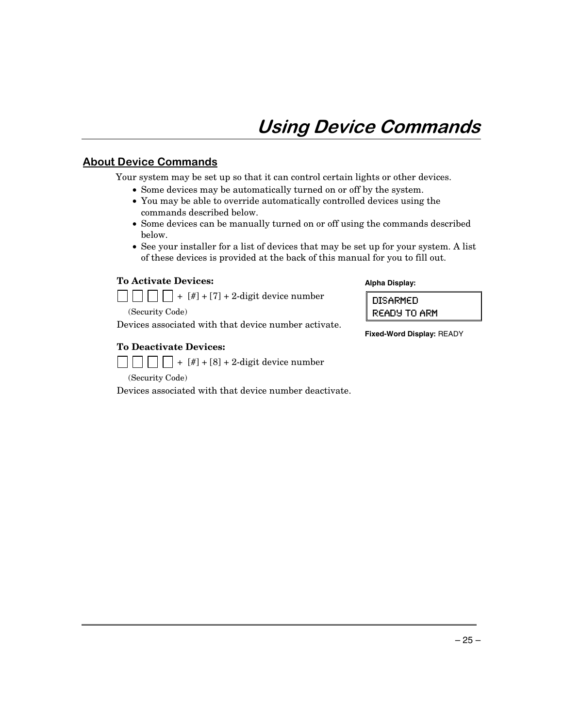# Using Device Commands

## About Device Commands

Your system may be set up so that it can control certain lights or other devices.

- Some devices may be automatically turned on or off by the system.
- You may be able to override automatically controlled devices using the commands described below.
- Some devices can be manually turned on or off using the commands described below.
- See your installer for a list of devices that may be set up for your system. A list of these devices is provided at the back of this manual for you to fill out.

**To Activate Devices:**

☐ ☐ ☐ ☐ + [#] + [7] + 2-digit device number

(Security Code)

Devices associated with that device number activate.

**To Deactivate Devices:**

☐ ☐ ☐ ☐ + [#] + [8] + 2-digit device number

(Security Code)

Devices associated with that device number deactivate.

**Alpha Display:**

```
DISARMED
READY TO ARM
```

**Fixed-Word Display:** READY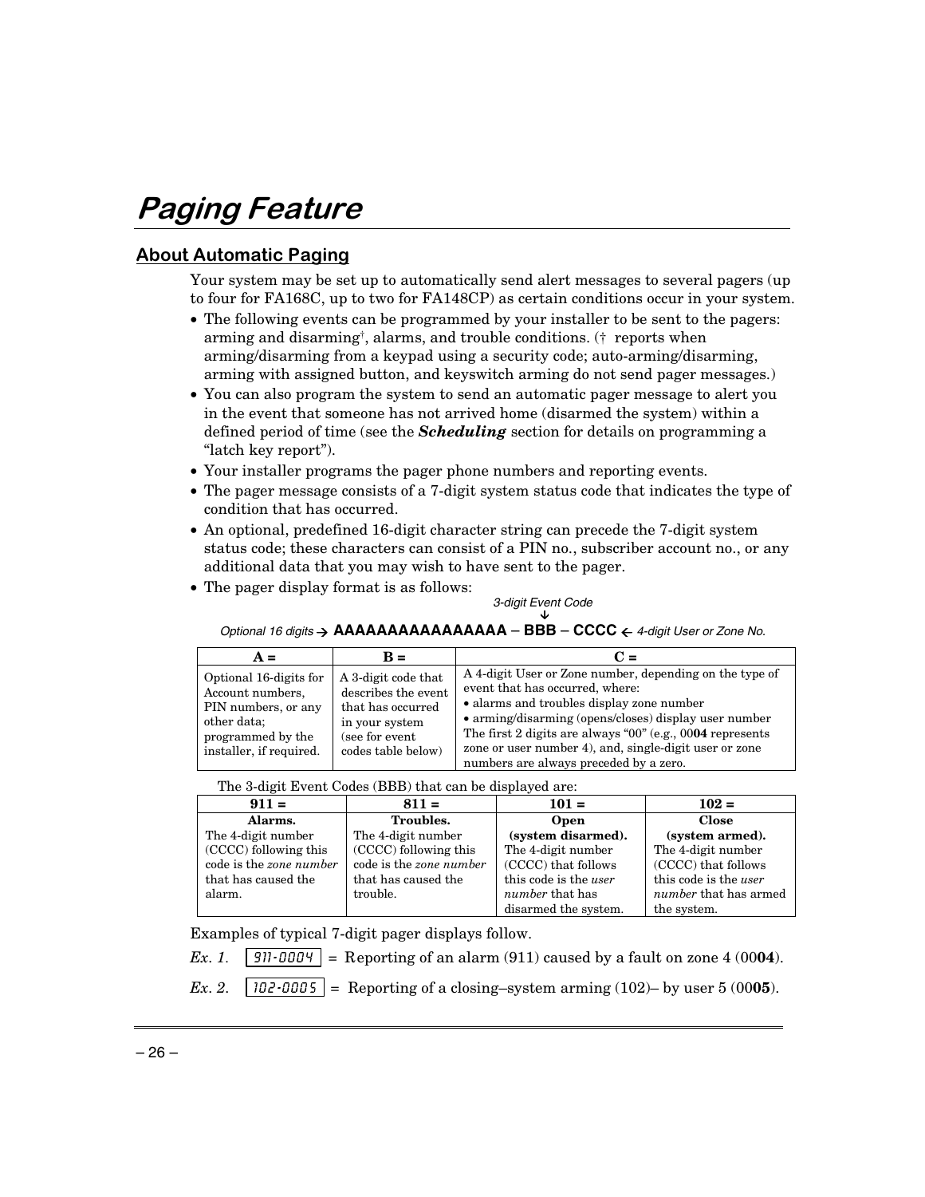# Paging Feature

## About Automatic Paging

Your system may be set up to automatically send alert messages to several pagers (up to four for FA168C, up to two for FA148CP) as certain conditions occur in your system.

- The following events can be programmed by your installer to be sent to the pagers: arming and disarming†, alarms, and trouble conditions. († reports when arming/disarming from a keypad using a security code; auto-arming/disarming, arming with assigned button, and keyswitch arming do not send pager messages.)
- You can also program the system to send an automatic pager message to alert you in the event that someone has not arrived home (disarmed the system) within a defined period of time (see the ***Scheduling*** section for details on programming a "latch key report").
- Your installer programs the pager phone numbers and reporting events.
- The pager message consists of a 7-digit system status code that indicates the type of condition that has occurred.
- An optional, predefined 16-digit character string can precede the 7-digit system status code; these characters can consist of a PIN no., subscriber account no., or any additional data that you may wish to have sent to the pager.
- The pager display format is as follows:

*3-digit Event Code* ↓

*Optional 16 digits* → **AAAAAAAAAAAAAAAA – BBB – CCCC** ← *4-digit User or Zone No.*

| A = | B = | C = |
|---|---|---|
| Optional 16-digits for Account numbers, PIN numbers, or any other data; programmed by the installer, if required. | A 3-digit code that describes the event that has occurred in your system (see for event codes table below) | A 4-digit User or Zone number, depending on the type of event that has occurred, where: • alarms and troubles display zone number • arming/disarming (opens/closes) display user number The first 2 digits are always "00" (e.g., 00**04** represents zone or user number 4), and, single-digit user or zone numbers are always preceded by a zero. |

The 3-digit Event Codes (BBB) that can be displayed are:

| 911 = | 811 = | 101 = | 102 = |
|---|---|---|---|
| **Alarms.** The 4-digit number (CCCC) following this code is the *zone number* that has caused the alarm. | **Troubles.** The 4-digit number (CCCC) following this code is the *zone number* that has caused the trouble. | **Open (system disarmed).** The 4-digit number (CCCC) that follows this code is the *user number* that has disarmed the system. | **Close (system armed).** The 4-digit number (CCCC) that follows this code is the *user number* that has armed the system. |

Examples of typical 7-digit pager displays follow.

*Ex. 1.* `911-0004` = Reporting of an alarm (911) caused by a fault on zone 4 (00**04**).

*Ex. 2.* `102-0005` = Reporting of a closing–system arming (102)– by user 5 (00**05**).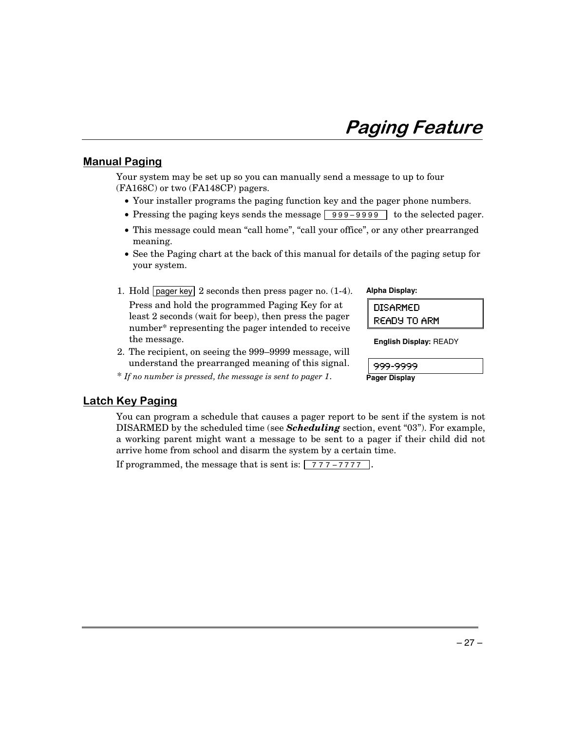# Paging Feature

## Manual Paging

Your system may be set up so you can manually send a message to up to four (FA168C) or two (FA148CP) pagers.

- Your installer programs the paging function key and the pager phone numbers.
- Pressing the paging keys sends the message `999–9999` to the selected pager.
- This message could mean "call home", "call your office", or any other prearranged meaning.
- See the Paging chart at the back of this manual for details of the paging setup for your system.

1. Hold `pager key` 2 seconds then press pager no. (1-4).

   Press and hold the programmed Paging Key for at least 2 seconds (wait for beep), then press the pager number* representing the pager intended to receive the message.

2. The recipient, on seeing the 999–9999 message, will understand the prearranged meaning of this signal.

*\* If no number is pressed, the message is sent to pager 1.*

**Alpha Display:**

```
DISARMED
READY TO ARM
```

**English Display:** READY

```
999-9999
```

**Pager Display**

## Latch Key Paging

You can program a schedule that causes a pager report to be sent if the system is not DISARMED by the scheduled time (see ***Scheduling*** section, event "03"). For example, a working parent might want a message to be sent to a pager if their child did not arrive home from school and disarm the system by a certain time.

If programmed, the message that is sent is: `777–7777`.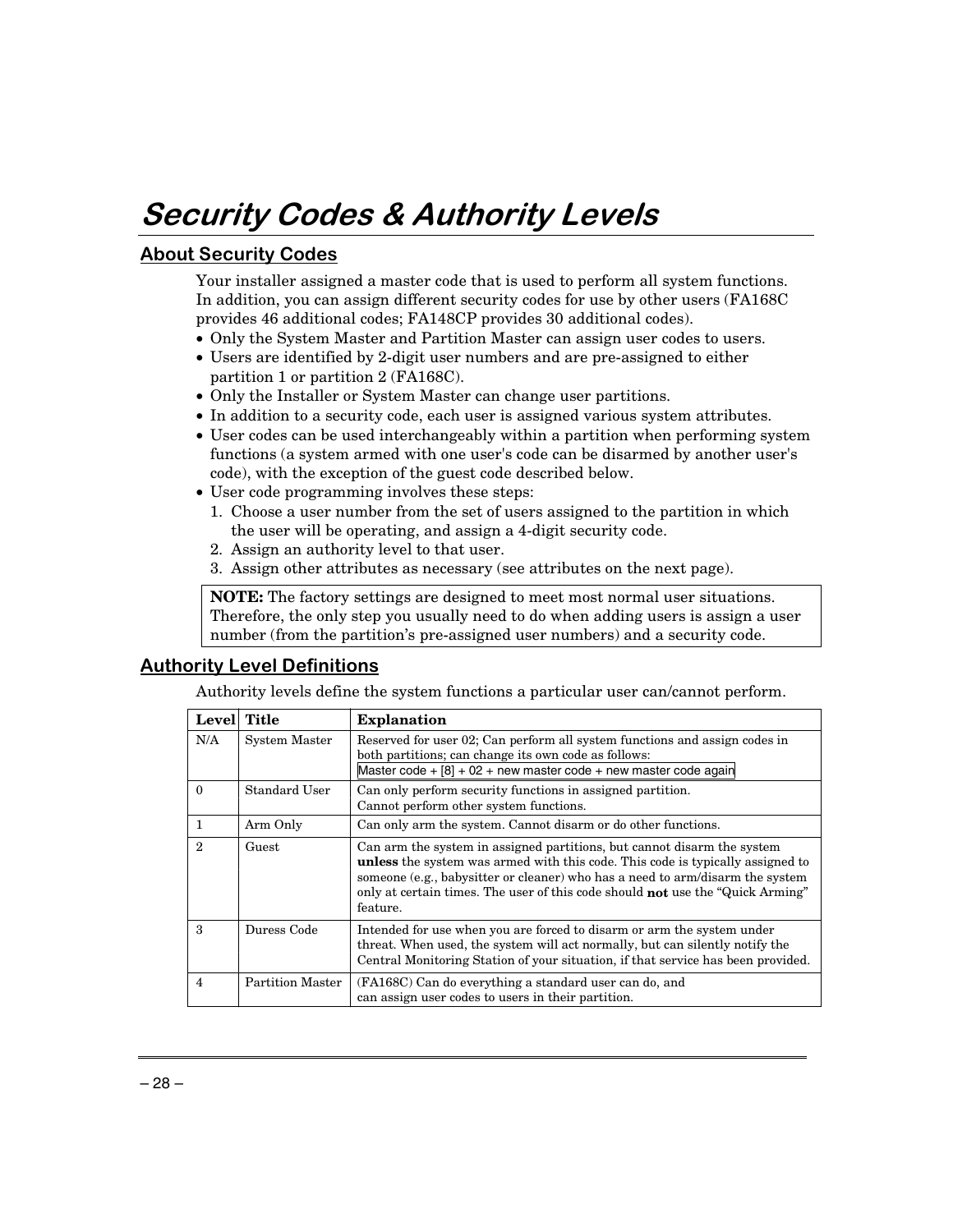# Security Codes & Authority Levels

## About Security Codes

Your installer assigned a master code that is used to perform all system functions. In addition, you can assign different security codes for use by other users (FA168C provides 46 additional codes; FA148CP provides 30 additional codes).

- Only the System Master and Partition Master can assign user codes to users.
- Users are identified by 2-digit user numbers and are pre-assigned to either partition 1 or partition 2 (FA168C).
- Only the Installer or System Master can change user partitions.
- In addition to a security code, each user is assigned various system attributes.
- User codes can be used interchangeably within a partition when performing system functions (a system armed with one user's code can be disarmed by another user's code), with the exception of the guest code described below.
- User code programming involves these steps:
  1. Choose a user number from the set of users assigned to the partition in which the user will be operating, and assign a 4-digit security code.
  2. Assign an authority level to that user.
  3. Assign other attributes as necessary (see attributes on the next page).

**NOTE:** The factory settings are designed to meet most normal user situations. Therefore, the only step you usually need to do when adding users is assign a user number (from the partition's pre-assigned user numbers) and a security code.

## Authority Level Definitions

Authority levels define the system functions a particular user can/cannot perform.

| Level | Title | Explanation |
|---|---|---|
| N/A | System Master | Reserved for user 02; Can perform all system functions and assign codes in both partitions; can change its own code as follows: Master code + [8] + 02 + new master code + new master code again |
| 0 | Standard User | Can only perform security functions in assigned partition. Cannot perform other system functions. |
| 1 | Arm Only | Can only arm the system. Cannot disarm or do other functions. |
| 2 | Guest | Can arm the system in assigned partitions, but cannot disarm the system **unless** the system was armed with this code. This code is typically assigned to someone (e.g., babysitter or cleaner) who has a need to arm/disarm the system only at certain times. The user of this code should **not** use the "Quick Arming" feature. |
| 3 | Duress Code | Intended for use when you are forced to disarm or arm the system under threat. When used, the system will act normally, but can silently notify the Central Monitoring Station of your situation, if that service has been provided. |
| 4 | Partition Master | (FA168C) Can do everything a standard user can do, and can assign user codes to users in their partition. |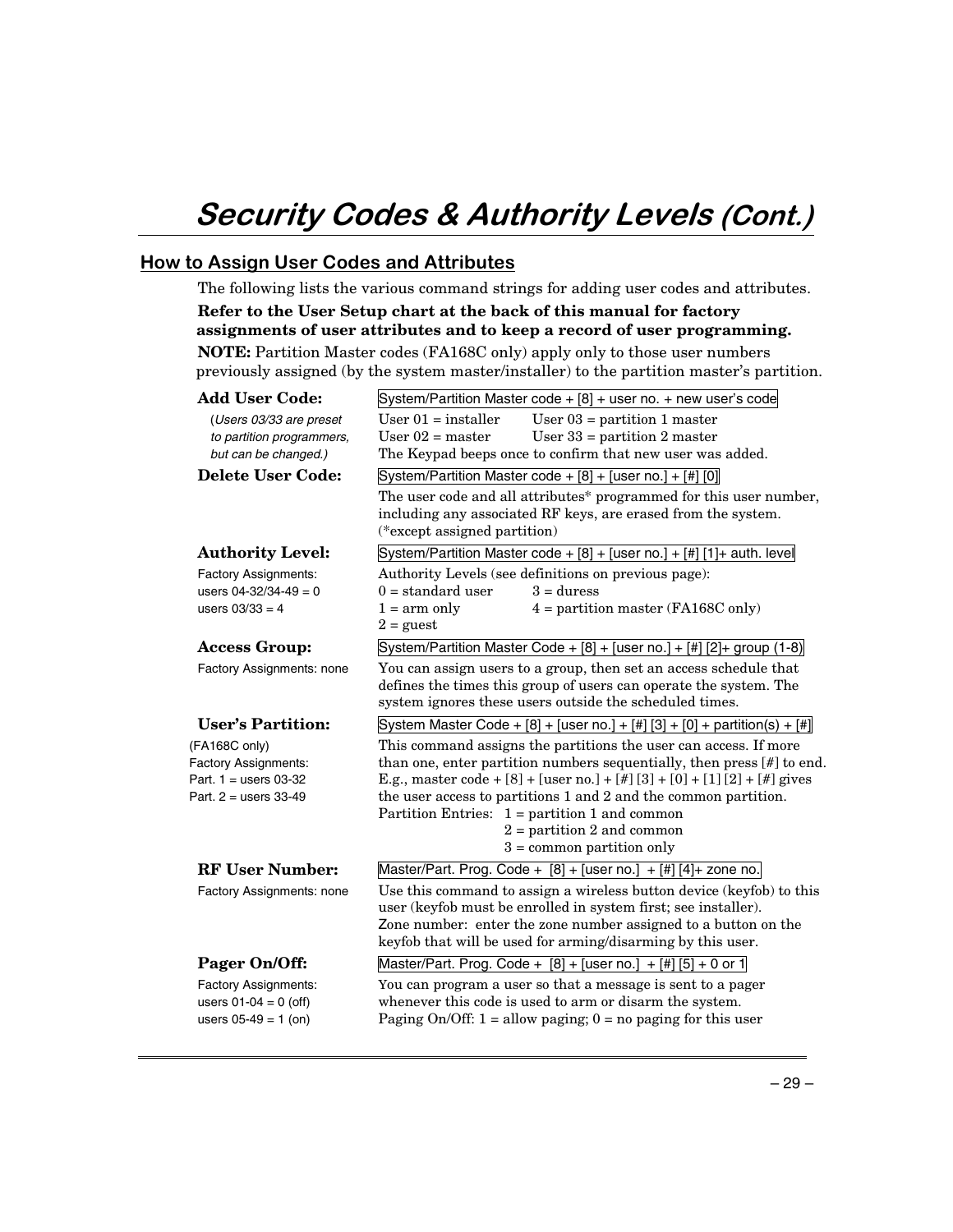# *Security Codes & Authority Levels (Cont.)*

## How to Assign User Codes and Attributes

The following lists the various command strings for adding user codes and attributes.

**Refer to the User Setup chart at the back of this manual for factory assignments of user attributes and to keep a record of user programming.**

**NOTE:** Partition Master codes (FA168C only) apply only to those user numbers previously assigned (by the system master/installer) to the partition master's partition.

**Add User Code:** `System/Partition Master code + [8] + user no. + new user's code`

*(Users 03/33 are preset to partition programmers, but can be changed.)*

User 01 = installer     User 03 = partition 1 master
User 02 = master     User 33 = partition 2 master

The Keypad beeps once to confirm that new user was added.

**Delete User Code:** `System/Partition Master code + [8] + [user no.] + [#] [0]`

The user code and all attributes* programmed for this user number, including any associated RF keys, are erased from the system. (*except assigned partition)

**Authority Level:** `System/Partition Master code + [8] + [user no.] + [#] [1]+ auth. level`

Factory Assignments:
users 04-32/34-49 = 0
users 03/33 = 4

Authority Levels (see definitions on previous page):
0 = standard user     3 = duress
1 = arm only     4 = partition master (FA168C only)
2 = guest

**Access Group:** `System/Partition Master Code + [8] + [user no.] + [#] [2]+ group (1-8)`

Factory Assignments: none

You can assign users to a group, then set an access schedule that defines the times this group of users can operate the system. The system ignores these users outside the scheduled times.

**User's Partition:** `System Master Code + [8] + [user no.] + [#] [3] + [0] + partition(s) + [#]`

(FA168C only)
Factory Assignments:
Part. 1 = users 03-32
Part. 2 = users 33-49

This command assigns the partitions the user can access. If more than one, enter partition numbers sequentially, then press [#] to end. E.g., master code + [8] + [user no.] + [#] [3] + [0] + [1] [2] + [#] gives the user access to partitions 1 and 2 and the common partition.

Partition Entries: 1 = partition 1 and common
2 = partition 2 and common
3 = common partition only

**RF User Number:** `Master/Part. Prog. Code + [8] + [user no.] + [#] [4]+ zone no.`

Factory Assignments: none

Use this command to assign a wireless button device (keyfob) to this user (keyfob must be enrolled in system first; see installer).
Zone number: enter the zone number assigned to a button on the keyfob that will be used for arming/disarming by this user.

**Pager On/Off:** `Master/Part. Prog. Code + [8] + [user no.] + [#] [5] + 0 or 1`

Factory Assignments:
users 01-04 = 0 (off)
users 05-49 = 1 (on)

You can program a user so that a message is sent to a pager whenever this code is used to arm or disarm the system.
Paging On/Off: 1 = allow paging; 0 = no paging for this user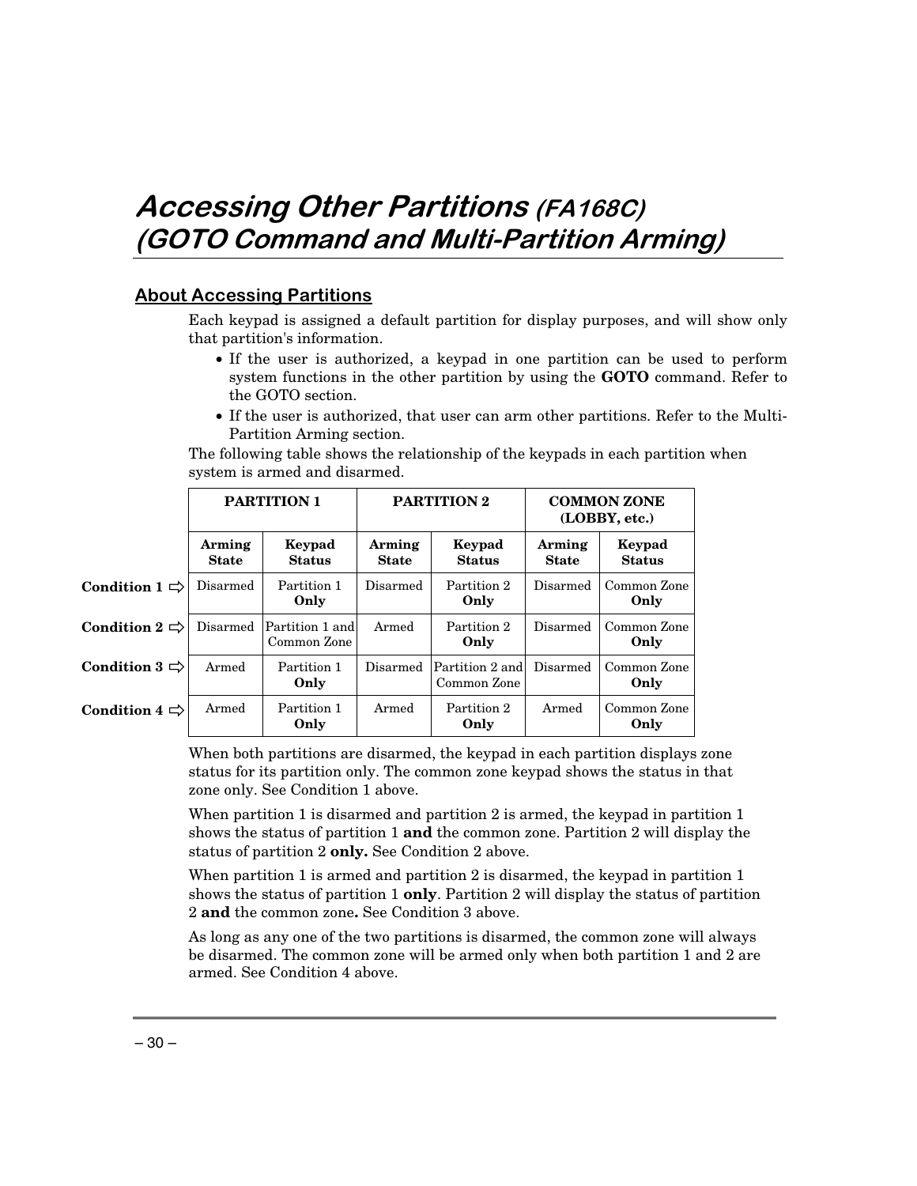# *Accessing Other Partitions (FA168C)* *(GOTO Command and Multi-Partition Arming)*

## About Accessing Partitions

Each keypad is assigned a default partition for display purposes, and will show only that partition's information.

- If the user is authorized, a keypad in one partition can be used to perform system functions in the other partition by using the **GOTO** command. Refer to the GOTO section.
- If the user is authorized, that user can arm other partitions. Refer to the Multi-Partition Arming section.

The following table shows the relationship of the keypads in each partition when system is armed and disarmed.

| | **PARTITION 1** | | **PARTITION 2** | | **COMMON ZONE (LOBBY, etc.)** | |
|---|---|---|---|---|---|---|
| | **Arming State** | **Keypad Status** | **Arming State** | **Keypad Status** | **Arming State** | **Keypad Status** |
| **Condition 1 ⇨** | Disarmed | Partition 1 **Only** | Disarmed | Partition 2 **Only** | Disarmed | Common Zone **Only** |
| **Condition 2 ⇨** | Disarmed | Partition 1 and Common Zone | Armed | Partition 2 **Only** | Disarmed | Common Zone **Only** |
| **Condition 3 ⇨** | Armed | Partition 1 **Only** | Disarmed | Partition 2 and Common Zone | Disarmed | Common Zone **Only** |
| **Condition 4 ⇨** | Armed | Partition 1 **Only** | Armed | Partition 2 **Only** | Armed | Common Zone **Only** |

When both partitions are disarmed, the keypad in each partition displays zone status for its partition only. The common zone keypad shows the status in that zone only. See Condition 1 above.

When partition 1 is disarmed and partition 2 is armed, the keypad in partition 1 shows the status of partition 1 **and** the common zone. Partition 2 will display the status of partition 2 **only.** See Condition 2 above.

When partition 1 is armed and partition 2 is disarmed, the keypad in partition 1 shows the status of partition 1 **only**. Partition 2 will display the status of partition 2 **and** the common zone**.** See Condition 3 above.

As long as any one of the two partitions is disarmed, the common zone will always be disarmed. The common zone will be armed only when both partition 1 and 2 are armed. See Condition 4 above.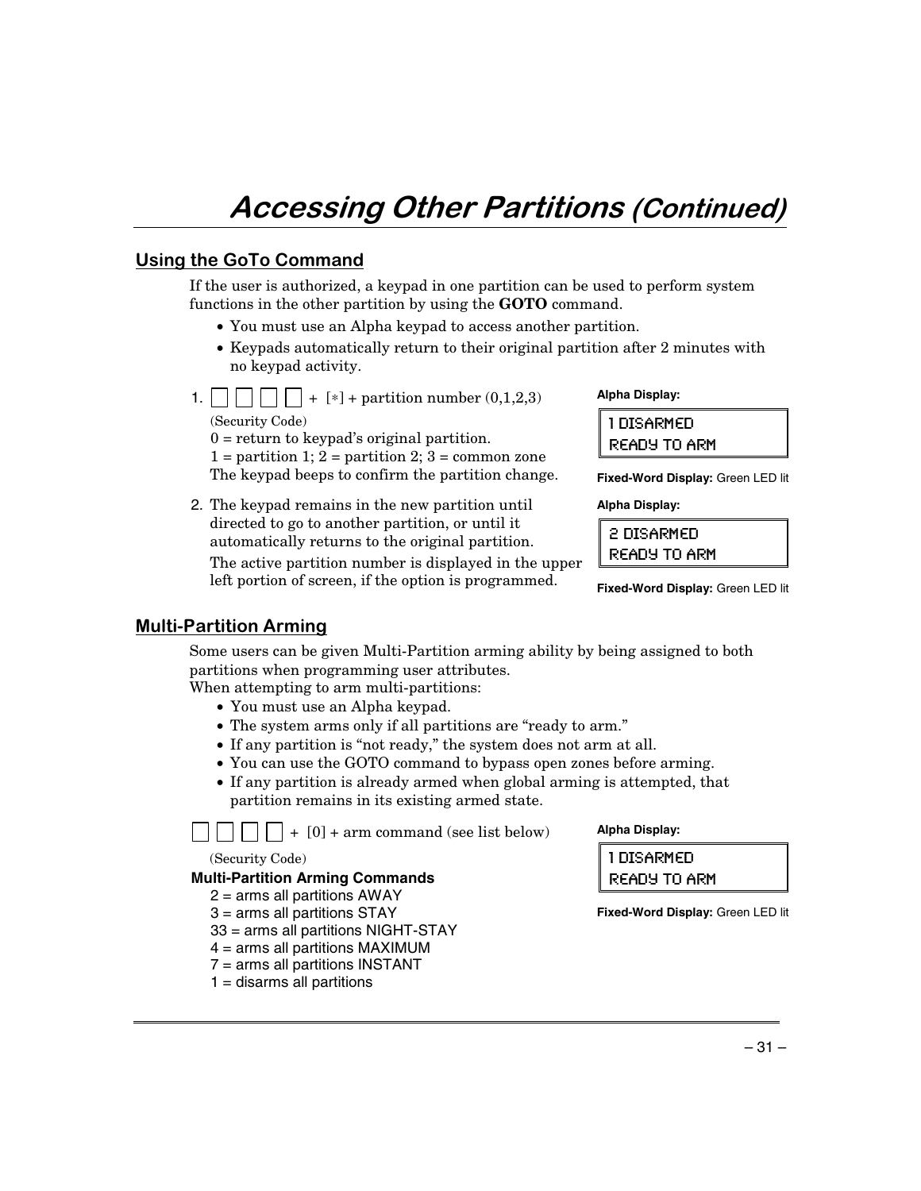# *Accessing Other Partitions (Continued)*

## Using the GoTo Command

If the user is authorized, a keypad in one partition can be used to perform system functions in the other partition by using the **GOTO** command.

- You must use an Alpha keypad to access another partition.
- Keypads automatically return to their original partition after 2 minutes with no keypad activity.

1. ☐ ☐ ☐ ☐ + [∗] + partition number (0,1,2,3)
   (Security Code)
   0 = return to keypad's original partition.
   1 = partition 1; 2 = partition 2; 3 = common zone
   The keypad beeps to confirm the partition change.

   **Alpha Display:**

   ```
   1 DISARMED
   READY TO ARM
   ```

   **Fixed-Word Display:** Green LED lit

2. The keypad remains in the new partition until directed to go to another partition, or until it automatically returns to the original partition.
   The active partition number is displayed in the upper left portion of screen, if the option is programmed.

   **Alpha Display:**

   ```
   2 DISARMED
   READY TO ARM
   ```

   **Fixed-Word Display:** Green LED lit

## Multi-Partition Arming

Some users can be given Multi-Partition arming ability by being assigned to both partitions when programming user attributes.
When attempting to arm multi-partitions:

- You must use an Alpha keypad.
- The system arms only if all partitions are "ready to arm."
- If any partition is "not ready," the system does not arm at all.
- You can use the GOTO command to bypass open zones before arming.
- If any partition is already armed when global arming is attempted, that partition remains in its existing armed state.

☐ ☐ ☐ ☐ + [0] + arm command (see list below)
(Security Code)

**Multi-Partition Arming Commands**

2 = arms all partitions AWAY
3 = arms all partitions STAY
33 = arms all partitions NIGHT-STAY
4 = arms all partitions MAXIMUM
7 = arms all partitions INSTANT
1 = disarms all partitions

**Alpha Display:**

```
1 DISARMED
READY TO ARM
```

**Fixed-Word Display:** Green LED lit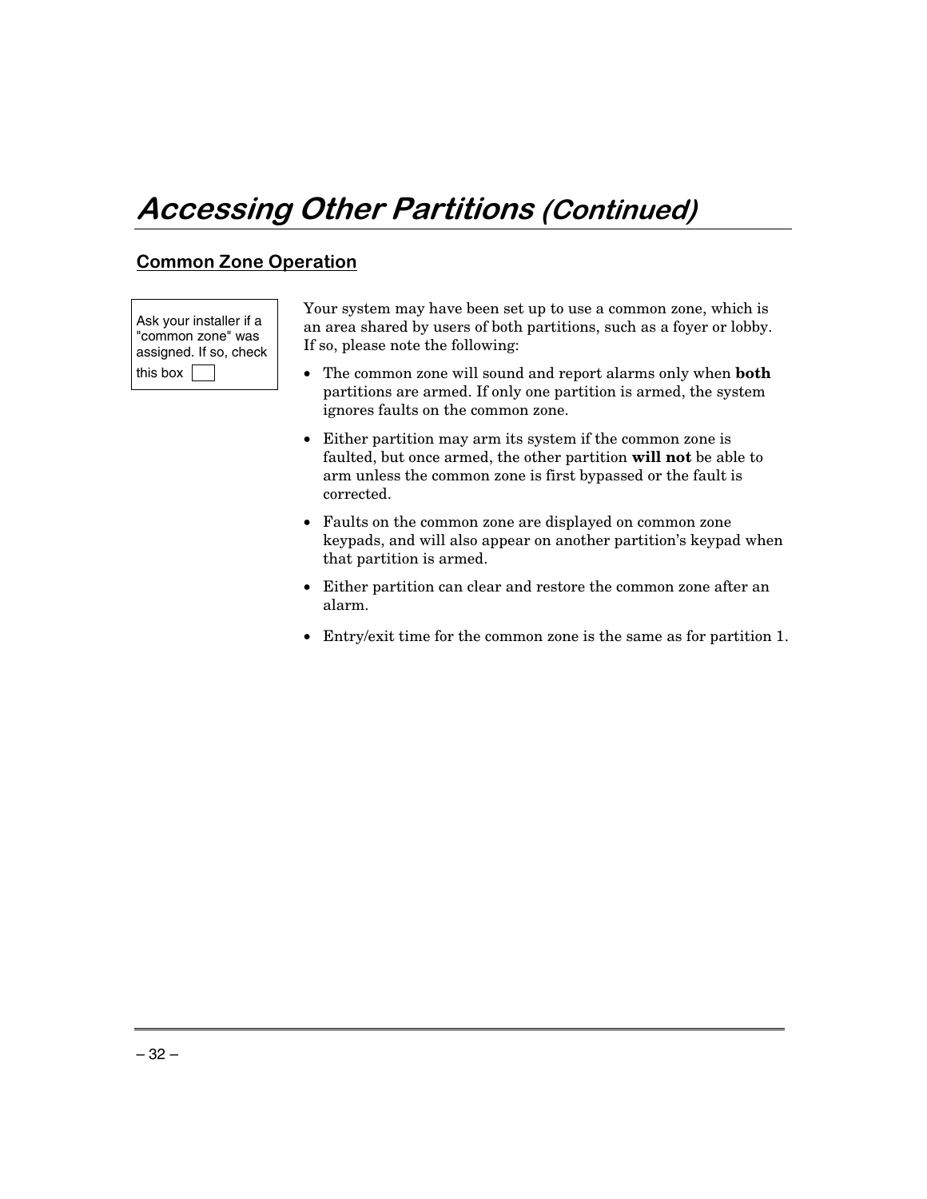# *Accessing Other Partitions (Continued)*

## Common Zone Operation

Ask your installer if a "common zone" was assigned. If so, check this box ☐

Your system may have been set up to use a common zone, which is an area shared by users of both partitions, such as a foyer or lobby. If so, please note the following:

- The common zone will sound and report alarms only when **both** partitions are armed. If only one partition is armed, the system ignores faults on the common zone.
- Either partition may arm its system if the common zone is faulted, but once armed, the other partition **will not** be able to arm unless the common zone is first bypassed or the fault is corrected.
- Faults on the common zone are displayed on common zone keypads, and will also appear on another partition's keypad when that partition is armed.
- Either partition can clear and restore the common zone after an alarm.
- Entry/exit time for the common zone is the same as for partition 1.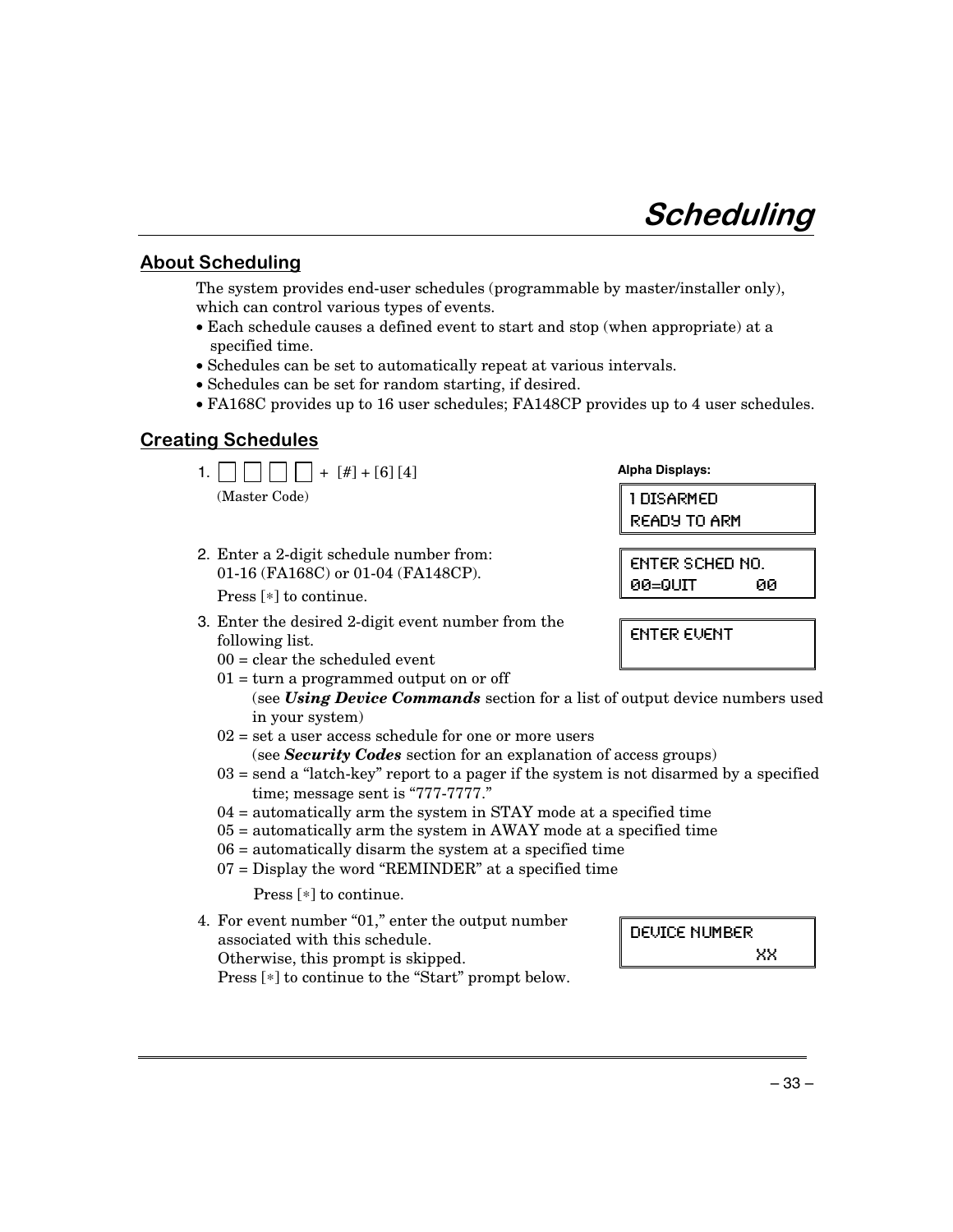# Scheduling

## About Scheduling

The system provides end-user schedules (programmable by master/installer only), which can control various types of events.

- Each schedule causes a defined event to start and stop (when appropriate) at a specified time.
- Schedules can be set to automatically repeat at various intervals.
- Schedules can be set for random starting, if desired.
- FA168C provides up to 16 user schedules; FA148CP provides up to 4 user schedules.

## Creating Schedules

**Alpha Displays:**

1. [ ] [ ] [ ] [ ] + [#] + [6] [4]
   (Master Code)

   ```
   1 DISARMED
   READY TO ARM
   ```

2. Enter a 2-digit schedule number from:
   01-16 (FA168C) or 01-04 (FA148CP).
   Press [∗] to continue.

   ```
   ENTER SCHED NO.
   00=QUIT        00
   ```

3. Enter the desired 2-digit event number from the following list.

   ```
   ENTER EVENT
   ```

   00 = clear the scheduled event
   01 = turn a programmed output on or off
   (see ***Using Device Commands*** section for a list of output device numbers used in your system)
   02 = set a user access schedule for one or more users
   (see ***Security Codes*** section for an explanation of access groups)
   03 = send a "latch-key" report to a pager if the system is not disarmed by a specified time; message sent is "777-7777."
   04 = automatically arm the system in STAY mode at a specified time
   05 = automatically arm the system in AWAY mode at a specified time
   06 = automatically disarm the system at a specified time
   07 = Display the word "REMINDER" at a specified time

   Press [∗] to continue.

4. For event number "01," enter the output number associated with this schedule.
   Otherwise, this prompt is skipped.
   Press [∗] to continue to the "Start" prompt below.

   ```
   DEVICE NUMBER
                  XX
   ```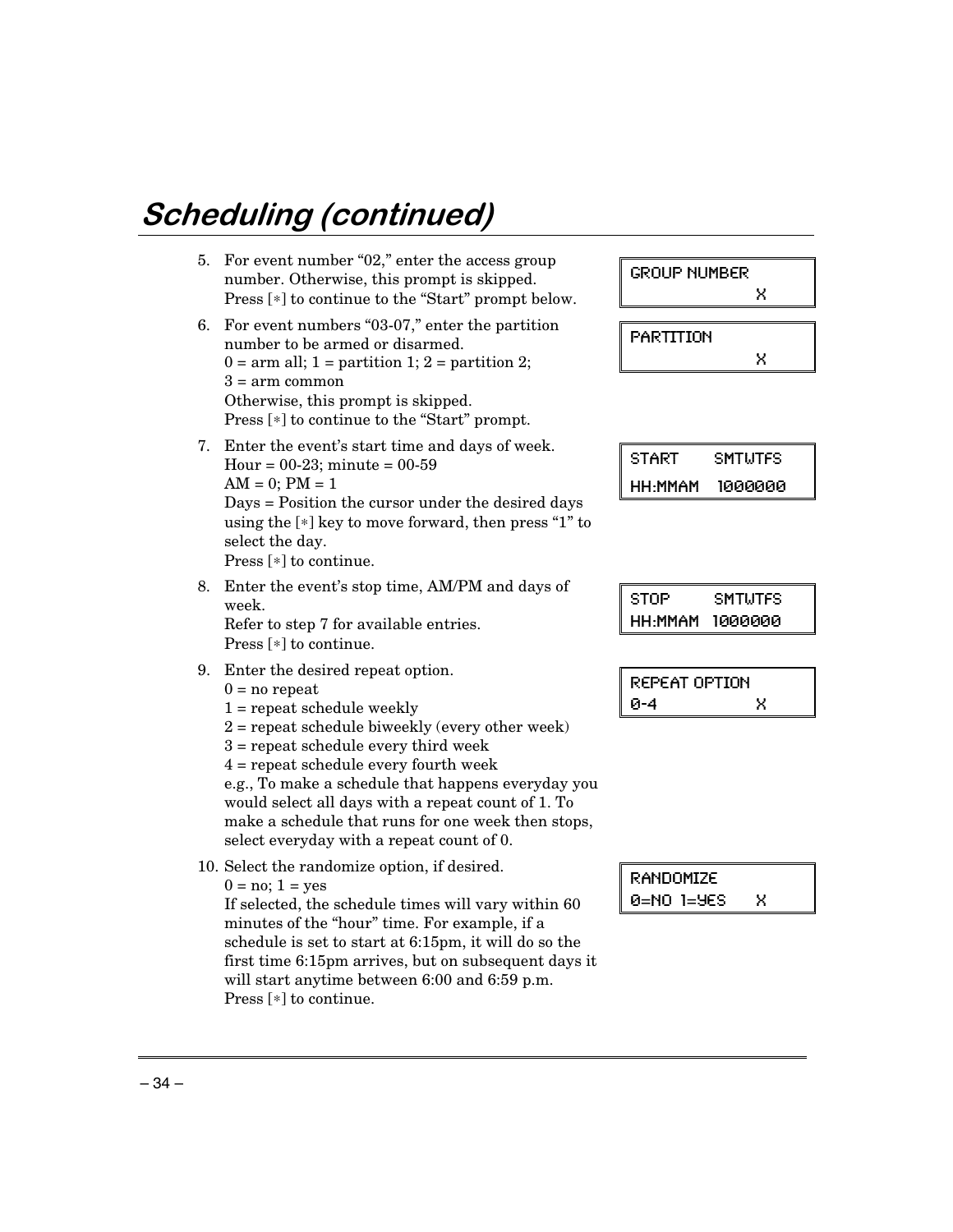# Scheduling (continued)

5. For event number "02," enter the access group number. Otherwise, this prompt is skipped.
   Press [∗] to continue to the "Start" prompt below.

```
GROUP NUMBER
              X
```

6. For event numbers "03-07," enter the partition number to be armed or disarmed.
   0 = arm all; 1 = partition 1; 2 = partition 2;
   3 = arm common
   Otherwise, this prompt is skipped.
   Press [∗] to continue to the "Start" prompt.

```
PARTITION
              X
```

7. Enter the event's start time and days of week.
   Hour = 00-23; minute = 00-59
   AM = 0; PM = 1
   Days = Position the cursor under the desired days using the [∗] key to move forward, then press "1" to select the day.
   Press [∗] to continue.

```
START     SMTWTFS
HH:MMAM   1000000
```

8. Enter the event's stop time, AM/PM and days of week.
   Refer to step 7 for available entries.
   Press [∗] to continue.

```
STOP      SMTWTFS
HH:MMAM  1000000
```

9. Enter the desired repeat option.
   0 = no repeat
   1 = repeat schedule weekly
   2 = repeat schedule biweekly (every other week)
   3 = repeat schedule every third week
   4 = repeat schedule every fourth week
   e.g., To make a schedule that happens everyday you would select all days with a repeat count of 1. To make a schedule that runs for one week then stops, select everyday with a repeat count of 0.

```
REPEAT OPTION
0-4           X
```

10. Select the randomize option, if desired.
    0 = no; 1 = yes
    If selected, the schedule times will vary within 60 minutes of the "hour" time. For example, if a schedule is set to start at 6:15pm, it will do so the first time 6:15pm arrives, but on subsequent days it will start anytime between 6:00 and 6:59 p.m.
    Press [∗] to continue.

```
RANDOMIZE
0=NO 1=YES    X
```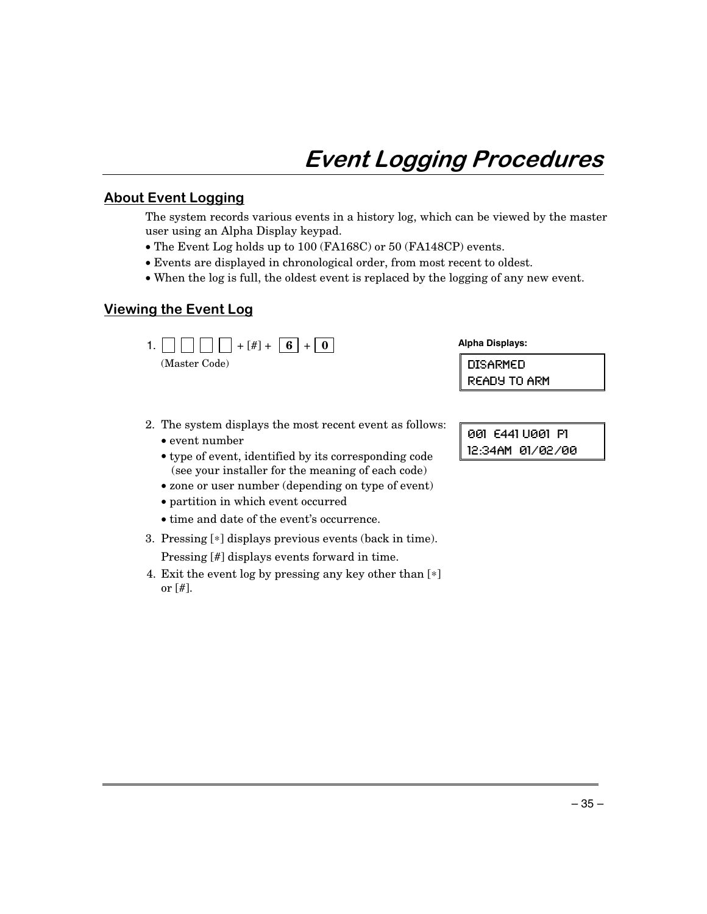# Event Logging Procedures

## About Event Logging

The system records various events in a history log, which can be viewed by the master user using an Alpha Display keypad.

- The Event Log holds up to 100 (FA168C) or 50 (FA148CP) events.
- Events are displayed in chronological order, from most recent to oldest.
- When the log is full, the oldest event is replaced by the logging of any new event.

## Viewing the Event Log

**Alpha Displays:**

1. ☐ ☐ ☐ ☐ + [#] + **6** + **0**
   (Master Code)

   ```
   DISARMED
   READY TO ARM
   ```

2. The system displays the most recent event as follows:
   - event number
   - type of event, identified by its corresponding code (see your installer for the meaning of each code)
   - zone or user number (depending on type of event)
   - partition in which event occurred
   - time and date of the event's occurrence.

   ```
   001 E441 U001 P1
   12:34AM 01/02/00
   ```

3. Pressing [∗] displays previous events (back in time).
   Pressing [#] displays events forward in time.
4. Exit the event log by pressing any key other than [∗] or [#].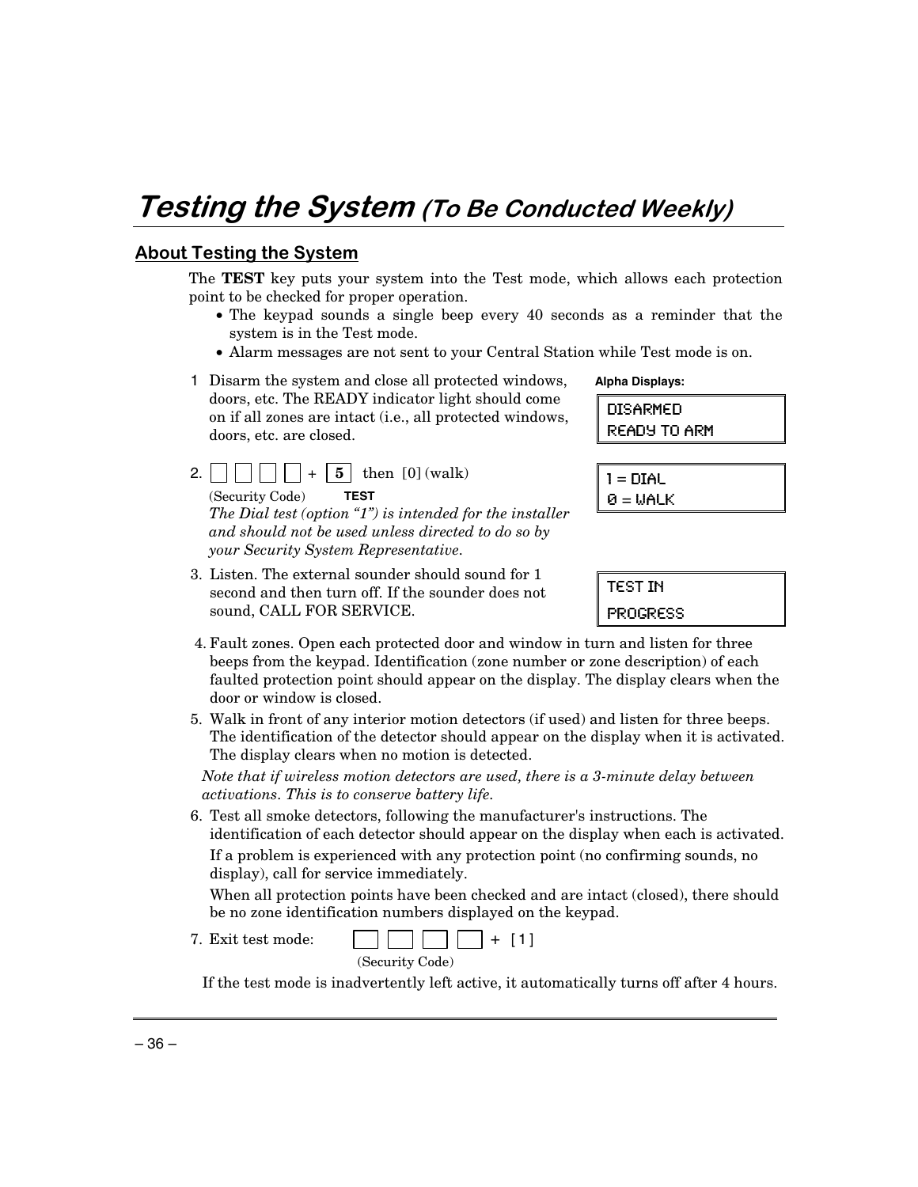# *Testing the System (To Be Conducted Weekly)*

## About Testing the System

The **TEST** key puts your system into the Test mode, which allows each protection point to be checked for proper operation.

- The keypad sounds a single beep every 40 seconds as a reminder that the system is in the Test mode.
- Alarm messages are not sent to your Central Station while Test mode is on.

**Alpha Displays:**

1 Disarm the system and close all protected windows, doors, etc. The READY indicator light should come on if all zones are intact (i.e., all protected windows, doors, etc. are closed.

```
DISARMED
READY TO ARM
```

2. [ ] [ ] [ ] [ ] + [**5**] then [0] (walk)
   (Security Code) **TEST**

   *The Dial test (option "1") is intended for the installer and should not be used unless directed to do so by your Security System Representative.*

```
1 = DIAL
0 = WALK
```

3. Listen. The external sounder should sound for 1 second and then turn off. If the sounder does not sound, CALL FOR SERVICE.

```
TEST IN
PROGRESS
```

4. Fault zones. Open each protected door and window in turn and listen for three beeps from the keypad. Identification (zone number or zone description) of each faulted protection point should appear on the display. The display clears when the door or window is closed.

5. Walk in front of any interior motion detectors (if used) and listen for three beeps. The identification of the detector should appear on the display when it is activated. The display clears when no motion is detected.

   *Note that if wireless motion detectors are used, there is a 3-minute delay between activations. This is to conserve battery life.*

6. Test all smoke detectors, following the manufacturer's instructions. The identification of each detector should appear on the display when each is activated.

   If a problem is experienced with any protection point (no confirming sounds, no display), call for service immediately.

   When all protection points have been checked and are intact (closed), there should be no zone identification numbers displayed on the keypad.

7. Exit test mode: [ ] [ ] [ ] [ ] + [ 1 ]
   (Security Code)

If the test mode is inadvertently left active, it automatically turns off after 4 hours.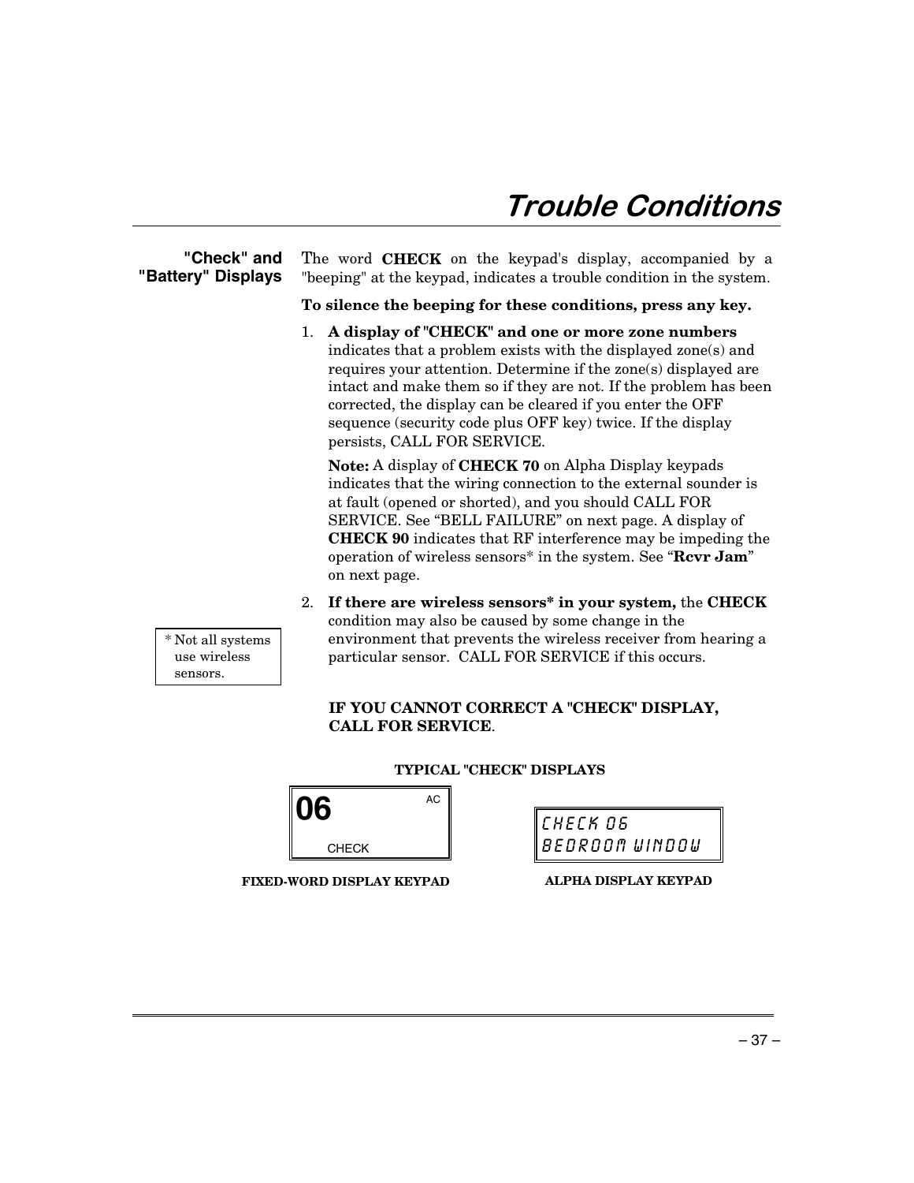# Trouble Conditions

## "Check" and "Battery" Displays

The word **CHECK** on the keypad's display, accompanied by a "beeping" at the keypad, indicates a trouble condition in the system.

**To silence the beeping for these conditions, press any key.**

1. **A display of "CHECK" and one or more zone numbers** indicates that a problem exists with the displayed zone(s) and requires your attention. Determine if the zone(s) displayed are intact and make them so if they are not. If the problem has been corrected, the display can be cleared if you enter the OFF sequence (security code plus OFF key) twice. If the display persists, CALL FOR SERVICE.

   **Note:** A display of **CHECK 70** on Alpha Display keypads indicates that the wiring connection to the external sounder is at fault (opened or shorted), and you should CALL FOR SERVICE. See "BELL FAILURE" on next page. A display of **CHECK 90** indicates that RF interference may be impeding the operation of wireless sensors* in the system. See "**Rcvr Jam**" on next page.

2. **If there are wireless sensors* in your system,** the **CHECK** condition may also be caused by some change in the environment that prevents the wireless receiver from hearing a particular sensor. CALL FOR SERVICE if this occurs.

* Not all systems use wireless sensors.

**IF YOU CANNOT CORRECT A "CHECK" DISPLAY, CALL FOR SERVICE**.

**TYPICAL "CHECK" DISPLAYS**

```
06            AC
   CHECK
```

**FIXED-WORD DISPLAY KEYPAD**

```
CHECK 06
BEDROOM WINDOW
```

**ALPHA DISPLAY KEYPAD**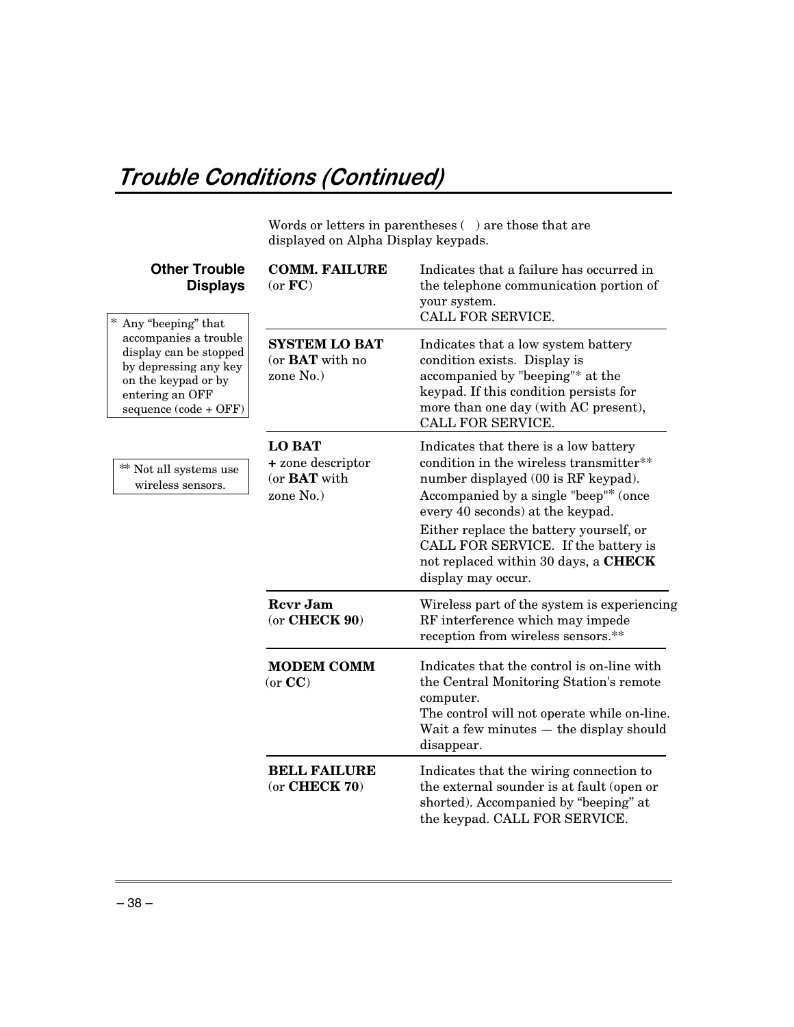# *Trouble Conditions (Continued)*

Words or letters in parentheses ( ) are those that are displayed on Alpha Display keypads.

## Other Trouble Displays

\* Any "beeping" that accompanies a trouble display can be stopped by depressing any key on the keypad or by entering an OFF sequence (code + OFF)

\*\* Not all systems use wireless sensors.

| Display | Meaning |
|---|---|
| **COMM. FAILURE** (or **FC**) | Indicates that a failure has occurred in the telephone communication portion of your system. CALL FOR SERVICE. |
| **SYSTEM LO BAT** (or **BAT** with no zone No.) | Indicates that a low system battery condition exists. Display is accompanied by "beeping"* at the keypad. If this condition persists for more than one day (with AC present), CALL FOR SERVICE. |
| **LO BAT** **+** zone descriptor (or **BAT** with zone No.) | Indicates that there is a low battery condition in the wireless transmitter** number displayed (00 is RF keypad). Accompanied by a single "beep"* (once every 40 seconds) at the keypad. Either replace the battery yourself, or CALL FOR SERVICE. If the battery is not replaced within 30 days, a **CHECK** display may occur. |
| **Rcvr Jam** (or **CHECK 90**) | Wireless part of the system is experiencing RF interference which may impede reception from wireless sensors.** |
| **MODEM COMM** (or **CC**) | Indicates that the control is on-line with the Central Monitoring Station's remote computer. The control will not operate while on-line. Wait a few minutes — the display should disappear. |
| **BELL FAILURE** (or **CHECK 70**) | Indicates that the wiring connection to the external sounder is at fault (open or shorted). Accompanied by "beeping" at the keypad. CALL FOR SERVICE. |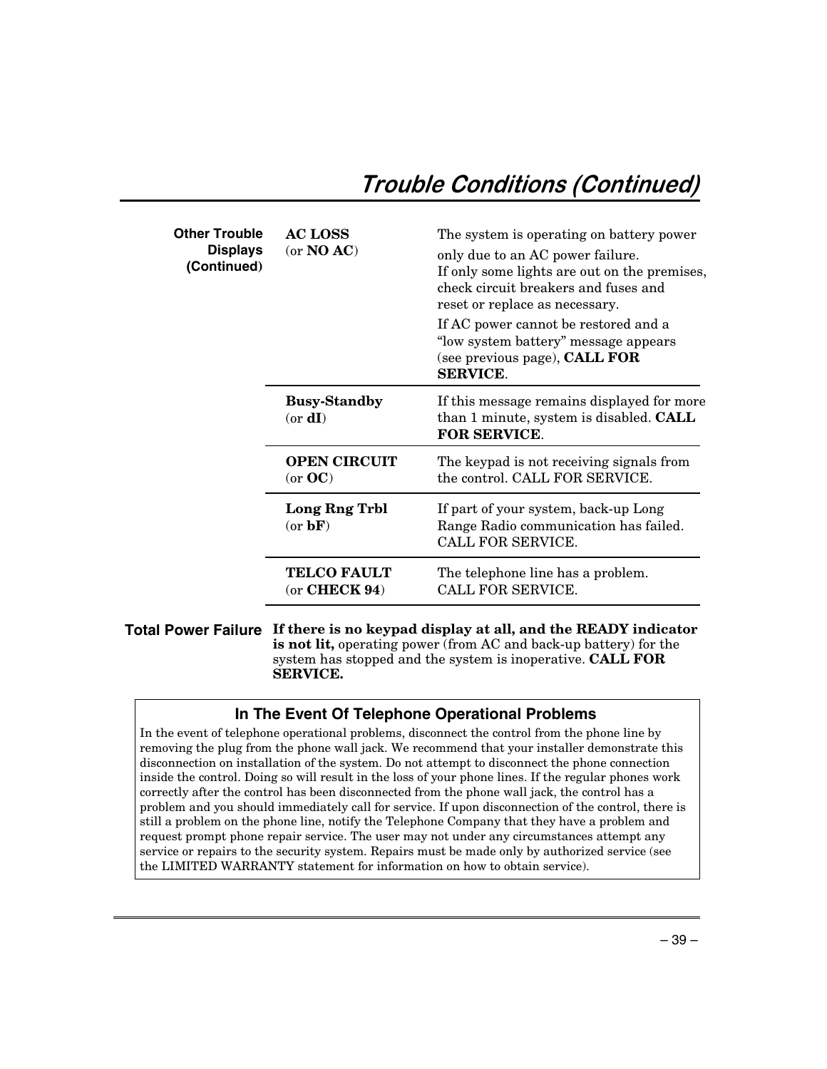# Trouble Conditions (Continued)

**Other Trouble Displays (Continued)**

| | |
|---|---|
| **AC LOSS** (or **NO AC**) | The system is operating on battery power only due to an AC power failure. If only some lights are out on the premises, check circuit breakers and fuses and reset or replace as necessary. If AC power cannot be restored and a "low system battery" message appears (see previous page), **CALL FOR SERVICE**. |
| **Busy-Standby** (or **dI**) | If this message remains displayed for more than 1 minute, system is disabled. **CALL FOR SERVICE**. |
| **OPEN CIRCUIT** (or **OC**) | The keypad is not receiving signals from the control. CALL FOR SERVICE. |
| **Long Rng Trbl** (or **bF**) | If part of your system, back-up Long Range Radio communication has failed. CALL FOR SERVICE. |
| **TELCO FAULT** (or **CHECK 94**) | The telephone line has a problem. CALL FOR SERVICE. |

**Total Power Failure**

**If there is no keypad display at all, and the READY indicator is not lit,** operating power (from AC and back-up battery) for the system has stopped and the system is inoperative. **CALL FOR SERVICE.**

## In The Event Of Telephone Operational Problems

In the event of telephone operational problems, disconnect the control from the phone line by removing the plug from the phone wall jack. We recommend that your installer demonstrate this disconnection on installation of the system. Do not attempt to disconnect the phone connection inside the control. Doing so will result in the loss of your phone lines. If the regular phones work correctly after the control has been disconnected from the phone wall jack, the control has a problem and you should immediately call for service. If upon disconnection of the control, there is still a problem on the phone line, notify the Telephone Company that they have a problem and request prompt phone repair service. The user may not under any circumstances attempt any service or repairs to the security system. Repairs must be made only by authorized service (see the LIMITED WARRANTY statement for information on how to obtain service).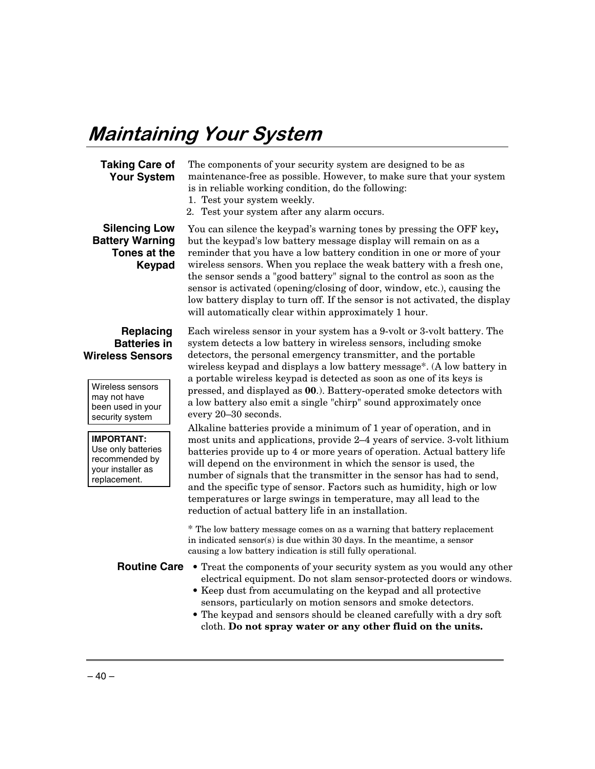# Maintaining Your System

## Taking Care of Your System

The components of your security system are designed to be as maintenance-free as possible. However, to make sure that your system is in reliable working condition, do the following:

1. Test your system weekly.
2. Test your system after any alarm occurs.

## Silencing Low Battery Warning Tones at the Keypad

You can silence the keypad's warning tones by pressing the OFF key**,** but the keypad's low battery message display will remain on as a reminder that you have a low battery condition in one or more of your wireless sensors. When you replace the weak battery with a fresh one, the sensor sends a "good battery" signal to the control as soon as the sensor is activated (opening/closing of door, window, etc.), causing the low battery display to turn off. If the sensor is not activated, the display will automatically clear within approximately 1 hour.

## Replacing Batteries in Wireless Sensors

Wireless sensors may not have been used in your security system

**IMPORTANT:** Use only batteries recommended by your installer as replacement.

Each wireless sensor in your system has a 9-volt or 3-volt battery. The system detects a low battery in wireless sensors, including smoke detectors, the personal emergency transmitter, and the portable wireless keypad and displays a low battery message*. (A low battery in a portable wireless keypad is detected as soon as one of its keys is pressed, and displayed as **00**.). Battery-operated smoke detectors with a low battery also emit a single "chirp" sound approximately once every 20–30 seconds.

Alkaline batteries provide a minimum of 1 year of operation, and in most units and applications, provide 2–4 years of service. 3-volt lithium batteries provide up to 4 or more years of operation. Actual battery life will depend on the environment in which the sensor is used, the number of signals that the transmitter in the sensor has had to send, and the specific type of sensor. Factors such as humidity, high or low temperatures or large swings in temperature, may all lead to the reduction of actual battery life in an installation.

\* The low battery message comes on as a warning that battery replacement in indicated sensor(s) is due within 30 days. In the meantime, a sensor causing a low battery indication is still fully operational.

## Routine Care

- Treat the components of your security system as you would any other electrical equipment. Do not slam sensor-protected doors or windows.
- Keep dust from accumulating on the keypad and all protective sensors, particularly on motion sensors and smoke detectors.
- The keypad and sensors should be cleaned carefully with a dry soft cloth. **Do not spray water or any other fluid on the units.**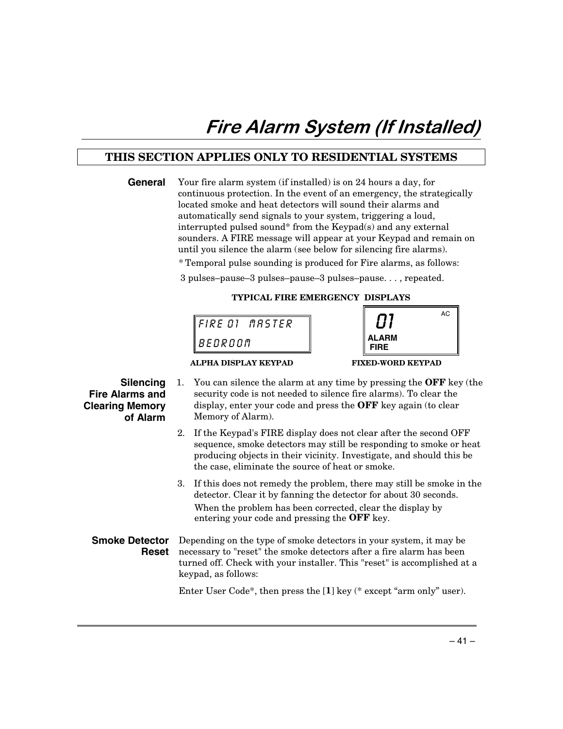# *Fire Alarm System (If Installed)*

**THIS SECTION APPLIES ONLY TO RESIDENTIAL SYSTEMS**

**General**

Your fire alarm system (if installed) is on 24 hours a day, for continuous protection. In the event of an emergency, the strategically located smoke and heat detectors will sound their alarms and automatically send signals to your system, triggering a loud, interrupted pulsed sound* from the Keypad(s) and any external sounders. A FIRE message will appear at your Keypad and remain on until you silence the alarm (see below for silencing fire alarms).

* Temporal pulse sounding is produced for Fire alarms, as follows:

3 pulses–pause–3 pulses–pause–3 pulses–pause. . . , repeated.

**TYPICAL FIRE EMERGENCY DISPLAYS**

| ALPHA DISPLAY KEYPAD | FIXED-WORD KEYPAD |
|---|---|
| FIRE 01 MASTER BEDROOM | 01 AC ALARM FIRE |

**Silencing Fire Alarms and Clearing Memory of Alarm**

1. You can silence the alarm at any time by pressing the **OFF** key (the security code is not needed to silence fire alarms). To clear the display, enter your code and press the **OFF** key again (to clear Memory of Alarm).
2. If the Keypad's FIRE display does not clear after the second OFF sequence, smoke detectors may still be responding to smoke or heat producing objects in their vicinity. Investigate, and should this be the case, eliminate the source of heat or smoke.
3. If this does not remedy the problem, there may still be smoke in the detector. Clear it by fanning the detector for about 30 seconds.

   When the problem has been corrected, clear the display by entering your code and pressing the **OFF** key.

**Smoke Detector Reset**

Depending on the type of smoke detectors in your system, it may be necessary to "reset" the smoke detectors after a fire alarm has been turned off. Check with your installer. This "reset" is accomplished at a keypad, as follows:

Enter User Code*, then press the [**1**] key (* except “arm only” user).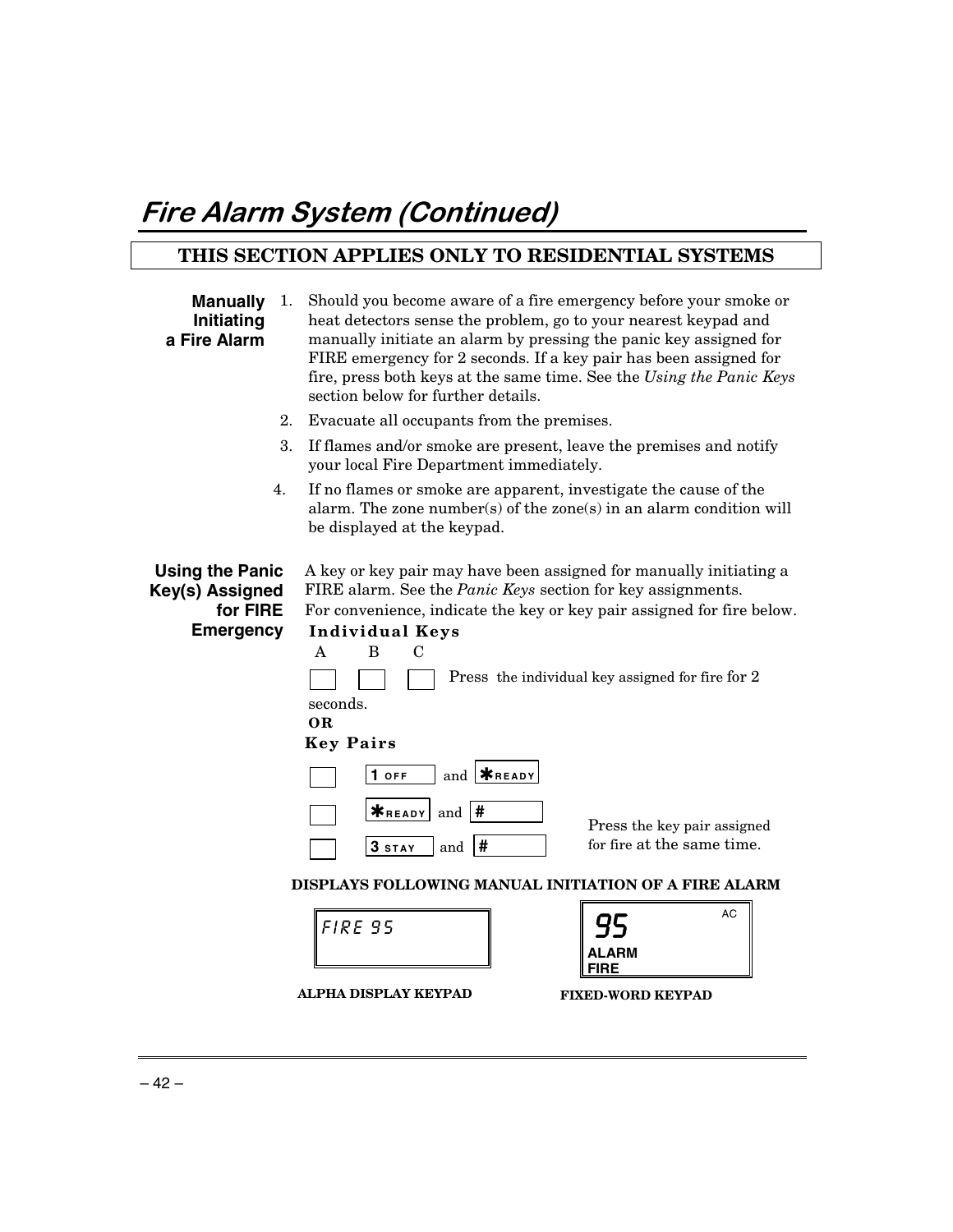# Fire Alarm System (Continued)

**THIS SECTION APPLIES ONLY TO RESIDENTIAL SYSTEMS**

**Manually Initiating a Fire Alarm**

1. Should you become aware of a fire emergency before your smoke or heat detectors sense the problem, go to your nearest keypad and manually initiate an alarm by pressing the panic key assigned for FIRE emergency for 2 seconds. If a key pair has been assigned for fire, press both keys at the same time. See the *Using the Panic Keys* section below for further details.
2. Evacuate all occupants from the premises.
3. If flames and/or smoke are present, leave the premises and notify your local Fire Department immediately.
4. If no flames or smoke are apparent, investigate the cause of the alarm. The zone number(s) of the zone(s) in an alarm condition will be displayed at the keypad.

**Using the Panic Key(s) Assigned for FIRE Emergency**

A key or key pair may have been assigned for manually initiating a FIRE alarm. See the *Panic Keys* section for key assignments.
For convenience, indicate the key or key pair assigned for fire below.

**Individual Keys**

A B C

[ ] [ ] [ ] Press the individual key assigned for fire for 2 seconds.

**OR**

**Key Pairs**

[ ] 1 OFF and * READY

[ ] * READY and #

[ ] 3 STAY and #

Press the key pair assigned for fire at the same time.

**DISPLAYS FOLLOWING MANUAL INITIATION OF A FIRE ALARM**

| ALPHA DISPLAY KEYPAD | FIXED-WORD KEYPAD |
|---|---|
| FIRE 95 | 95 ALARM FIRE AC |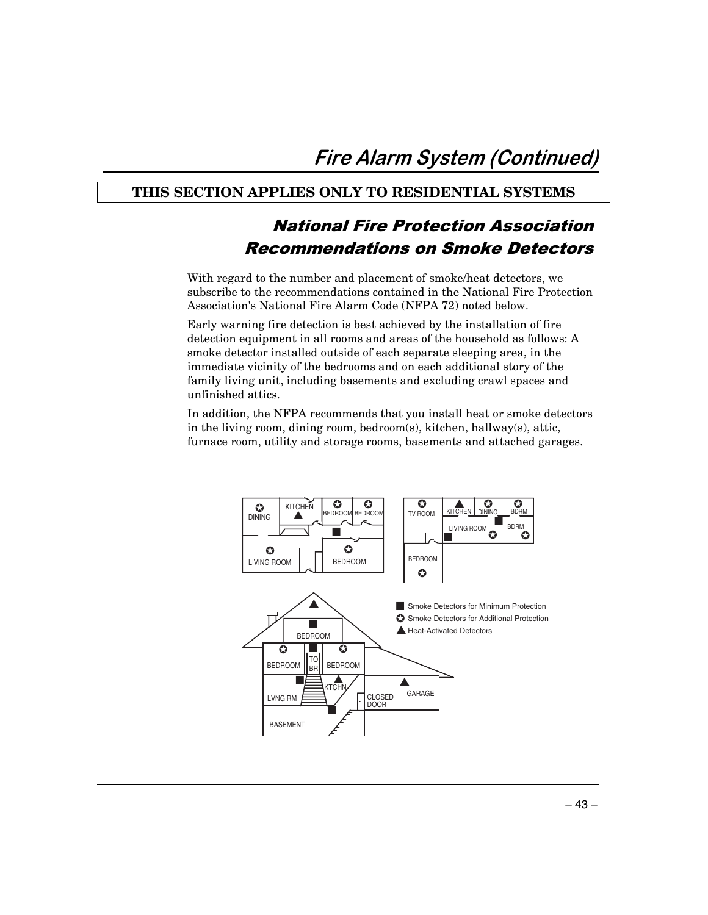# Fire Alarm System (Continued)

**THIS SECTION APPLIES ONLY TO RESIDENTIAL SYSTEMS**

## National Fire Protection Association Recommendations on Smoke Detectors

With regard to the number and placement of smoke/heat detectors, we subscribe to the recommendations contained in the National Fire Protection Association's National Fire Alarm Code (NFPA 72) noted below.

Early warning fire detection is best achieved by the installation of fire detection equipment in all rooms and areas of the household as follows: A smoke detector installed outside of each separate sleeping area, in the immediate vicinity of the bedrooms and on each additional story of the family living unit, including basements and excluding crawl spaces and unfinished attics.

In addition, the NFPA recommends that you install heat or smoke detectors in the living room, dining room, bedroom(s), kitchen, hallway(s), attic, furnace room, utility and storage rooms, basements and attached garages.

■ Smoke Detectors for Minimum Protection
✪ Smoke Detectors for Additional Protection
▲ Heat-Activated Detectors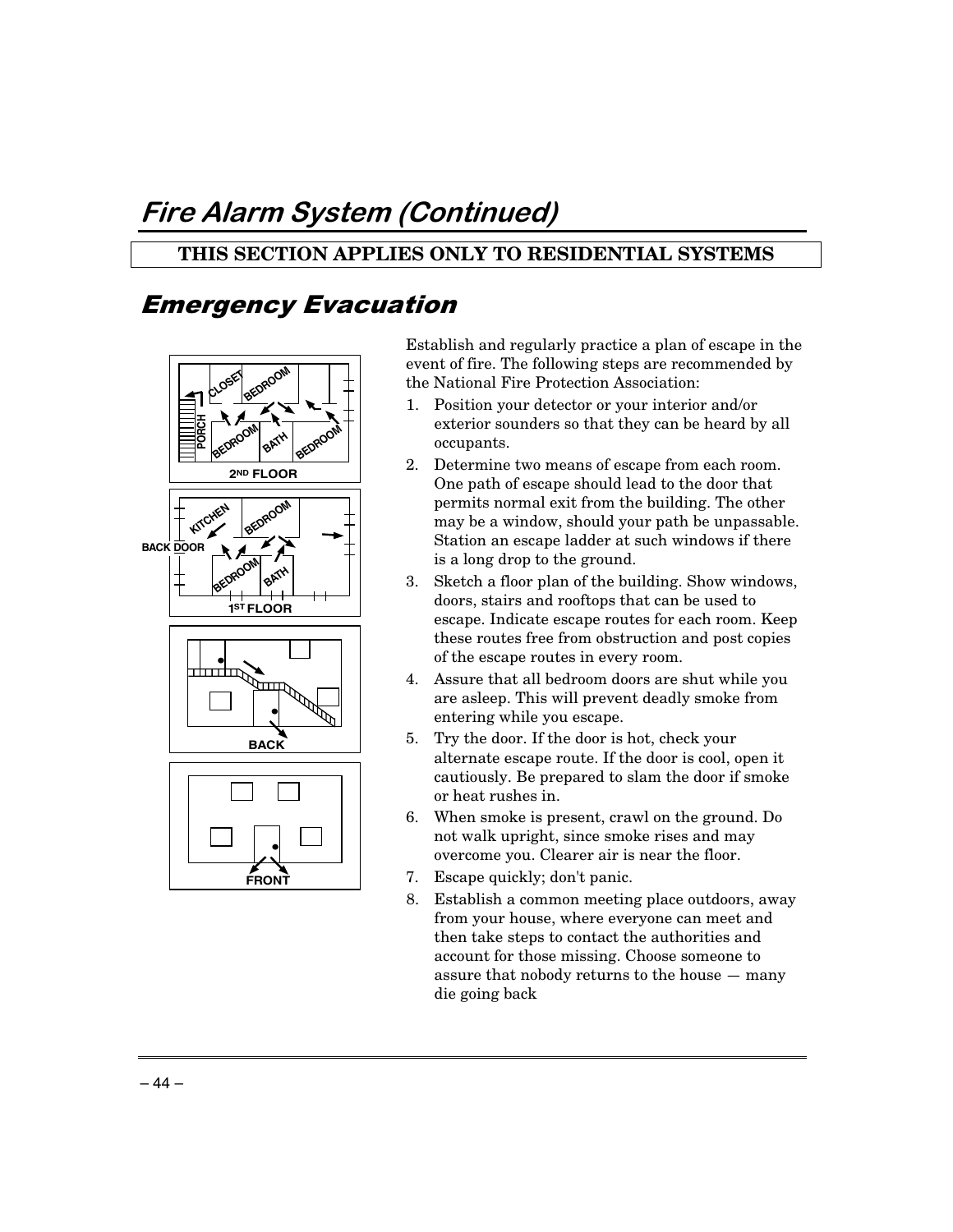# Fire Alarm System (Continued)

**THIS SECTION APPLIES ONLY TO RESIDENTIAL SYSTEMS**

## Emergency Evacuation

Establish and regularly practice a plan of escape in the event of fire. The following steps are recommended by the National Fire Protection Association:

1. Position your detector or your interior and/or exterior sounders so that they can be heard by all occupants.
2. Determine two means of escape from each room. One path of escape should lead to the door that permits normal exit from the building. The other may be a window, should your path be unpassable. Station an escape ladder at such windows if there is a long drop to the ground.
3. Sketch a floor plan of the building. Show windows, doors, stairs and rooftops that can be used to escape. Indicate escape routes for each room. Keep these routes free from obstruction and post copies of the escape routes in every room.
4. Assure that all bedroom doors are shut while you are asleep. This will prevent deadly smoke from entering while you escape.
5. Try the door. If the door is hot, check your alternate escape route. If the door is cool, open it cautiously. Be prepared to slam the door if smoke or heat rushes in.
6. When smoke is present, crawl on the ground. Do not walk upright, since smoke rises and may overcome you. Clearer air is near the floor.
7. Escape quickly; don't panic.
8. Establish a common meeting place outdoors, away from your house, where everyone can meet and then take steps to contact the authorities and account for those missing. Choose someone to assure that nobody returns to the house — many die going back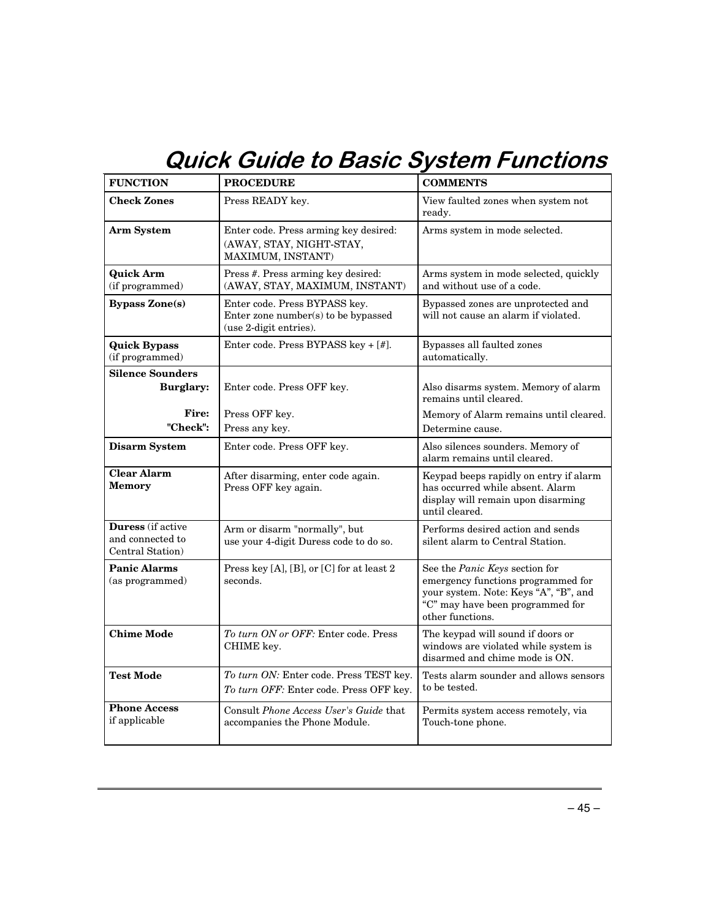# Quick Guide to Basic System Functions

| FUNCTION | PROCEDURE | COMMENTS |
|---|---|---|
| **Check Zones** | Press READY key. | View faulted zones when system not ready. |
| **Arm System** | Enter code. Press arming key desired: (AWAY, STAY, NIGHT-STAY, MAXIMUM, INSTANT) | Arms system in mode selected. |
| **Quick Arm** (if programmed) | Press #. Press arming key desired: (AWAY, STAY, MAXIMUM, INSTANT) | Arms system in mode selected, quickly and without use of a code. |
| **Bypass Zone(s)** | Enter code. Press BYPASS key. Enter zone number(s) to be bypassed (use 2-digit entries). | Bypassed zones are unprotected and will not cause an alarm if violated. |
| **Quick Bypass** (if programmed) | Enter code. Press BYPASS key + [#]. | Bypasses all faulted zones automatically. |
| **Silence Sounders** | | |
| **Burglary:** | Enter code. Press OFF key. | Also disarms system. Memory of alarm remains until cleared. |
| **Fire:** | Press OFF key. | Memory of Alarm remains until cleared. |
| **"Check":** | Press any key. | Determine cause. |
| **Disarm System** | Enter code. Press OFF key. | Also silences sounders. Memory of alarm remains until cleared. |
| **Clear Alarm Memory** | After disarming, enter code again. Press OFF key again. | Keypad beeps rapidly on entry if alarm has occurred while absent. Alarm display will remain upon disarming until cleared. |
| **Duress** (if active and connected to Central Station) | Arm or disarm "normally", but use your 4-digit Duress code to do so. | Performs desired action and sends silent alarm to Central Station. |
| **Panic Alarms** (as programmed) | Press key [A], [B], or [C] for at least 2 seconds. | See the *Panic Keys* section for emergency functions programmed for your system. Note: Keys "A", "B", and "C" may have been programmed for other functions. |
| **Chime Mode** | *To turn ON or OFF:* Enter code. Press CHIME key. | The keypad will sound if doors or windows are violated while system is disarmed and chime mode is ON. |
| **Test Mode** | *To turn ON:* Enter code. Press TEST key. *To turn OFF:* Enter code. Press OFF key. | Tests alarm sounder and allows sensors to be tested. |
| **Phone Access** if applicable | Consult *Phone Access User's Guide* that accompanies the Phone Module. | Permits system access remotely, via Touch-tone phone. |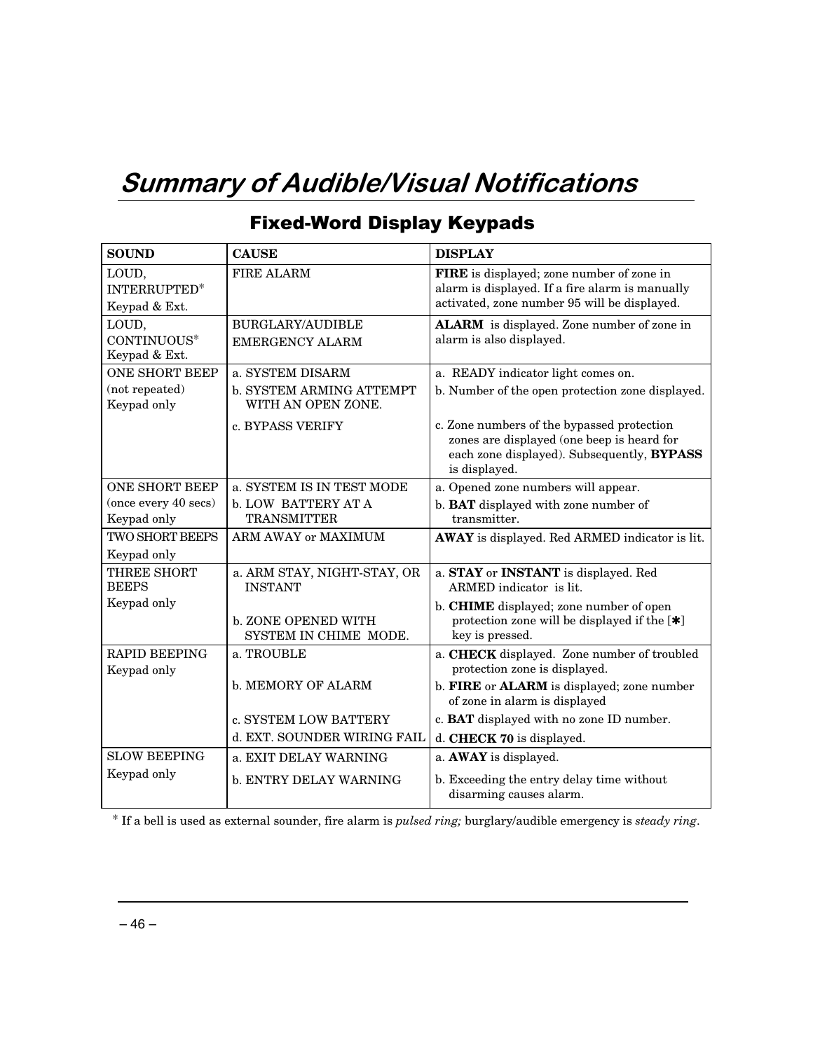# *Summary of Audible/Visual Notifications*

## Fixed-Word Display Keypads

| SOUND | CAUSE | DISPLAY |
|---|---|---|
| LOUD, INTERRUPTED* Keypad & Ext. | FIRE ALARM | **FIRE** is displayed; zone number of zone in alarm is displayed. If a fire alarm is manually activated, zone number 95 will be displayed. |
| LOUD, CONTINUOUS* Keypad & Ext. | BURGLARY/AUDIBLE EMERGENCY ALARM | **ALARM** is displayed. Zone number of zone in alarm is also displayed. |
| ONE SHORT BEEP (not repeated) Keypad only | a. SYSTEM DISARM<br>b. SYSTEM ARMING ATTEMPT WITH AN OPEN ZONE.<br>c. BYPASS VERIFY | a. READY indicator light comes on.<br>b. Number of the open protection zone displayed.<br>c. Zone numbers of the bypassed protection zones are displayed (one beep is heard for each zone displayed). Subsequently, **BYPASS** is displayed. |
| ONE SHORT BEEP (once every 40 secs) Keypad only | a. SYSTEM IS IN TEST MODE<br>b. LOW BATTERY AT A TRANSMITTER | a. Opened zone numbers will appear.<br>b. **BAT** displayed with zone number of transmitter. |
| TWO SHORT BEEPS Keypad only | ARM AWAY or MAXIMUM | **AWAY** is displayed. Red ARMED indicator is lit. |
| THREE SHORT BEEPS Keypad only | a. ARM STAY, NIGHT-STAY, OR INSTANT<br>b. ZONE OPENED WITH SYSTEM IN CHIME MODE. | a. **STAY** or **INSTANT** is displayed. Red ARMED indicator is lit.<br>b. **CHIME** displayed; zone number of open protection zone will be displayed if the [✱] key is pressed. |
| RAPID BEEPING Keypad only | a. TROUBLE<br>b. MEMORY OF ALARM<br>c. SYSTEM LOW BATTERY<br>d. EXT. SOUNDER WIRING FAIL | a. **CHECK** displayed. Zone number of troubled protection zone is displayed.<br>b. **FIRE** or **ALARM** is displayed; zone number of zone in alarm is displayed<br>c. **BAT** displayed with no zone ID number.<br>d. **CHECK 70** is displayed. |
| SLOW BEEPING Keypad only | a. EXIT DELAY WARNING<br>b. ENTRY DELAY WARNING | a. **AWAY** is displayed.<br>b. Exceeding the entry delay time without disarming causes alarm. |

* If a bell is used as external sounder, fire alarm is *pulsed ring;* burglary/audible emergency is *steady ring*.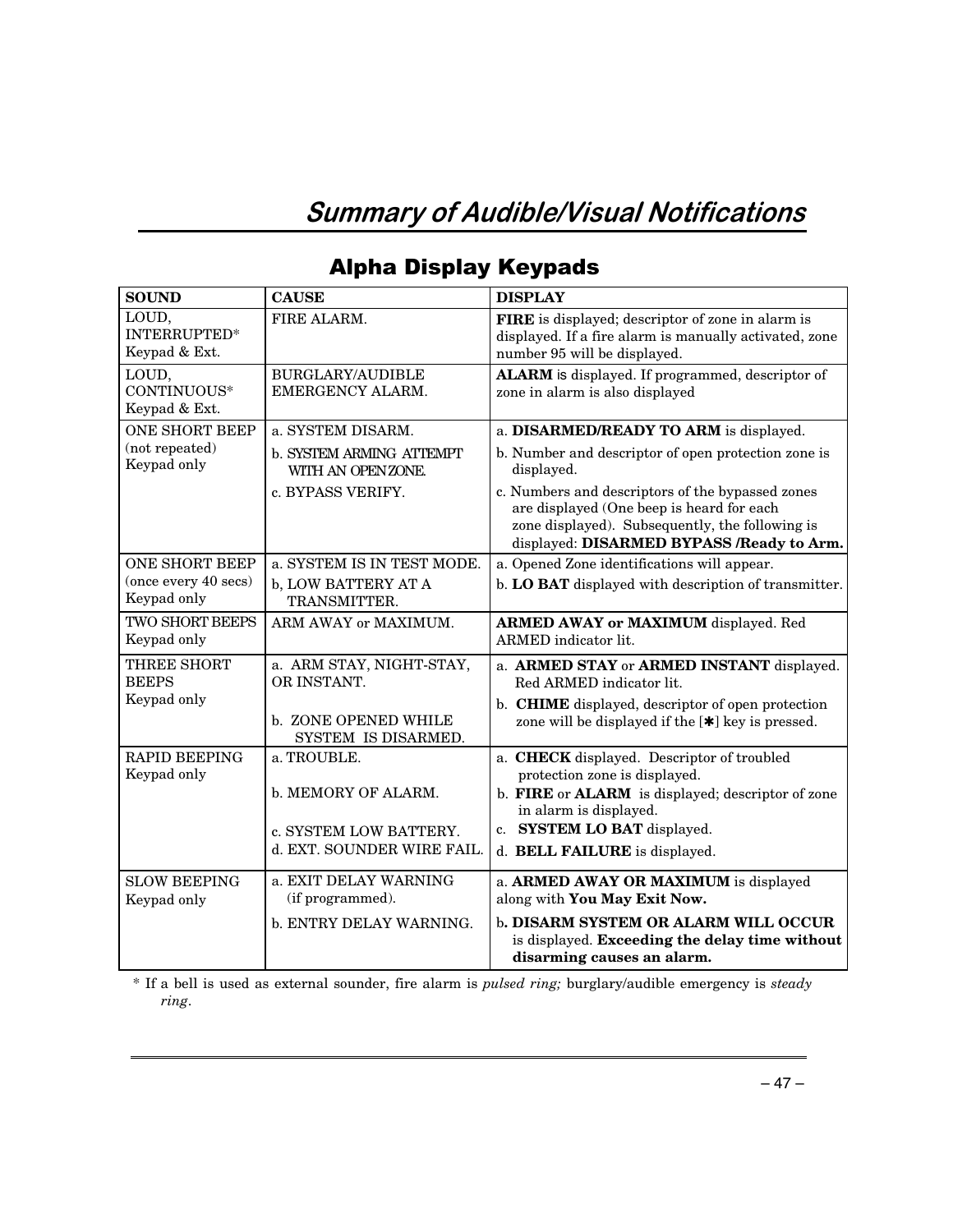# *Summary of Audible/Visual Notifications*

## Alpha Display Keypads

| SOUND | CAUSE | DISPLAY |
|---|---|---|
| LOUD, INTERRUPTED* Keypad & Ext. | FIRE ALARM. | **FIRE** is displayed; descriptor of zone in alarm is displayed. If a fire alarm is manually activated, zone number 95 will be displayed. |
| LOUD, CONTINUOUS* Keypad & Ext. | BURGLARY/AUDIBLE EMERGENCY ALARM. | **ALARM** is displayed. If programmed, descriptor of zone in alarm is also displayed |
| ONE SHORT BEEP (not repeated) Keypad only | a. SYSTEM DISARM.<br>b. SYSTEM ARMING ATTEMPT WITH AN OPEN ZONE.<br>c. BYPASS VERIFY. | a. **DISARMED/READY TO ARM** is displayed.<br>b. Number and descriptor of open protection zone is displayed.<br>c. Numbers and descriptors of the bypassed zones are displayed (One beep is heard for each zone displayed). Subsequently, the following is displayed: **DISARMED BYPASS /Ready to Arm.** |
| ONE SHORT BEEP (once every 40 secs) Keypad only | a. SYSTEM IS IN TEST MODE.<br>b, LOW BATTERY AT A TRANSMITTER. | a. Opened Zone identifications will appear.<br>b. **LO BAT** displayed with description of transmitter. |
| TWO SHORT BEEPS Keypad only | ARM AWAY or MAXIMUM. | **ARMED AWAY or MAXIMUM** displayed. Red ARMED indicator lit. |
| THREE SHORT BEEPS Keypad only | a. ARM STAY, NIGHT-STAY, OR INSTANT.<br>b. ZONE OPENED WHILE SYSTEM IS DISARMED. | a. **ARMED STAY** or **ARMED INSTANT** displayed. Red ARMED indicator lit.<br>b. **CHIME** displayed, descriptor of open protection zone will be displayed if the [✱] key is pressed. |
| RAPID BEEPING Keypad only | a. TROUBLE.<br>b. MEMORY OF ALARM.<br>c. SYSTEM LOW BATTERY.<br>d. EXT. SOUNDER WIRE FAIL. | a. **CHECK** displayed. Descriptor of troubled protection zone is displayed.<br>b. **FIRE** or **ALARM** is displayed; descriptor of zone in alarm is displayed.<br>c. **SYSTEM LO BAT** displayed.<br>d. **BELL FAILURE** is displayed. |
| SLOW BEEPING Keypad only | a. EXIT DELAY WARNING (if programmed).<br>b. ENTRY DELAY WARNING. | a. **ARMED AWAY OR MAXIMUM** is displayed along with **You May Exit Now.**<br>b**. DISARM SYSTEM OR ALARM WILL OCCUR** is displayed. **Exceeding the delay time without disarming causes an alarm.** |

\* If a bell is used as external sounder, fire alarm is *pulsed ring;* burglary/audible emergency is *steady ring*.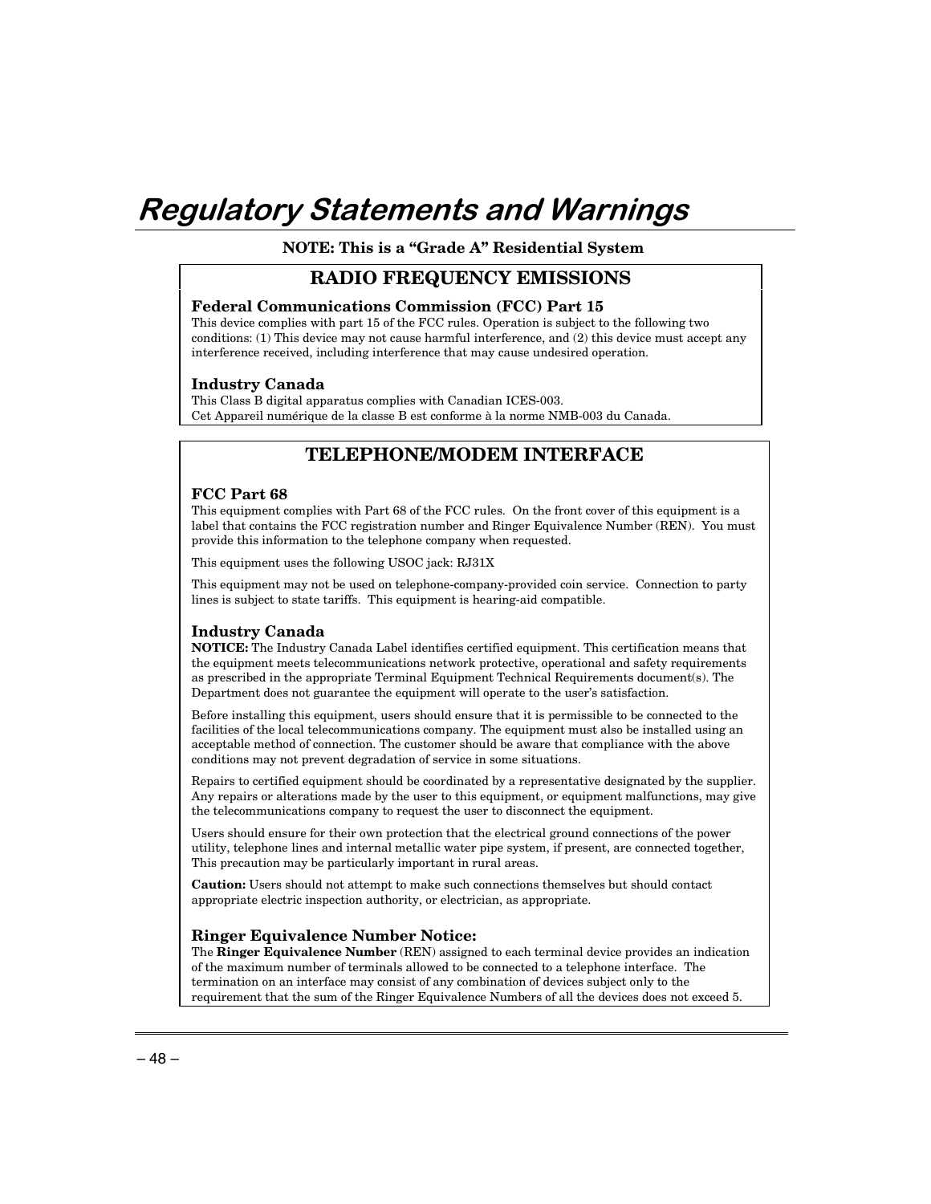# Regulatory Statements and Warnings

**NOTE: This is a "Grade A" Residential System**

## RADIO FREQUENCY EMISSIONS

### Federal Communications Commission (FCC) Part 15

This device complies with part 15 of the FCC rules. Operation is subject to the following two conditions: (1) This device may not cause harmful interference, and (2) this device must accept any interference received, including interference that may cause undesired operation.

### Industry Canada

This Class B digital apparatus complies with Canadian ICES-003.
Cet Appareil numérique de la classe B est conforme à la norme NMB-003 du Canada.

## TELEPHONE/MODEM INTERFACE

### FCC Part 68

This equipment complies with Part 68 of the FCC rules. On the front cover of this equipment is a label that contains the FCC registration number and Ringer Equivalence Number (REN). You must provide this information to the telephone company when requested.

This equipment uses the following USOC jack: RJ31X

This equipment may not be used on telephone-company-provided coin service. Connection to party lines is subject to state tariffs. This equipment is hearing-aid compatible.

### Industry Canada

**NOTICE:** The Industry Canada Label identifies certified equipment. This certification means that the equipment meets telecommunications network protective, operational and safety requirements as prescribed in the appropriate Terminal Equipment Technical Requirements document(s). The Department does not guarantee the equipment will operate to the user's satisfaction.

Before installing this equipment, users should ensure that it is permissible to be connected to the facilities of the local telecommunications company. The equipment must also be installed using an acceptable method of connection. The customer should be aware that compliance with the above conditions may not prevent degradation of service in some situations.

Repairs to certified equipment should be coordinated by a representative designated by the supplier. Any repairs or alterations made by the user to this equipment, or equipment malfunctions, may give the telecommunications company to request the user to disconnect the equipment.

Users should ensure for their own protection that the electrical ground connections of the power utility, telephone lines and internal metallic water pipe system, if present, are connected together, This precaution may be particularly important in rural areas.

**Caution:** Users should not attempt to make such connections themselves but should contact appropriate electric inspection authority, or electrician, as appropriate.

### Ringer Equivalence Number Notice:

The **Ringer Equivalence Number** (REN) assigned to each terminal device provides an indication of the maximum number of terminals allowed to be connected to a telephone interface. The termination on an interface may consist of any combination of devices subject only to the requirement that the sum of the Ringer Equivalence Numbers of all the devices does not exceed 5.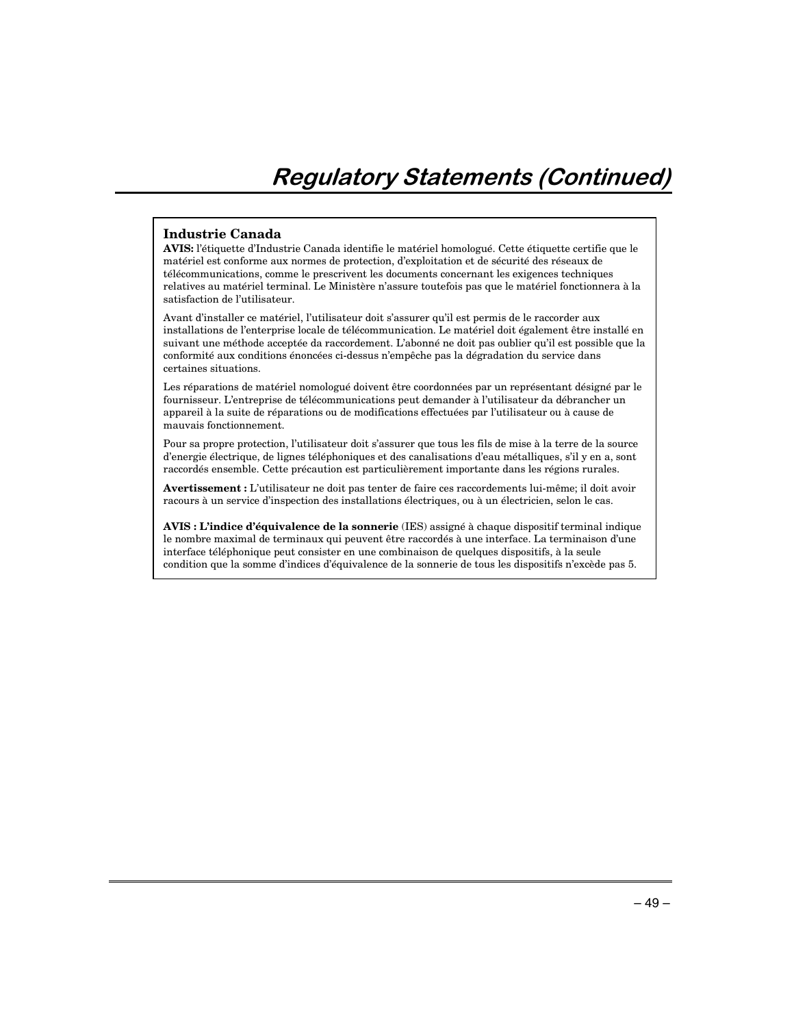# Regulatory Statements (Continued)

## Industrie Canada

**AVIS:** l'étiquette d'Industrie Canada identifie le matériel homologué. Cette étiquette certifie que le matériel est conforme aux normes de protection, d'exploitation et de sécurité des réseaux de télécommunications, comme le prescrivent les documents concernant les exigences techniques relatives au matériel terminal. Le Ministère n'assure toutefois pas que le matériel fonctionnera à la satisfaction de l'utilisateur.

Avant d'installer ce matériel, l'utilisateur doit s'assurer qu'il est permis de le raccorder aux installations de l'enterprise locale de télécommunication. Le matériel doit également être installé en suivant une méthode acceptée da raccordement. L'abonné ne doit pas oublier qu'il est possible que la conformité aux conditions énoncées ci-dessus n'empêche pas la dégradation du service dans certaines situations.

Les réparations de matériel nomologué doivent être coordonnées par un représentant désigné par le fournisseur. L'entreprise de télécommunications peut demander à l'utilisateur da débrancher un appareil à la suite de réparations ou de modifications effectuées par l'utilisateur ou à cause de mauvais fonctionnement.

Pour sa propre protection, l'utilisateur doit s'assurer que tous les fils de mise à la terre de la source d'energie électrique, de lignes téléphoniques et des canalisations d'eau métalliques, s'il y en a, sont raccordés ensemble. Cette précaution est particulièrement importante dans les régions rurales.

**Avertissement :** L'utilisateur ne doit pas tenter de faire ces raccordements lui-même; il doit avoir racours à un service d'inspection des installations électriques, ou à un électricien, selon le cas.

**AVIS : L'indice d'équivalence de la sonnerie** (IES) assigné à chaque dispositif terminal indique le nombre maximal de terminaux qui peuvent être raccordés à une interface. La terminaison d'une interface téléphonique peut consister en une combinaison de quelques dispositifs, à la seule condition que la somme d'indices d'équivalence de la sonnerie de tous les dispositifs n'excède pas 5.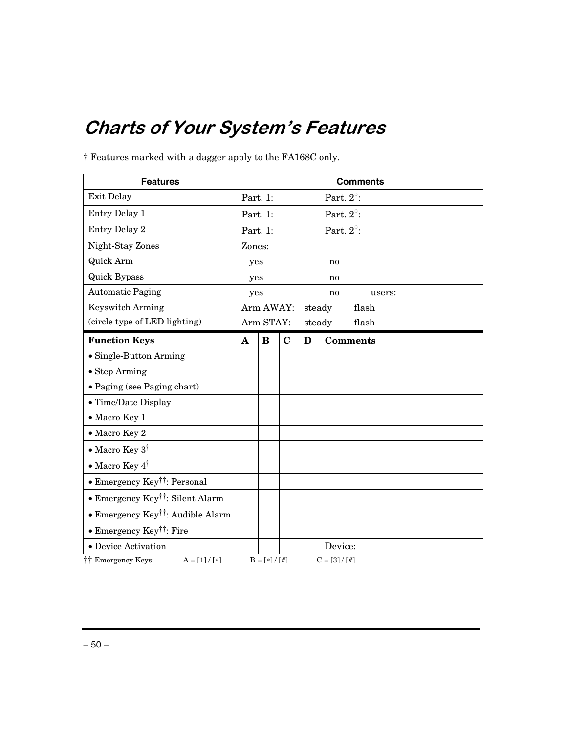# Charts of Your System's Features

† Features marked with a dagger apply to the FA168C only.

| Features | Comments | | | | |
|---|---|---|---|---|---|
| Exit Delay | Part. 1: | | | | Part. 2†: |
| Entry Delay 1 | Part. 1: | | | | Part. 2†: |
| Entry Delay 2 | Part. 1: | | | | Part. 2†: |
| Night-Stay Zones | Zones: | | | | |
| Quick Arm | yes | | | | no |
| Quick Bypass | yes | | | | no |
| Automatic Paging | yes | | | | no users: |
| Keyswitch Arming (circle type of LED lighting) | Arm AWAY: steady flash<br>Arm STAY: steady flash | | | | |
| **Function Keys** | **A** | **B** | **C** | **D** | **Comments** |
| • Single-Button Arming | | | | | |
| • Step Arming | | | | | |
| • Paging (see Paging chart) | | | | | |
| • Time/Date Display | | | | | |
| • Macro Key 1 | | | | | |
| • Macro Key 2 | | | | | |
| • Macro Key 3† | | | | | |
| • Macro Key 4† | | | | | |
| • Emergency Key††: Personal | | | | | |
| • Emergency Key††: Silent Alarm | | | | | |
| • Emergency Key††: Audible Alarm | | | | | |
| • Emergency Key††: Fire | | | | | |
| • Device Activation | | | | | Device: |

†† Emergency Keys: A = [1] / [∗] B = [∗] / [#] C = [3] / [#]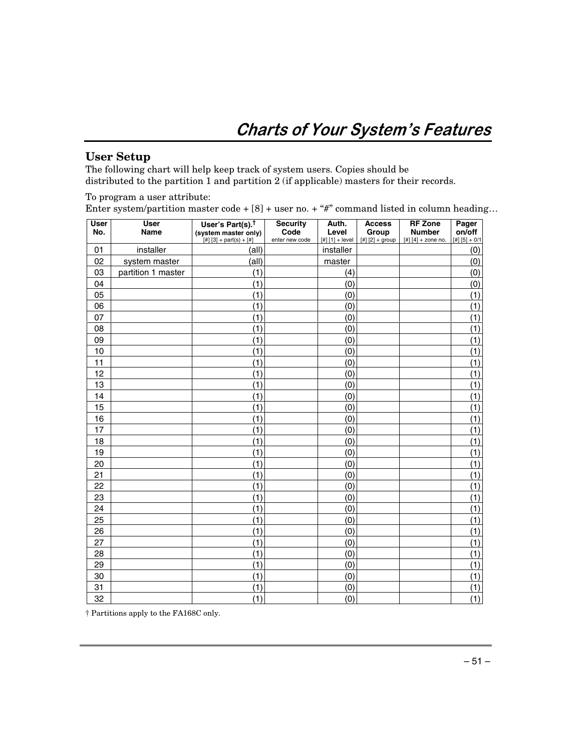# Charts of Your System's Features

## User Setup

The following chart will help keep track of system users. Copies should be distributed to the partition 1 and partition 2 (if applicable) masters for their records.

To program a user attribute:
Enter system/partition master code + [8] + user no. + "#" command listed in column heading…

| User No. | User Name | User's Part(s).† (system master only) [#] [3] + part(s) + [#] | Security Code enter new code | Auth. Level [#] [1] + level | Access Group [#] [2] + group | RF Zone Number [#] [4] + zone no. | Pager on/off [#] [5] + 0/1 |
|---|---|---|---|---|---|---|---|
| 01 | installer | (all) | | installer | | | (0) |
| 02 | system master | (all) | | master | | | (0) |
| 03 | partition 1 master | (1) | | (4) | | | (0) |
| 04 | | (1) | | (0) | | | (0) |
| 05 | | (1) | | (0) | | | (1) |
| 06 | | (1) | | (0) | | | (1) |
| 07 | | (1) | | (0) | | | (1) |
| 08 | | (1) | | (0) | | | (1) |
| 09 | | (1) | | (0) | | | (1) |
| 10 | | (1) | | (0) | | | (1) |
| 11 | | (1) | | (0) | | | (1) |
| 12 | | (1) | | (0) | | | (1) |
| 13 | | (1) | | (0) | | | (1) |
| 14 | | (1) | | (0) | | | (1) |
| 15 | | (1) | | (0) | | | (1) |
| 16 | | (1) | | (0) | | | (1) |
| 17 | | (1) | | (0) | | | (1) |
| 18 | | (1) | | (0) | | | (1) |
| 19 | | (1) | | (0) | | | (1) |
| 20 | | (1) | | (0) | | | (1) |
| 21 | | (1) | | (0) | | | (1) |
| 22 | | (1) | | (0) | | | (1) |
| 23 | | (1) | | (0) | | | (1) |
| 24 | | (1) | | (0) | | | (1) |
| 25 | | (1) | | (0) | | | (1) |
| 26 | | (1) | | (0) | | | (1) |
| 27 | | (1) | | (0) | | | (1) |
| 28 | | (1) | | (0) | | | (1) |
| 29 | | (1) | | (0) | | | (1) |
| 30 | | (1) | | (0) | | | (1) |
| 31 | | (1) | | (0) | | | (1) |
| 32 | | (1) | | (0) | | | (1) |

† Partitions apply to the FA168C only.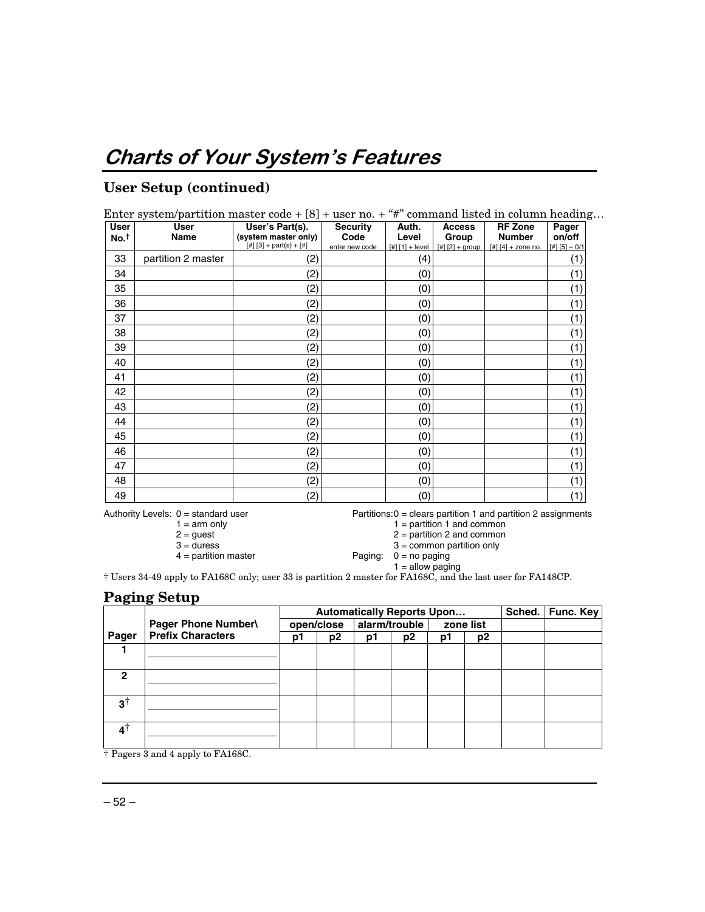# Charts of Your System's Features

## User Setup (continued)

Enter system/partition master code + [8] + user no. + "#" command listed in column heading…

| User No.† | User Name | User's Part(s). (system master only) [#] [3] + part(s) + [#] | Security Code enter new code | Auth. Level [#] [1] + level | Access Group [#] [2] + group | RF Zone Number [#] [4] + zone no. | Pager on/off [#] [5] + 0/1 |
|---|---|---|---|---|---|---|---|
| 33 | partition 2 master | (2) | | (4) | | | (1) |
| 34 | | (2) | | (0) | | | (1) |
| 35 | | (2) | | (0) | | | (1) |
| 36 | | (2) | | (0) | | | (1) |
| 37 | | (2) | | (0) | | | (1) |
| 38 | | (2) | | (0) | | | (1) |
| 39 | | (2) | | (0) | | | (1) |
| 40 | | (2) | | (0) | | | (1) |
| 41 | | (2) | | (0) | | | (1) |
| 42 | | (2) | | (0) | | | (1) |
| 43 | | (2) | | (0) | | | (1) |
| 44 | | (2) | | (0) | | | (1) |
| 45 | | (2) | | (0) | | | (1) |
| 46 | | (2) | | (0) | | | (1) |
| 47 | | (2) | | (0) | | | (1) |
| 48 | | (2) | | (0) | | | (1) |
| 49 | | (2) | | (0) | | | (1) |

Authority Levels:
- 0 = standard user
- 1 = arm only
- 2 = guest
- 3 = duress
- 4 = partition master

Partitions:
- 0 = clears partition 1 and partition 2 assignments
- 1 = partition 1 and common
- 2 = partition 2 and common
- 3 = common partition only

Paging:
- 0 = no paging
- 1 = allow paging

† Users 34-49 apply to FA168C only; user 33 is partition 2 master for FA168C, and the last user for FA148CP.

## Paging Setup

| Pager | Pager Phone Number\ Prefix Characters | Automatically Reports Upon… | | | | | | Sched. | Func. Key |
|---|---|---|---|---|---|---|---|---|---|
| | | open/close | | alarm/trouble | | zone list | | | |
| | | p1 | p2 | p1 | p2 | p1 | p2 | | |
| 1 | | | | | | | | | |
| 2 | | | | | | | | | |
| 3† | | | | | | | | | |
| 4† | | | | | | | | | |

† Pagers 3 and 4 apply to FA168C.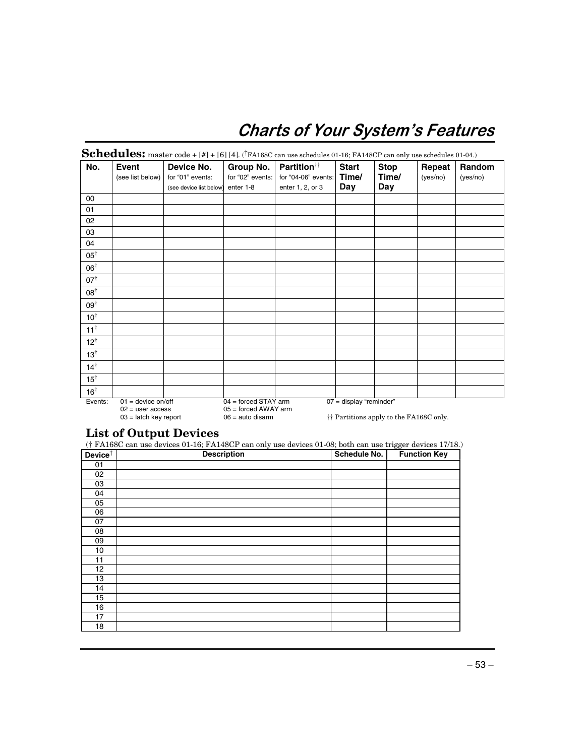# Charts of Your System's Features

**Schedules:** master code + [#] + [6] [4]. (†FA168C can use schedules 01-16; FA148CP can only use schedules 01-04.)

| No. | Event (see list below) | Device No. for "01" events: (see device list below) | Group No. for "02" events: enter 1-8 | Partition†† for "04-06" events: enter 1, 2, or 3 | Start Time/ Day | Stop Time/ Day | Repeat (yes/no) | Random (yes/no) |
|---|---|---|---|---|---|---|---|---|
| 00 | | | | | | | | |
| 01 | | | | | | | | |
| 02 | | | | | | | | |
| 03 | | | | | | | | |
| 04 | | | | | | | | |
| 05† | | | | | | | | |
| 06† | | | | | | | | |
| 07† | | | | | | | | |
| 08† | | | | | | | | |
| 09† | | | | | | | | |
| 10† | | | | | | | | |
| 11† | | | | | | | | |
| 12† | | | | | | | | |
| 13† | | | | | | | | |
| 14† | | | | | | | | |
| 15† | | | | | | | | |
| 16† | | | | | | | | |

Events:
- 01 = device on/off
- 02 = user access
- 03 = latch key report
- 04 = forced STAY arm
- 05 = forced AWAY arm
- 06 = auto disarm
- 07 = display "reminder"

†† Partitions apply to the FA168C only.

## List of Output Devices

(† FA168C can use devices 01-16; FA148CP can only use devices 01-08; both can use trigger devices 17/18.)

| Device† | Description | Schedule No. | Function Key |
|---|---|---|---|
| 01 | | | |
| 02 | | | |
| 03 | | | |
| 04 | | | |
| 05 | | | |
| 06 | | | |
| 07 | | | |
| 08 | | | |
| 09 | | | |
| 10 | | | |
| 11 | | | |
| 12 | | | |
| 13 | | | |
| 14 | | | |
| 15 | | | |
| 16 | | | |
| 17 | | | |
| 18 | | | |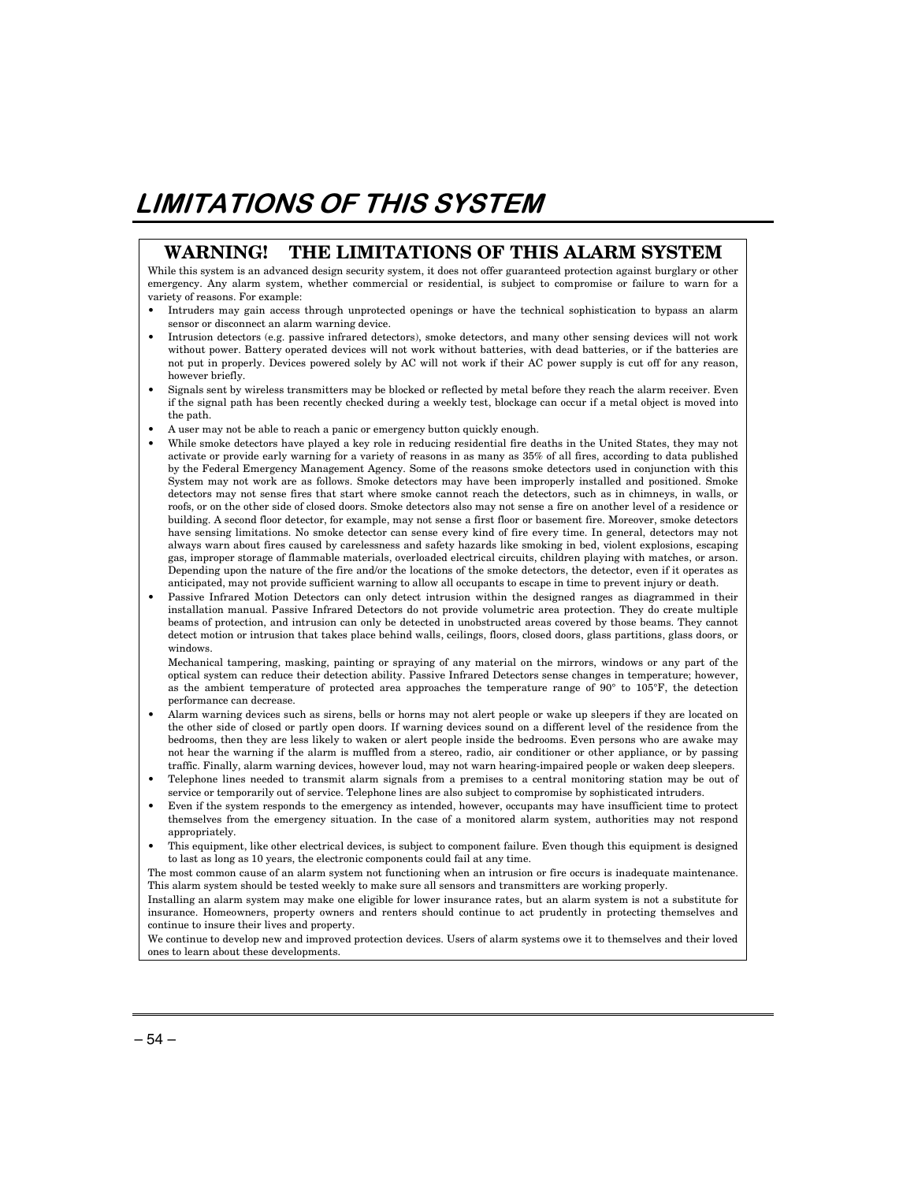# LIMITATIONS OF THIS SYSTEM

## WARNING! THE LIMITATIONS OF THIS ALARM SYSTEM

While this system is an advanced design security system, it does not offer guaranteed protection against burglary or other emergency. Any alarm system, whether commercial or residential, is subject to compromise or failure to warn for a variety of reasons. For example:

- Intruders may gain access through unprotected openings or have the technical sophistication to bypass an alarm sensor or disconnect an alarm warning device.
- Intrusion detectors (e.g. passive infrared detectors), smoke detectors, and many other sensing devices will not work without power. Battery operated devices will not work without batteries, with dead batteries, or if the batteries are not put in properly. Devices powered solely by AC will not work if their AC power supply is cut off for any reason, however briefly.
- Signals sent by wireless transmitters may be blocked or reflected by metal before they reach the alarm receiver. Even if the signal path has been recently checked during a weekly test, blockage can occur if a metal object is moved into the path.
- A user may not be able to reach a panic or emergency button quickly enough.
- While smoke detectors have played a key role in reducing residential fire deaths in the United States, they may not activate or provide early warning for a variety of reasons in as many as 35% of all fires, according to data published by the Federal Emergency Management Agency. Some of the reasons smoke detectors used in conjunction with this System may not work are as follows. Smoke detectors may have been improperly installed and positioned. Smoke detectors may not sense fires that start where smoke cannot reach the detectors, such as in chimneys, in walls, or roofs, or on the other side of closed doors. Smoke detectors also may not sense a fire on another level of a residence or building. A second floor detector, for example, may not sense a first floor or basement fire. Moreover, smoke detectors have sensing limitations. No smoke detector can sense every kind of fire every time. In general, detectors may not always warn about fires caused by carelessness and safety hazards like smoking in bed, violent explosions, escaping gas, improper storage of flammable materials, overloaded electrical circuits, children playing with matches, or arson. Depending upon the nature of the fire and/or the locations of the smoke detectors, the detector, even if it operates as anticipated, may not provide sufficient warning to allow all occupants to escape in time to prevent injury or death.
- Passive Infrared Motion Detectors can only detect intrusion within the designed ranges as diagrammed in their installation manual. Passive Infrared Detectors do not provide volumetric area protection. They do create multiple beams of protection, and intrusion can only be detected in unobstructed areas covered by those beams. They cannot detect motion or intrusion that takes place behind walls, ceilings, floors, closed doors, glass partitions, glass doors, or windows.

  Mechanical tampering, masking, painting or spraying of any material on the mirrors, windows or any part of the optical system can reduce their detection ability. Passive Infrared Detectors sense changes in temperature; however, as the ambient temperature of protected area approaches the temperature range of 90° to 105°F, the detection performance can decrease.
- Alarm warning devices such as sirens, bells or horns may not alert people or wake up sleepers if they are located on the other side of closed or partly open doors. If warning devices sound on a different level of the residence from the bedrooms, then they are less likely to waken or alert people inside the bedrooms. Even persons who are awake may not hear the warning if the alarm is muffled from a stereo, radio, air conditioner or other appliance, or by passing traffic. Finally, alarm warning devices, however loud, may not warn hearing-impaired people or waken deep sleepers.
- Telephone lines needed to transmit alarm signals from a premises to a central monitoring station may be out of service or temporarily out of service. Telephone lines are also subject to compromise by sophisticated intruders.
- Even if the system responds to the emergency as intended, however, occupants may have insufficient time to protect themselves from the emergency situation. In the case of a monitored alarm system, authorities may not respond appropriately.
- This equipment, like other electrical devices, is subject to component failure. Even though this equipment is designed to last as long as 10 years, the electronic components could fail at any time.

The most common cause of an alarm system not functioning when an intrusion or fire occurs is inadequate maintenance. This alarm system should be tested weekly to make sure all sensors and transmitters are working properly.

Installing an alarm system may make one eligible for lower insurance rates, but an alarm system is not a substitute for insurance. Homeowners, property owners and renters should continue to act prudently in protecting themselves and continue to insure their lives and property.

We continue to develop new and improved protection devices. Users of alarm systems owe it to themselves and their loved ones to learn about these developments.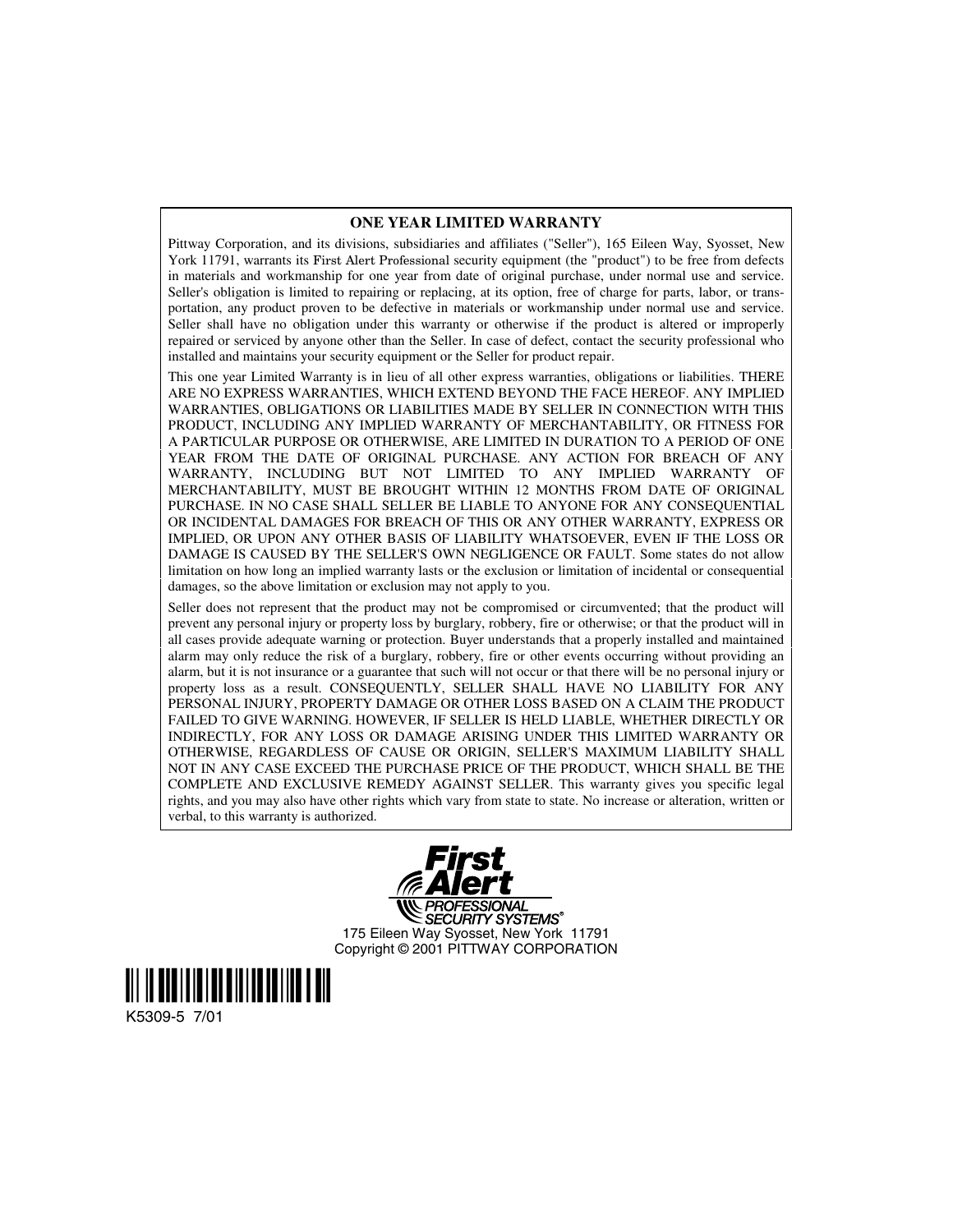## ONE YEAR LIMITED WARRANTY

Pittway Corporation, and its divisions, subsidiaries and affiliates ("Seller"), 165 Eileen Way, Syosset, New York 11791, warrants its First Alert Professional security equipment (the "product") to be free from defects in materials and workmanship for one year from date of original purchase, under normal use and service. Seller's obligation is limited to repairing or replacing, at its option, free of charge for parts, labor, or transportation, any product proven to be defective in materials or workmanship under normal use and service. Seller shall have no obligation under this warranty or otherwise if the product is altered or improperly repaired or serviced by anyone other than the Seller. In case of defect, contact the security professional who installed and maintains your security equipment or the Seller for product repair.

This one year Limited Warranty is in lieu of all other express warranties, obligations or liabilities. THERE ARE NO EXPRESS WARRANTIES, WHICH EXTEND BEYOND THE FACE HEREOF. ANY IMPLIED WARRANTIES, OBLIGATIONS OR LIABILITIES MADE BY SELLER IN CONNECTION WITH THIS PRODUCT, INCLUDING ANY IMPLIED WARRANTY OF MERCHANTABILITY, OR FITNESS FOR A PARTICULAR PURPOSE OR OTHERWISE, ARE LIMITED IN DURATION TO A PERIOD OF ONE YEAR FROM THE DATE OF ORIGINAL PURCHASE. ANY ACTION FOR BREACH OF ANY WARRANTY, INCLUDING BUT NOT LIMITED TO ANY IMPLIED WARRANTY OF MERCHANTABILITY, MUST BE BROUGHT WITHIN 12 MONTHS FROM DATE OF ORIGINAL PURCHASE. IN NO CASE SHALL SELLER BE LIABLE TO ANYONE FOR ANY CONSEQUENTIAL OR INCIDENTAL DAMAGES FOR BREACH OF THIS OR ANY OTHER WARRANTY, EXPRESS OR IMPLIED, OR UPON ANY OTHER BASIS OF LIABILITY WHATSOEVER, EVEN IF THE LOSS OR DAMAGE IS CAUSED BY THE SELLER'S OWN NEGLIGENCE OR FAULT. Some states do not allow limitation on how long an implied warranty lasts or the exclusion or limitation of incidental or consequential damages, so the above limitation or exclusion may not apply to you.

Seller does not represent that the product may not be compromised or circumvented; that the product will prevent any personal injury or property loss by burglary, robbery, fire or otherwise; or that the product will in all cases provide adequate warning or protection. Buyer understands that a properly installed and maintained alarm may only reduce the risk of a burglary, robbery, fire or other events occurring without providing an alarm, but it is not insurance or a guarantee that such will not occur or that there will be no personal injury or property loss as a result. CONSEQUENTLY, SELLER SHALL HAVE NO LIABILITY FOR ANY PERSONAL INJURY, PROPERTY DAMAGE OR OTHER LOSS BASED ON A CLAIM THE PRODUCT FAILED TO GIVE WARNING. HOWEVER, IF SELLER IS HELD LIABLE, WHETHER DIRECTLY OR INDIRECTLY, FOR ANY LOSS OR DAMAGE ARISING UNDER THIS LIMITED WARRANTY OR OTHERWISE, REGARDLESS OF CAUSE OR ORIGIN, SELLER'S MAXIMUM LIABILITY SHALL NOT IN ANY CASE EXCEED THE PURCHASE PRICE OF THE PRODUCT, WHICH SHALL BE THE COMPLETE AND EXCLUSIVE REMEDY AGAINST SELLER. This warranty gives you specific legal rights, and you may also have other rights which vary from state to state. No increase or alteration, written or verbal, to this warranty is authorized.

First Alert
PROFESSIONAL SECURITY SYSTEMS®

175 Eileen Way Syosset, New York 11791
Copyright © 2001 PITTWAY CORPORATION

K5309-5 7/01